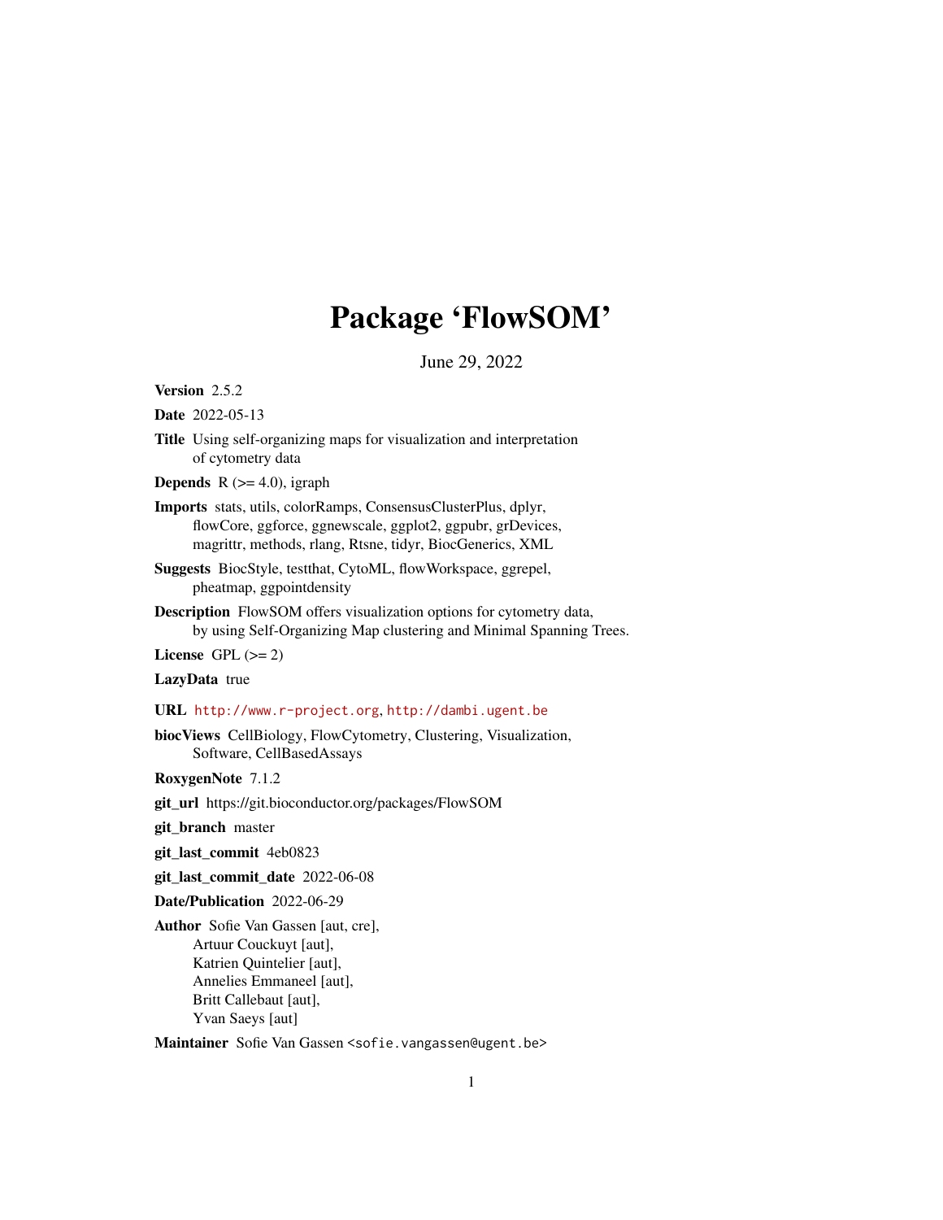# Package 'FlowSOM'

June 29, 2022

**Version** 2.5.2

**Date** 2022-05-13

**Title** Using self-organizing maps for visualization and interpretation of cytometry data

**Depends** R (>= 4.0), igraph

**Imports** stats, utils, colorRamps, ConsensusClusterPlus, dplyr, flowCore, ggforce, ggnewscale, ggplot2, ggpubr, grDevices, magrittr, methods, rlang, Rtsne, tidyr, BiocGenerics, XML

**Suggests** BiocStyle, testthat, CytoML, flowWorkspace, ggrepel, pheatmap, ggpointdensity

**Description** FlowSOM offers visualization options for cytometry data, by using Self-Organizing Map clustering and Minimal Spanning Trees.

**License** GPL (>= 2)

**LazyData** true

**URL** http://www.r-project.org, http://dambi.ugent.be

**biocViews** CellBiology, FlowCytometry, Clustering, Visualization, Software, CellBasedAssays

**RoxygenNote** 7.1.2

**git_url** https://git.bioconductor.org/packages/FlowSOM

**git_branch** master

**git_last_commit** 4eb0823

**git_last_commit_date** 2022-06-08

**Date/Publication** 2022-06-29

**Author** Sofie Van Gassen [aut, cre],
Artuur Couckuyt [aut],
Katrien Quintelier [aut],
Annelies Emmaneel [aut],
Britt Callebaut [aut],
Yvan Saeys [aut]

**Maintainer** Sofie Van Gassen <sofie.vangassen@ugent.be>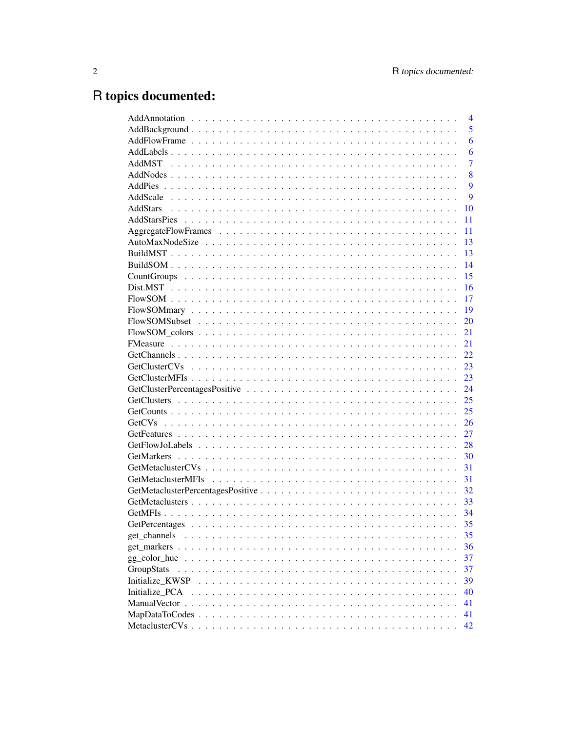# R topics documented:

| | |
|---|---|
| AddAnnotation | 4 |
| AddBackground | 5 |
| AddFlowFrame | 6 |
| AddLabels | 6 |
| AddMST | 7 |
| AddNodes | 8 |
| AddPies | 9 |
| AddScale | 9 |
| AddStars | 10 |
| AddStarsPies | 11 |
| AggregateFlowFrames | 11 |
| AutoMaxNodeSize | 13 |
| BuildMST | 13 |
| BuildSOM | 14 |
| CountGroups | 15 |
| Dist.MST | 16 |
| FlowSOM | 17 |
| FlowSOMmary | 19 |
| FlowSOMSubset | 20 |
| FlowSOM_colors | 21 |
| FMeasure | 21 |
| GetChannels | 22 |
| GetClusterCVs | 23 |
| GetClusterMFIs | 23 |
| GetClusterPercentagesPositive | 24 |
| GetClusters | 25 |
| GetCounts | 25 |
| GetCVs | 26 |
| GetFeatures | 27 |
| GetFlowJoLabels | 28 |
| GetMarkers | 30 |
| GetMetaclusterCVs | 31 |
| GetMetaclusterMFIs | 31 |
| GetMetaclusterPercentagesPositive | 32 |
| GetMetaclusters | 33 |
| GetMFIs | 34 |
| GetPercentages | 35 |
| get_channels | 35 |
| get_markers | 36 |
| gg_color_hue | 37 |
| GroupStats | 37 |
| Initialize_KWSP | 39 |
| Initialize_PCA | 40 |
| ManualVector | 41 |
| MapDataToCodes | 41 |
| MetaclusterCVs | 42 |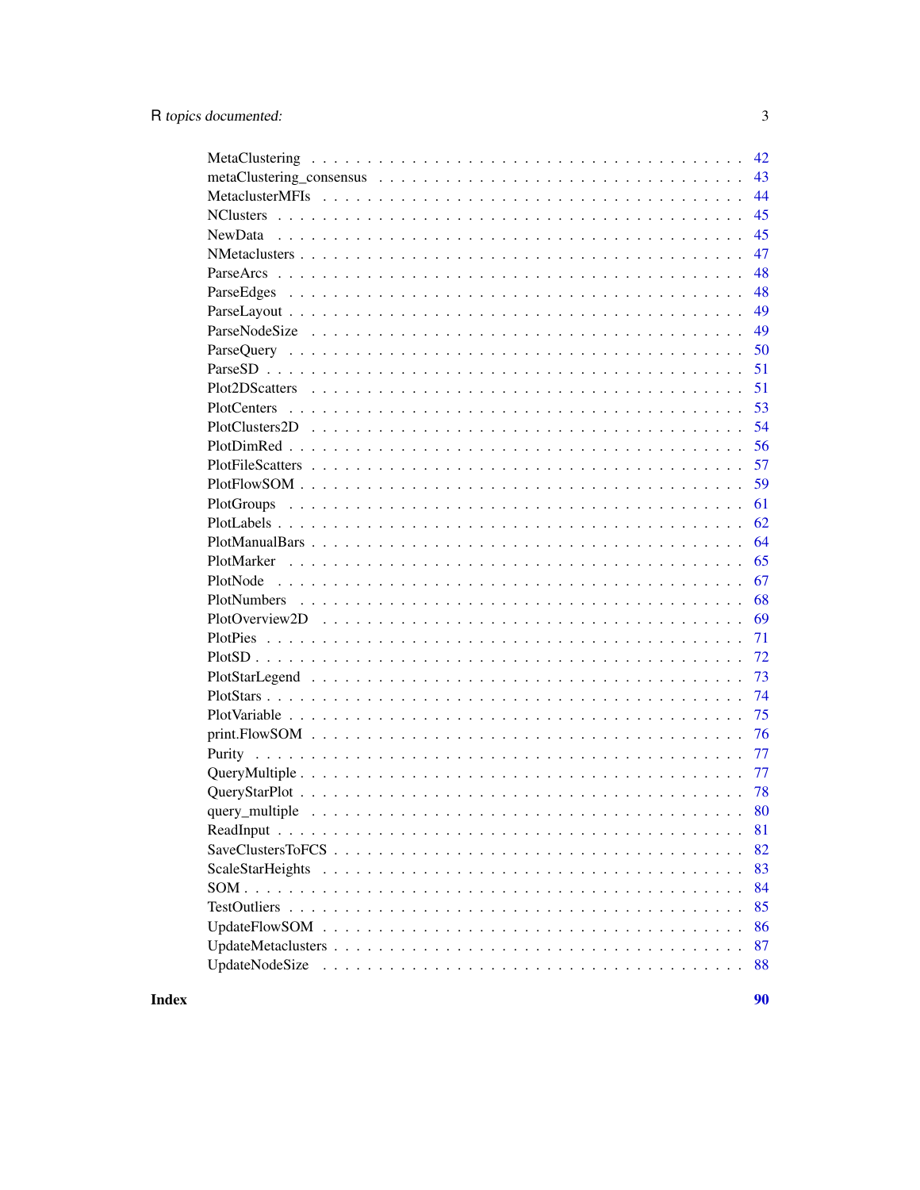| | |
|---|---|
| MetaClustering | 42 |
| metaClustering_consensus | 43 |
| MetaclusterMFIs | 44 |
| NClusters | 45 |
| NewData | 45 |
| NMetaclusters | 47 |
| ParseArcs | 48 |
| ParseEdges | 48 |
| ParseLayout | 49 |
| ParseNodeSize | 49 |
| ParseQuery | 50 |
| ParseSD | 51 |
| Plot2DScatters | 51 |
| PlotCenters | 53 |
| PlotClusters2D | 54 |
| PlotDimRed | 56 |
| PlotFileScatters | 57 |
| PlotFlowSOM | 59 |
| PlotGroups | 61 |
| PlotLabels | 62 |
| PlotManualBars | 64 |
| PlotMarker | 65 |
| PlotNode | 67 |
| PlotNumbers | 68 |
| PlotOverview2D | 69 |
| PlotPies | 71 |
| PlotSD | 72 |
| PlotStarLegend | 73 |
| PlotStars | 74 |
| PlotVariable | 75 |
| print.FlowSOM | 76 |
| Purity | 77 |
| QueryMultiple | 77 |
| QueryStarPlot | 78 |
| query_multiple | 80 |
| ReadInput | 81 |
| SaveClustersToFCS | 82 |
| ScaleStarHeights | 83 |
| SOM | 84 |
| TestOutliers | 85 |
| UpdateFlowSOM | 86 |
| UpdateMetaclusters | 87 |
| UpdateNodeSize | 88 |

**Index** **90**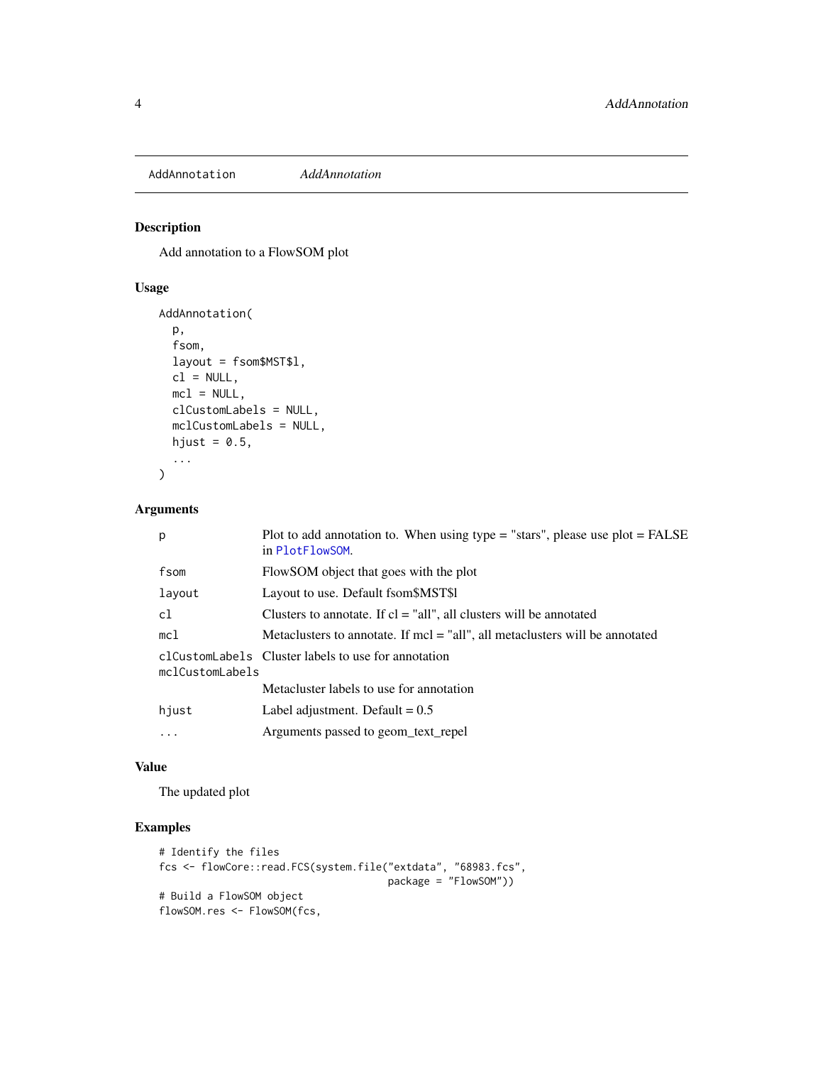AddAnnotation    *AddAnnotation*

## Description

Add annotation to a FlowSOM plot

## Usage

```
AddAnnotation(
  p,
  fsom,
  layout = fsom$MST$l,
  cl = NULL,
  mcl = NULL,
  clCustomLabels = NULL,
  mclCustomLabels = NULL,
  hjust = 0.5,
  ...
)
```

## Arguments

| | |
|---|---|
| `p` | Plot to add annotation to. When using type = "stars", please use plot = FALSE in `PlotFlowSOM`. |
| `fsom` | FlowSOM object that goes with the plot |
| `layout` | Layout to use. Default fsom$MST$l |
| `cl` | Clusters to annotate. If cl = "all", all clusters will be annotated |
| `mcl` | Metaclusters to annotate. If mcl = "all", all metaclusters will be annotated |
| `clCustomLabels` | Cluster labels to use for annotation |
| `mclCustomLabels` | Metacluster labels to use for annotation |
| `hjust` | Label adjustment. Default = 0.5 |
| `...` | Arguments passed to geom_text_repel |

## Value

The updated plot

## Examples

```
# Identify the files
fcs <- flowCore::read.FCS(system.file("extdata", "68983.fcs",
                                       package = "FlowSOM"))
# Build a FlowSOM object
flowSOM.res <- FlowSOM(fcs,
```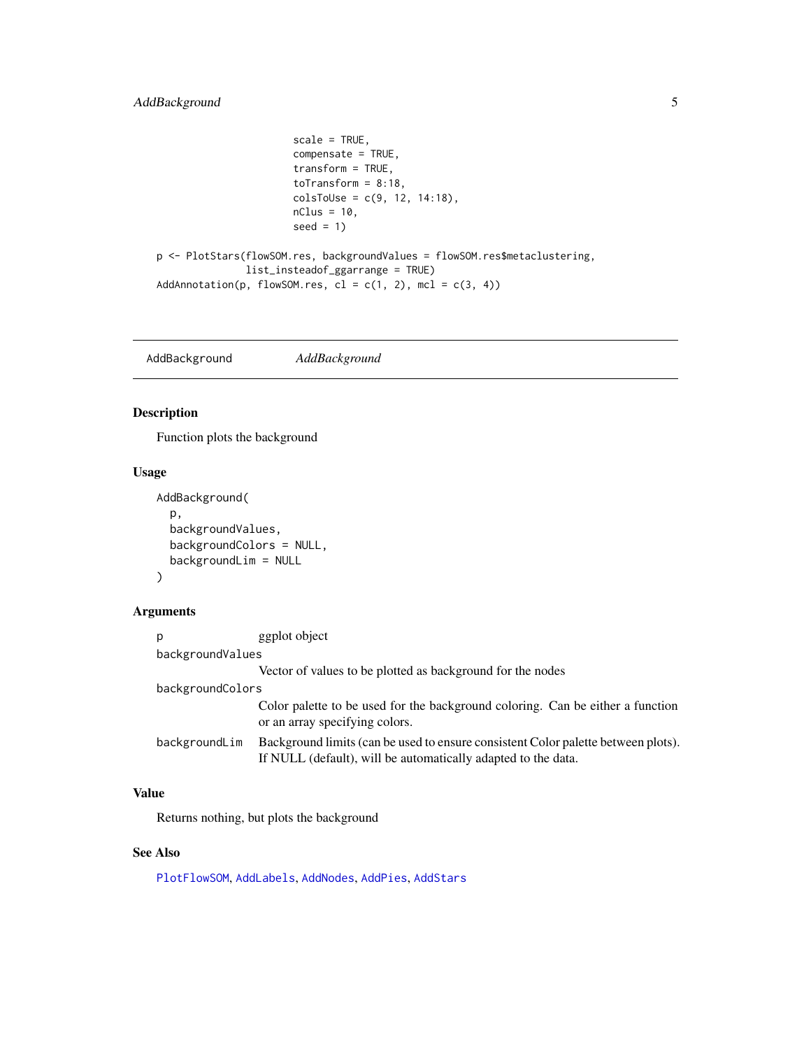```
                         scale = TRUE,
                         compensate = TRUE,
                         transform = TRUE,
                         toTransform = 8:18,
                         colsToUse = c(9, 12, 14:18),
                         nClus = 10,
                         seed = 1)

p <- PlotStars(flowSOM.res, backgroundValues = flowSOM.res$metaclustering,
               list_insteadof_ggarrange = TRUE)
AddAnnotation(p, flowSOM.res, cl = c(1, 2), mcl = c(3, 4))
```

---

`AddBackground` *AddBackground*

---

### Description

Function plots the background

### Usage

```
AddBackground(
  p,
  backgroundValues,
  backgroundColors = NULL,
  backgroundLim = NULL
)
```

### Arguments

| | |
|---|---|
| `p` | ggplot object |
| `backgroundValues` | Vector of values to be plotted as background for the nodes |
| `backgroundColors` | Color palette to be used for the background coloring. Can be either a function or an array specifying colors. |
| `backgroundLim` | Background limits (can be used to ensure consistent Color palette between plots). If NULL (default), will be automatically adapted to the data. |

### Value

Returns nothing, but plots the background

### See Also

`PlotFlowSOM`, `AddLabels`, `AddNodes`, `AddPies`, `AddStars`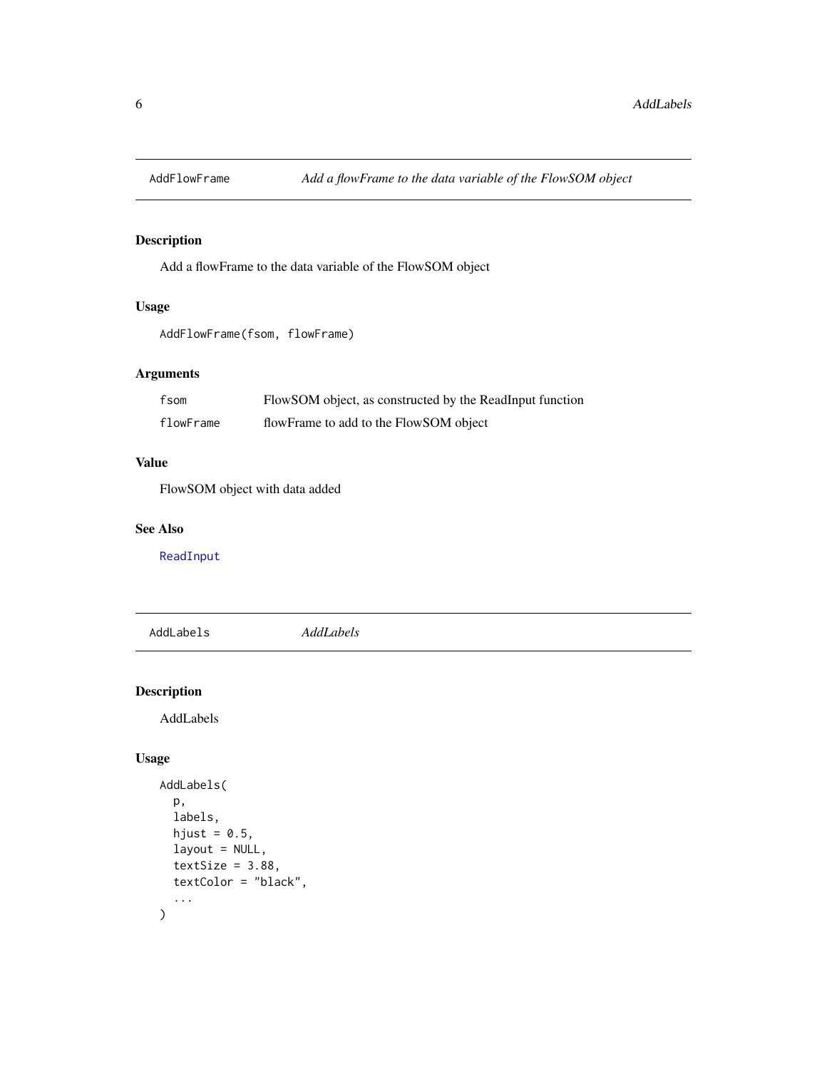## AddFlowFrame — *Add a flowFrame to the data variable of the FlowSOM object*

### Description

Add a flowFrame to the data variable of the FlowSOM object

### Usage

```
AddFlowFrame(fsom, flowFrame)
```

### Arguments

| | |
|---|---|
| `fsom` | FlowSOM object, as constructed by the ReadInput function |
| `flowFrame` | flowFrame to add to the FlowSOM object |

### Value

FlowSOM object with data added

### See Also

`ReadInput`

## AddLabels — *AddLabels*

### Description

AddLabels

### Usage

```
AddLabels(
  p,
  labels,
  hjust = 0.5,
  layout = NULL,
  textSize = 3.88,
  textColor = "black",
  ...
)
```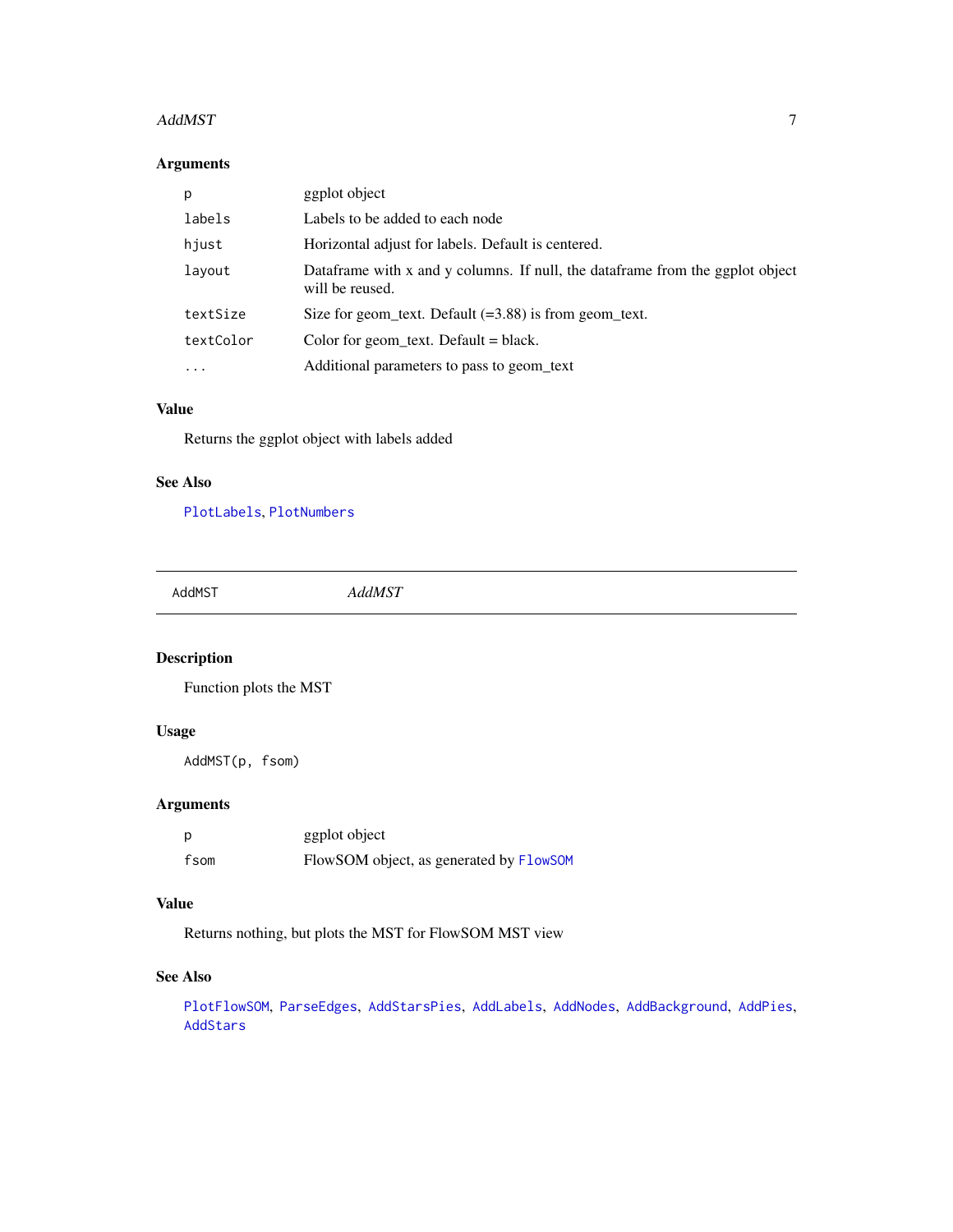### Arguments

| | |
|---|---|
| `p` | ggplot object |
| `labels` | Labels to be added to each node |
| `hjust` | Horizontal adjust for labels. Default is centered. |
| `layout` | Dataframe with x and y columns. If null, the dataframe from the ggplot object will be reused. |
| `textSize` | Size for geom_text. Default (=3.88) is from geom_text. |
| `textColor` | Color for geom_text. Default = black. |
| `...` | Additional parameters to pass to geom_text |

### Value

Returns the ggplot object with labels added

### See Also

`PlotLabels`, `PlotNumbers`

---

## AddMST &emsp; *AddMST*

---

### Description

Function plots the MST

### Usage

```
AddMST(p, fsom)
```

### Arguments

| | |
|---|---|
| `p` | ggplot object |
| `fsom` | FlowSOM object, as generated by `FlowSOM` |

### Value

Returns nothing, but plots the MST for FlowSOM MST view

### See Also

`PlotFlowSOM`, `ParseEdges`, `AddStarsPies`, `AddLabels`, `AddNodes`, `AddBackground`, `AddPies`, `AddStars`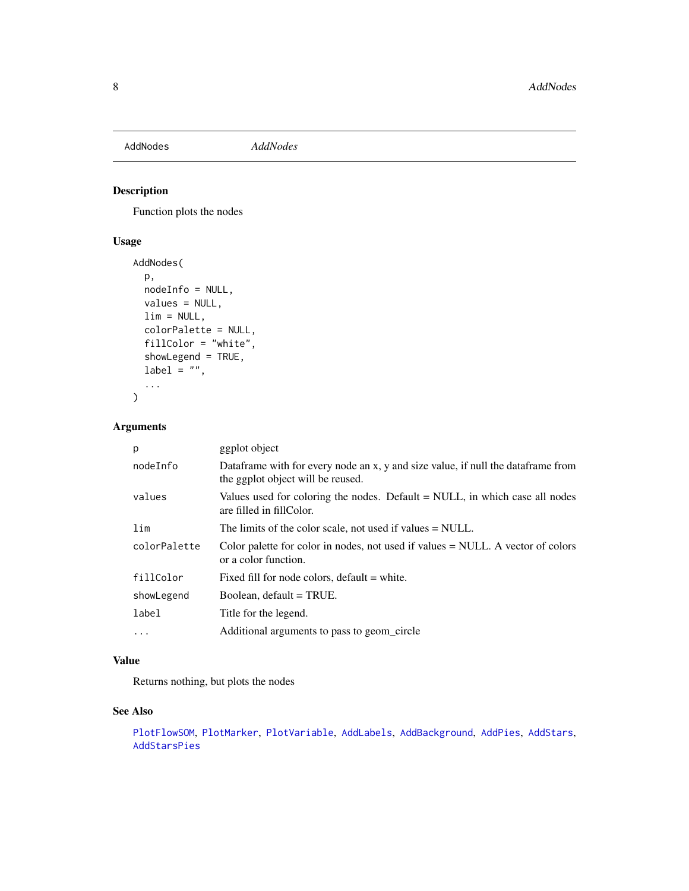## AddNodes *AddNodes*

### Description

Function plots the nodes

### Usage

```
AddNodes(
  p,
  nodeInfo = NULL,
  values = NULL,
  lim = NULL,
  colorPalette = NULL,
  fillColor = "white",
  showLegend = TRUE,
  label = "",
  ...
)
```

### Arguments

| | |
|---|---|
| p | ggplot object |
| nodeInfo | Dataframe with for every node an x, y and size value, if null the dataframe from the ggplot object will be reused. |
| values | Values used for coloring the nodes. Default = NULL, in which case all nodes are filled in fillColor. |
| lim | The limits of the color scale, not used if values = NULL. |
| colorPalette | Color palette for color in nodes, not used if values = NULL. A vector of colors or a color function. |
| fillColor | Fixed fill for node colors, default = white. |
| showLegend | Boolean, default = TRUE. |
| label | Title for the legend. |
| ... | Additional arguments to pass to geom_circle |

### Value

Returns nothing, but plots the nodes

### See Also

PlotFlowSOM, PlotMarker, PlotVariable, AddLabels, AddBackground, AddPies, AddStars, AddStarsPies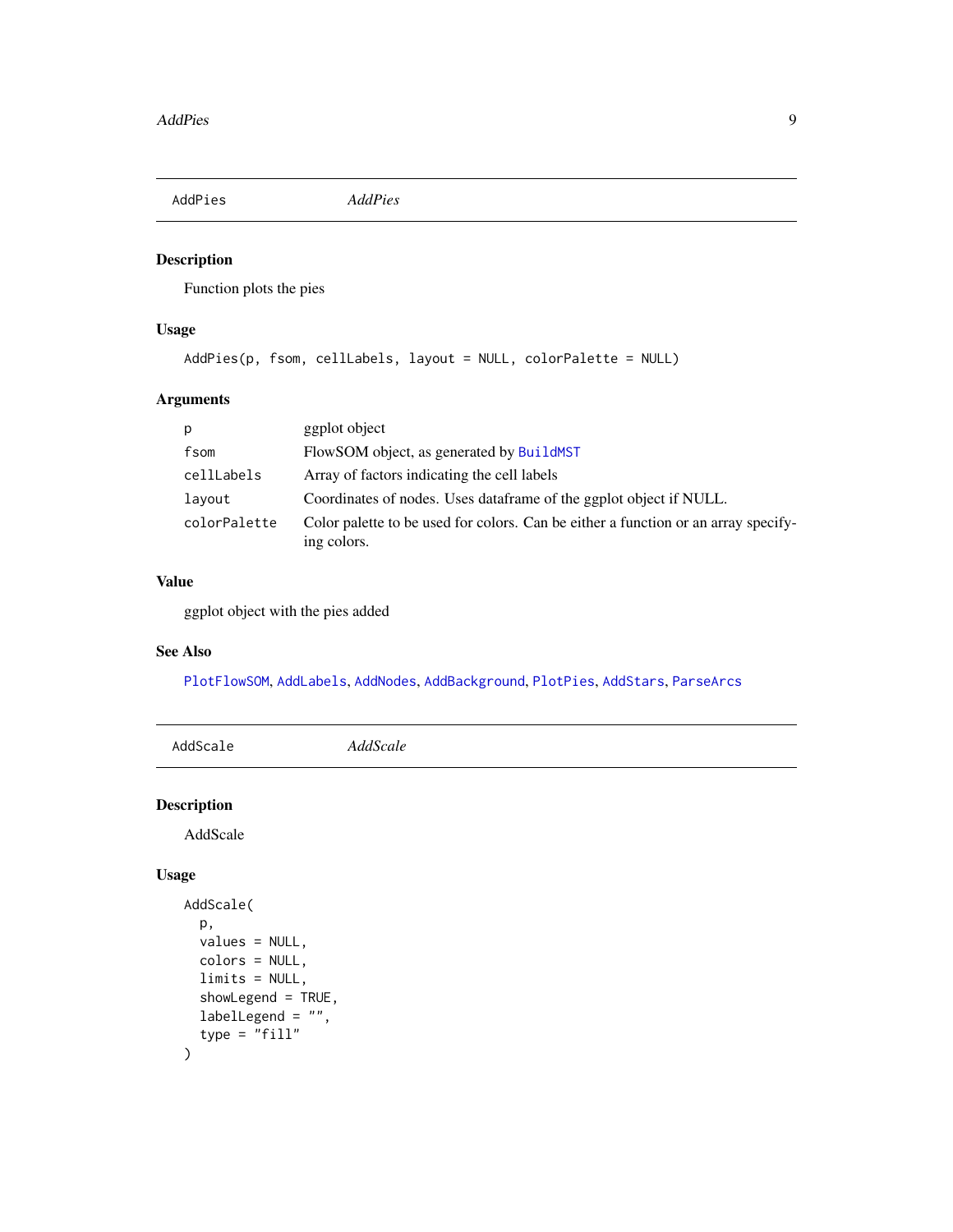## AddPies *AddPies*

### Description

Function plots the pies

### Usage

```
AddPies(p, fsom, cellLabels, layout = NULL, colorPalette = NULL)
```

### Arguments

| | |
|---|---|
| p | ggplot object |
| fsom | FlowSOM object, as generated by BuildMST |
| cellLabels | Array of factors indicating the cell labels |
| layout | Coordinates of nodes. Uses dataframe of the ggplot object if NULL. |
| colorPalette | Color palette to be used for colors. Can be either a function or an array specifying colors. |

### Value

ggplot object with the pies added

### See Also

PlotFlowSOM, AddLabels, AddNodes, AddBackground, PlotPies, AddStars, ParseArcs

## AddScale *AddScale*

### Description

AddScale

### Usage

```
AddScale(
  p,
  values = NULL,
  colors = NULL,
  limits = NULL,
  showLegend = TRUE,
  labelLegend = "",
  type = "fill"
)
```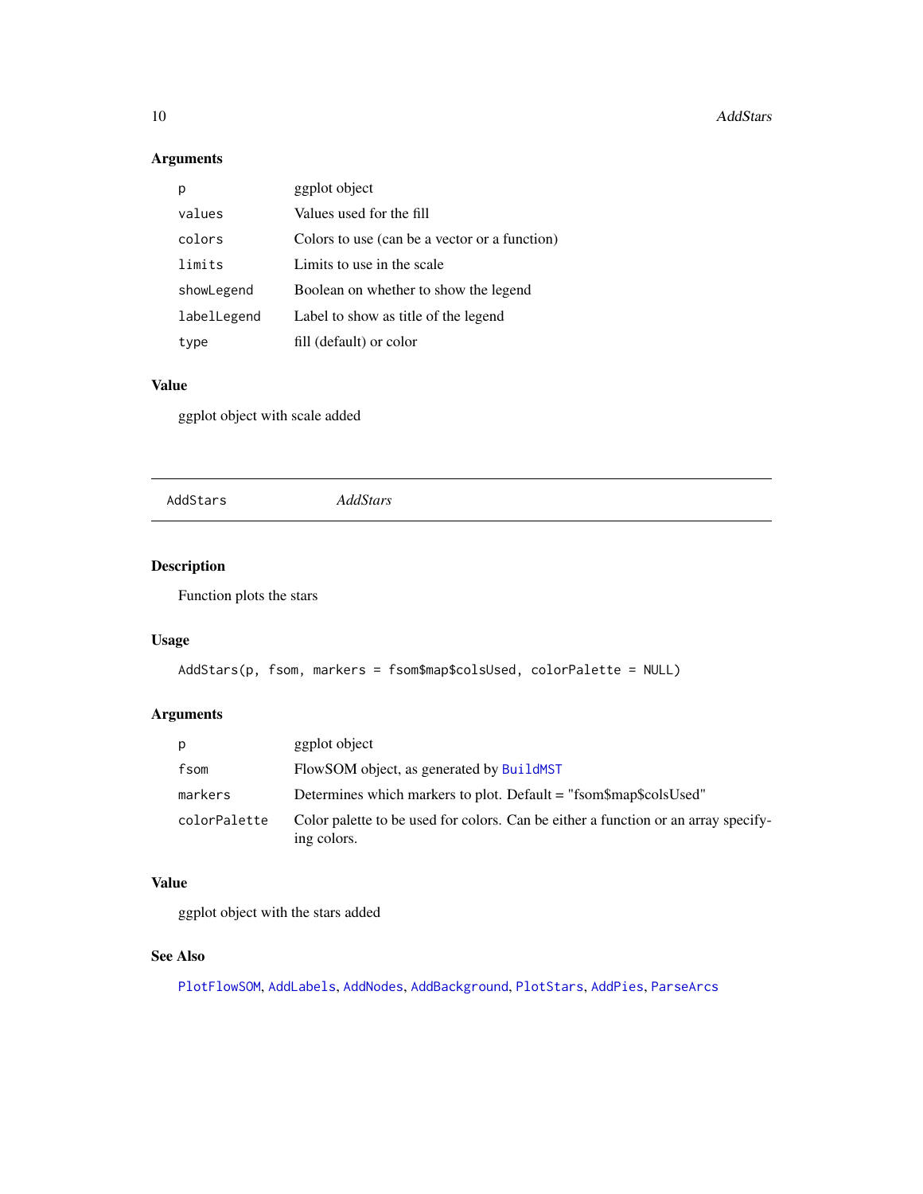### Arguments

| | |
|---|---|
| p | ggplot object |
| values | Values used for the fill |
| colors | Colors to use (can be a vector or a function) |
| limits | Limits to use in the scale |
| showLegend | Boolean on whether to show the legend |
| labelLegend | Label to show as title of the legend |
| type | fill (default) or color |

### Value

ggplot object with scale added

---

## AddStars *AddStars*

---

### Description

Function plots the stars

### Usage

```
AddStars(p, fsom, markers = fsom$map$colsUsed, colorPalette = NULL)
```

### Arguments

| | |
|---|---|
| p | ggplot object |
| fsom | FlowSOM object, as generated by BuildMST |
| markers | Determines which markers to plot. Default = "fsom$map$colsUsed" |
| colorPalette | Color palette to be used for colors. Can be either a function or an array specifying colors. |

### Value

ggplot object with the stars added

### See Also

PlotFlowSOM, AddLabels, AddNodes, AddBackground, PlotStars, AddPies, ParseArcs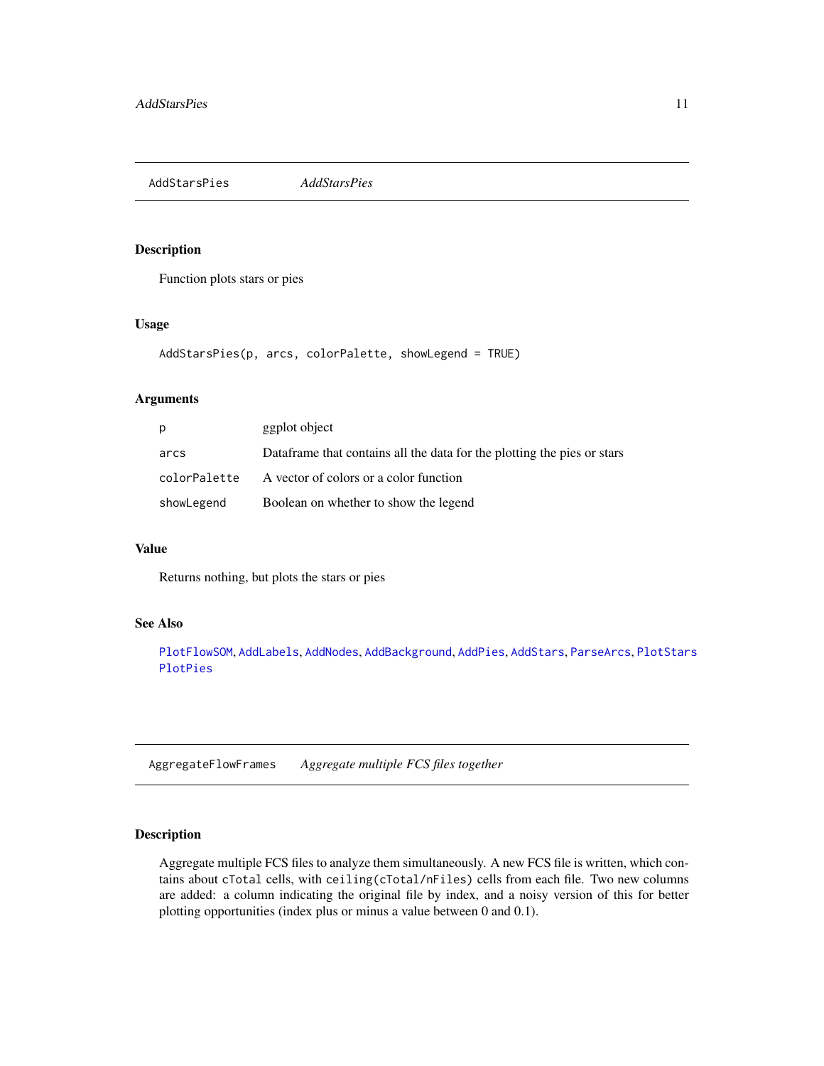## AddStarsPies *AddStarsPies*

### Description

Function plots stars or pies

### Usage

```
AddStarsPies(p, arcs, colorPalette, showLegend = TRUE)
```

### Arguments

| | |
|---|---|
| `p` | ggplot object |
| `arcs` | Dataframe that contains all the data for the plotting the pies or stars |
| `colorPalette` | A vector of colors or a color function |
| `showLegend` | Boolean on whether to show the legend |

### Value

Returns nothing, but plots the stars or pies

### See Also

PlotFlowSOM, AddLabels, AddNodes, AddBackground, AddPies, AddStars, ParseArcs, PlotStars PlotPies

## AggregateFlowFrames *Aggregate multiple FCS files together*

### Description

Aggregate multiple FCS files to analyze them simultaneously. A new FCS file is written, which contains about `cTotal` cells, with `ceiling(cTotal/nFiles)` cells from each file. Two new columns are added: a column indicating the original file by index, and a noisy version of this for better plotting opportunities (index plus or minus a value between 0 and 0.1).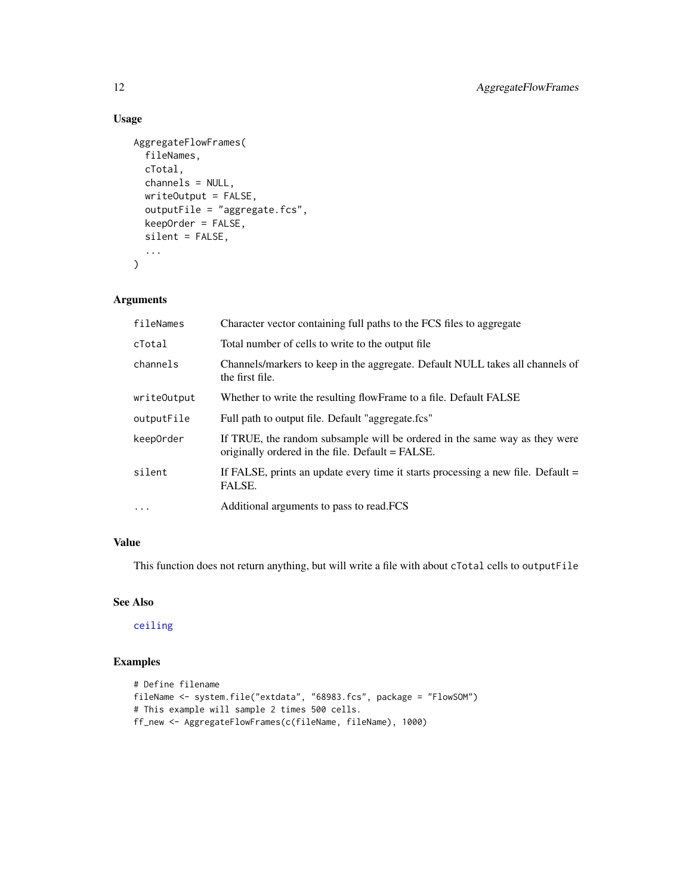## Usage

```
AggregateFlowFrames(
  fileNames,
  cTotal,
  channels = NULL,
  writeOutput = FALSE,
  outputFile = "aggregate.fcs",
  keepOrder = FALSE,
  silent = FALSE,
  ...
)
```

## Arguments

| | |
|---|---|
| fileNames | Character vector containing full paths to the FCS files to aggregate |
| cTotal | Total number of cells to write to the output file |
| channels | Channels/markers to keep in the aggregate. Default NULL takes all channels of the first file. |
| writeOutput | Whether to write the resulting flowFrame to a file. Default FALSE |
| outputFile | Full path to output file. Default "aggregate.fcs" |
| keepOrder | If TRUE, the random subsample will be ordered in the same way as they were originally ordered in the file. Default = FALSE. |
| silent | If FALSE, prints an update every time it starts processing a new file. Default = FALSE. |
| ... | Additional arguments to pass to read.FCS |

## Value

This function does not return anything, but will write a file with about `cTotal` cells to `outputFile`

## See Also

ceiling

## Examples

```
# Define filename
fileName <- system.file("extdata", "68983.fcs", package = "FlowSOM")
# This example will sample 2 times 500 cells.
ff_new <- AggregateFlowFrames(c(fileName, fileName), 1000)
```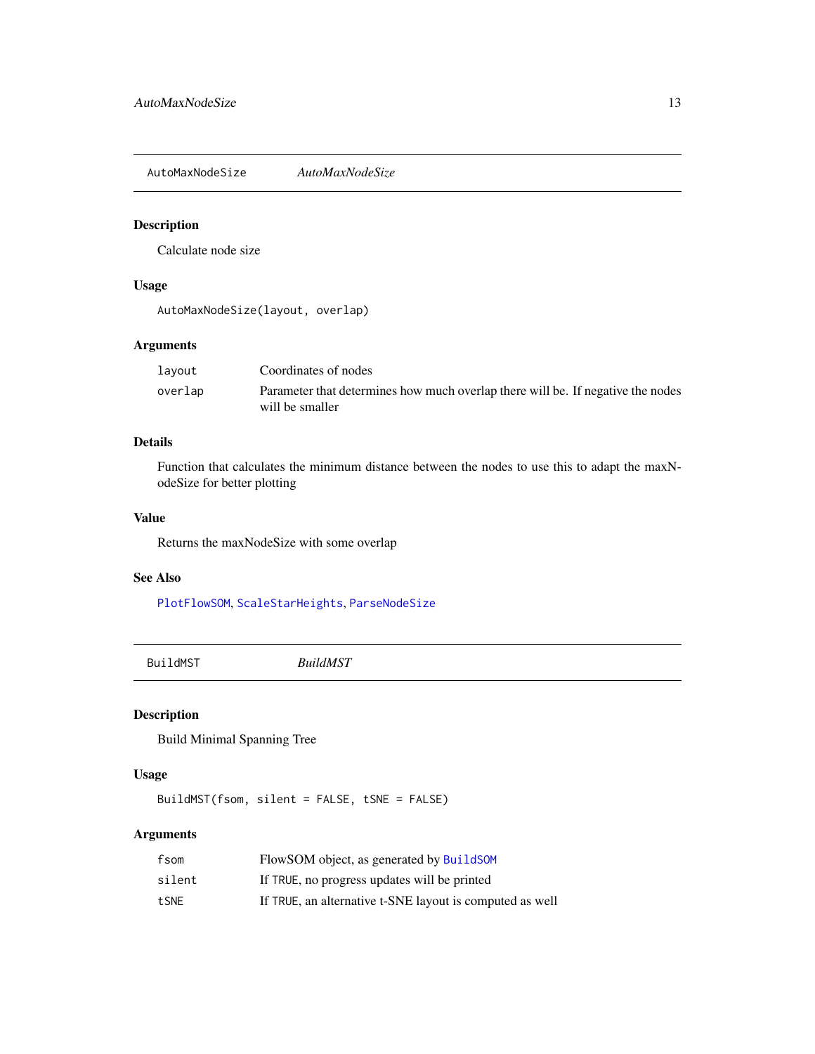## AutoMaxNodeSize — *AutoMaxNodeSize*

### Description

Calculate node size

### Usage

```
AutoMaxNodeSize(layout, overlap)
```

### Arguments

| | |
|---|---|
| `layout` | Coordinates of nodes |
| `overlap` | Parameter that determines how much overlap there will be. If negative the nodes will be smaller |

### Details

Function that calculates the minimum distance between the nodes to use this to adapt the maxNodeSize for better plotting

### Value

Returns the maxNodeSize with some overlap

### See Also

`PlotFlowSOM`, `ScaleStarHeights`, `ParseNodeSize`

## BuildMST — *BuildMST*

### Description

Build Minimal Spanning Tree

### Usage

```
BuildMST(fsom, silent = FALSE, tSNE = FALSE)
```

### Arguments

| | |
|---|---|
| `fsom` | FlowSOM object, as generated by `BuildSOM` |
| `silent` | If `TRUE`, no progress updates will be printed |
| `tSNE` | If `TRUE`, an alternative t-SNE layout is computed as well |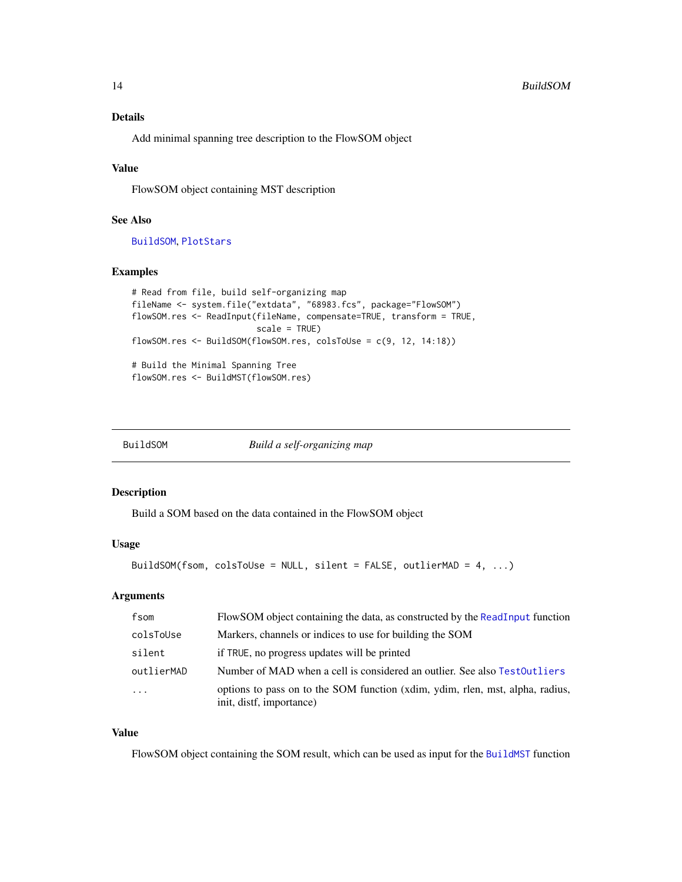### Details

Add minimal spanning tree description to the FlowSOM object

### Value

FlowSOM object containing MST description

### See Also

BuildSOM, PlotStars

### Examples

```
# Read from file, build self-organizing map
fileName <- system.file("extdata", "68983.fcs", package="FlowSOM")
flowSOM.res <- ReadInput(fileName, compensate=TRUE, transform = TRUE,
                         scale = TRUE)
flowSOM.res <- BuildSOM(flowSOM.res, colsToUse = c(9, 12, 14:18))

# Build the Minimal Spanning Tree
flowSOM.res <- BuildMST(flowSOM.res)
```

---

## BuildSOM — *Build a self-organizing map*

### Description

Build a SOM based on the data contained in the FlowSOM object

### Usage

```
BuildSOM(fsom, colsToUse = NULL, silent = FALSE, outlierMAD = 4, ...)
```

### Arguments

| | |
|---|---|
| fsom | FlowSOM object containing the data, as constructed by the ReadInput function |
| colsToUse | Markers, channels or indices to use for building the SOM |
| silent | if TRUE, no progress updates will be printed |
| outlierMAD | Number of MAD when a cell is considered an outlier. See also TestOutliers |
| ... | options to pass on to the SOM function (xdim, ydim, rlen, mst, alpha, radius, init, distf, importance) |

### Value

FlowSOM object containing the SOM result, which can be used as input for the BuildMST function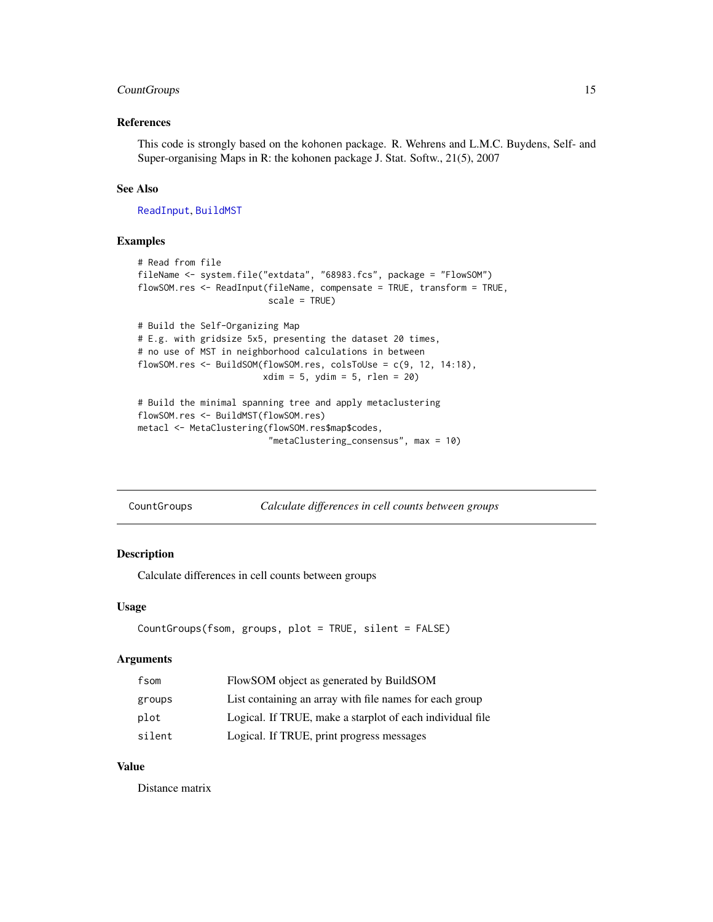### References

This code is strongly based on the kohonen package. R. Wehrens and L.M.C. Buydens, Self- and Super-organising Maps in R: the kohonen package J. Stat. Softw., 21(5), 2007

### See Also

ReadInput, BuildMST

### Examples

```
# Read from file
fileName <- system.file("extdata", "68983.fcs", package = "FlowSOM")
flowSOM.res <- ReadInput(fileName, compensate = TRUE, transform = TRUE,
                         scale = TRUE)

# Build the Self-Organizing Map
# E.g. with gridsize 5x5, presenting the dataset 20 times,
# no use of MST in neighborhood calculations in between
flowSOM.res <- BuildSOM(flowSOM.res, colsToUse = c(9, 12, 14:18),
                        xdim = 5, ydim = 5, rlen = 20)

# Build the minimal spanning tree and apply metaclustering
flowSOM.res <- BuildMST(flowSOM.res)
metacl <- MetaClustering(flowSOM.res$map$codes,
                         "metaClustering_consensus", max = 10)
```

---

## CountGroups — *Calculate differences in cell counts between groups*

### Description

Calculate differences in cell counts between groups

### Usage

```
CountGroups(fsom, groups, plot = TRUE, silent = FALSE)
```

### Arguments

| | |
|---|---|
| fsom | FlowSOM object as generated by BuildSOM |
| groups | List containing an array with file names for each group |
| plot | Logical. If TRUE, make a starplot of each individual file |
| silent | Logical. If TRUE, print progress messages |

### Value

Distance matrix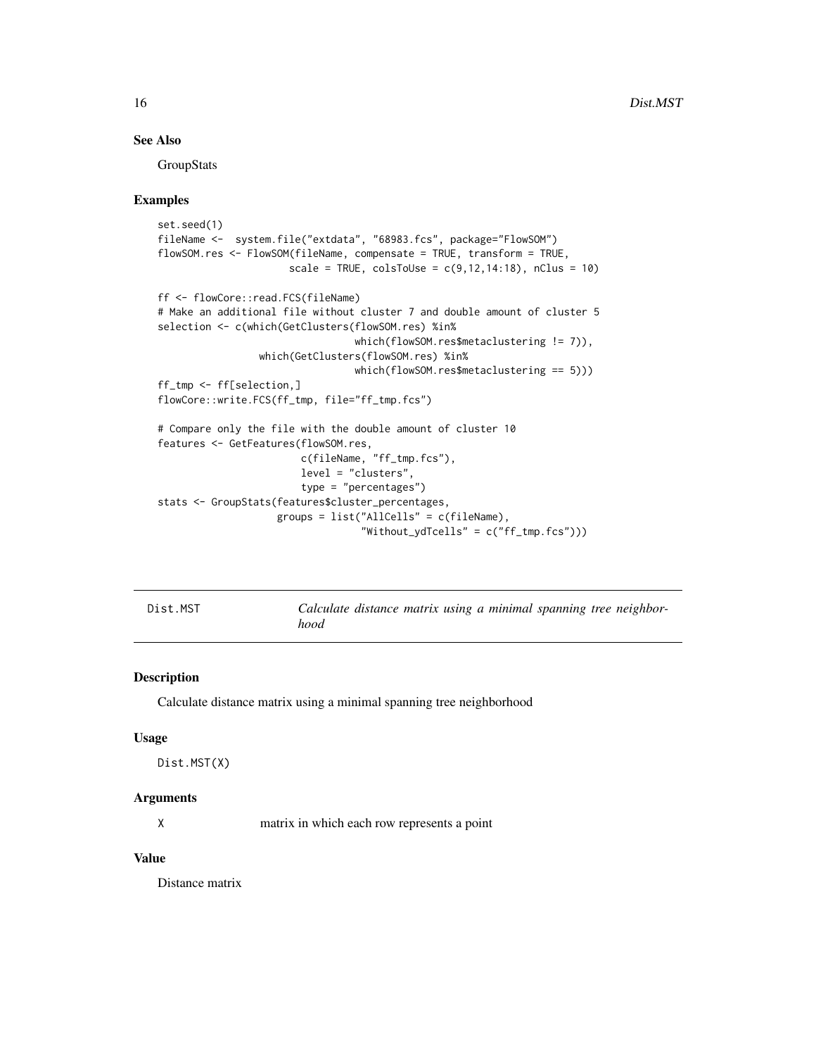## See Also

GroupStats

## Examples

```
set.seed(1)
fileName <-  system.file("extdata", "68983.fcs", package="FlowSOM")
flowSOM.res <- FlowSOM(fileName, compensate = TRUE, transform = TRUE,
                      scale = TRUE, colsToUse = c(9,12,14:18), nClus = 10)

ff <- flowCore::read.FCS(fileName)
# Make an additional file without cluster 7 and double amount of cluster 5
selection <- c(which(GetClusters(flowSOM.res) %in%
                              which(flowSOM.res$metaclustering != 7)),
               which(GetClusters(flowSOM.res) %in%
                              which(flowSOM.res$metaclustering == 5)))
ff_tmp <- ff[selection,]
flowCore::write.FCS(ff_tmp, file="ff_tmp.fcs")

# Compare only the file with the double amount of cluster 10
features <- GetFeatures(flowSOM.res,
                        c(fileName, "ff_tmp.fcs"),
                        level = "clusters",
                        type = "percentages")
stats <- GroupStats(features$cluster_percentages,
                    groups = list("AllCells" = c(fileName),
                                  "Without_ydTcells" = c("ff_tmp.fcs")))
```

---

## Dist.MST — *Calculate distance matrix using a minimal spanning tree neighborhood*

---

### Description

Calculate distance matrix using a minimal spanning tree neighborhood

### Usage

```
Dist.MST(X)
```

### Arguments

| | |
|---|---|
| X | matrix in which each row represents a point |

### Value

Distance matrix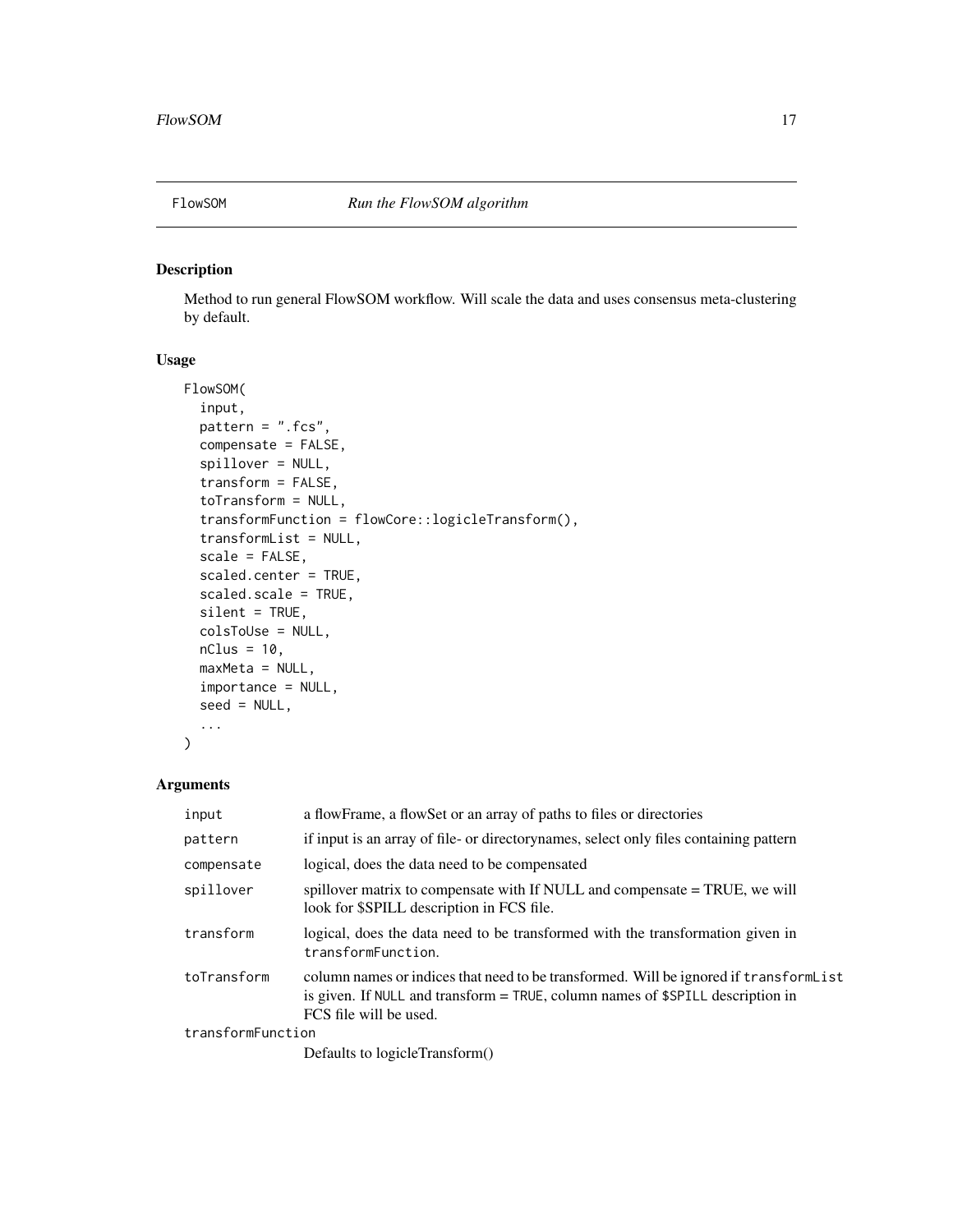FlowSOM *Run the FlowSOM algorithm*

## Description

Method to run general FlowSOM workflow. Will scale the data and uses consensus meta-clustering by default.

## Usage

```
FlowSOM(
  input,
  pattern = ".fcs",
  compensate = FALSE,
  spillover = NULL,
  transform = FALSE,
  toTransform = NULL,
  transformFunction = flowCore::logicleTransform(),
  transformList = NULL,
  scale = FALSE,
  scaled.center = TRUE,
  scaled.scale = TRUE,
  silent = TRUE,
  colsToUse = NULL,
  nClus = 10,
  maxMeta = NULL,
  importance = NULL,
  seed = NULL,
  ...
)
```

## Arguments

| | |
|---|---|
| input | a flowFrame, a flowSet or an array of paths to files or directories |
| pattern | if input is an array of file- or directorynames, select only files containing pattern |
| compensate | logical, does the data need to be compensated |
| spillover | spillover matrix to compensate with If NULL and compensate = TRUE, we will look for $SPILL description in FCS file. |
| transform | logical, does the data need to be transformed with the transformation given in `transformFunction`. |
| toTransform | column names or indices that need to be transformed. Will be ignored if `transformList` is given. If `NULL` and transform = `TRUE`, column names of `$SPILL` description in FCS file will be used. |
| transformFunction | Defaults to logicleTransform() |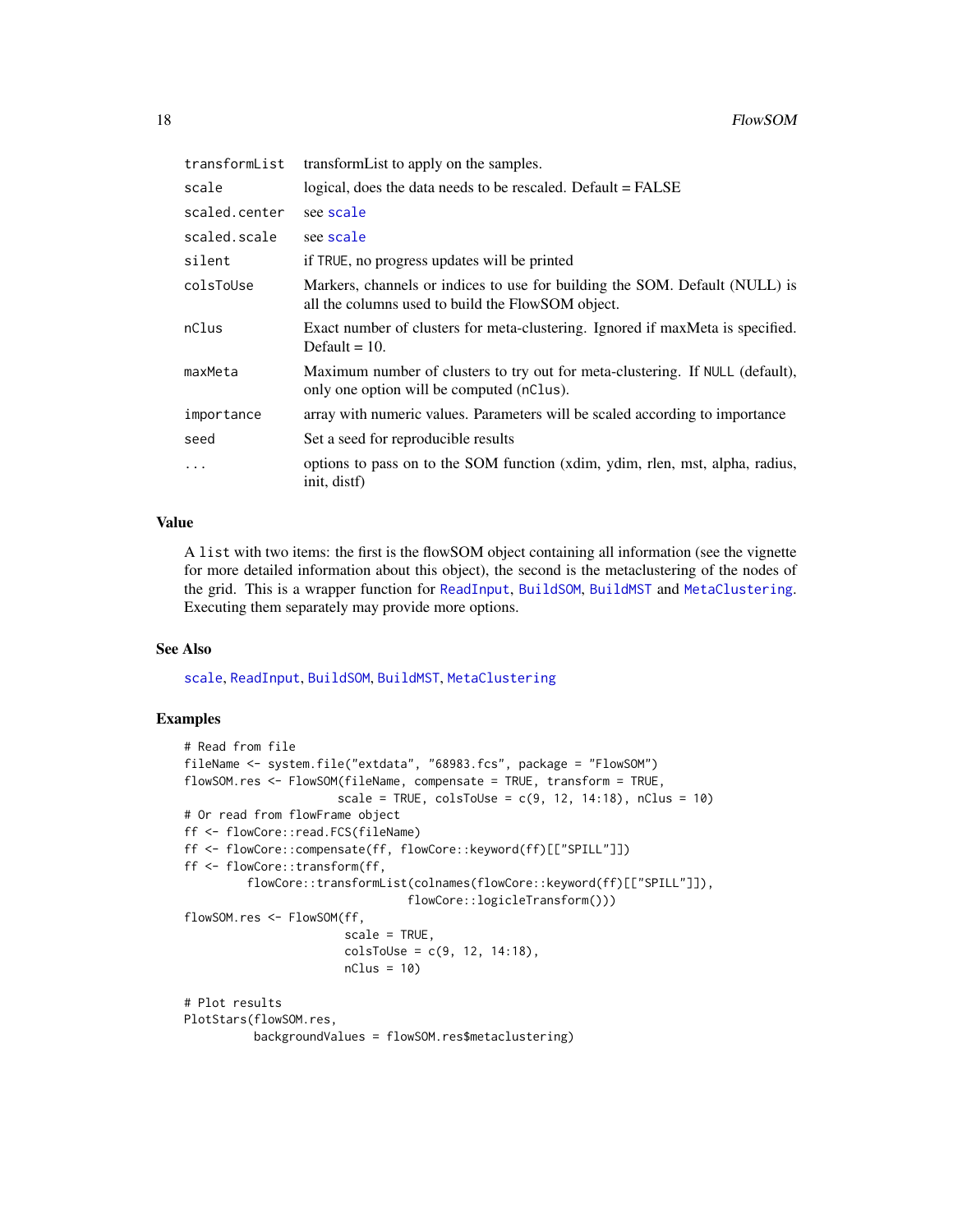| | |
|---|---|
| transformList | transformList to apply on the samples. |
| scale | logical, does the data needs to be rescaled. Default = FALSE |
| scaled.center | see scale |
| scaled.scale | see scale |
| silent | if TRUE, no progress updates will be printed |
| colsToUse | Markers, channels or indices to use for building the SOM. Default (NULL) is all the columns used to build the FlowSOM object. |
| nClus | Exact number of clusters for meta-clustering. Ignored if maxMeta is specified. Default = 10. |
| maxMeta | Maximum number of clusters to try out for meta-clustering. If NULL (default), only one option will be computed (nClus). |
| importance | array with numeric values. Parameters will be scaled according to importance |
| seed | Set a seed for reproducible results |
| ... | options to pass on to the SOM function (xdim, ydim, rlen, mst, alpha, radius, init, distf) |

## Value

A list with two items: the first is the flowSOM object containing all information (see the vignette for more detailed information about this object), the second is the metaclustering of the nodes of the grid. This is a wrapper function for ReadInput, BuildSOM, BuildMST and MetaClustering. Executing them separately may provide more options.

## See Also

scale, ReadInput, BuildSOM, BuildMST, MetaClustering

## Examples

```
# Read from file
fileName <- system.file("extdata", "68983.fcs", package = "FlowSOM")
flowSOM.res <- FlowSOM(fileName, compensate = TRUE, transform = TRUE,
                      scale = TRUE, colsToUse = c(9, 12, 14:18), nClus = 10)
# Or read from flowFrame object
ff <- flowCore::read.FCS(fileName)
ff <- flowCore::compensate(ff, flowCore::keyword(ff)[["SPILL"]])
ff <- flowCore::transform(ff,
         flowCore::transformList(colnames(flowCore::keyword(ff)[["SPILL"]]),
                                flowCore::logicleTransform()))
flowSOM.res <- FlowSOM(ff,
                       scale = TRUE,
                       colsToUse = c(9, 12, 14:18),
                       nClus = 10)

# Plot results
PlotStars(flowSOM.res,
          backgroundValues = flowSOM.res$metaclustering)
```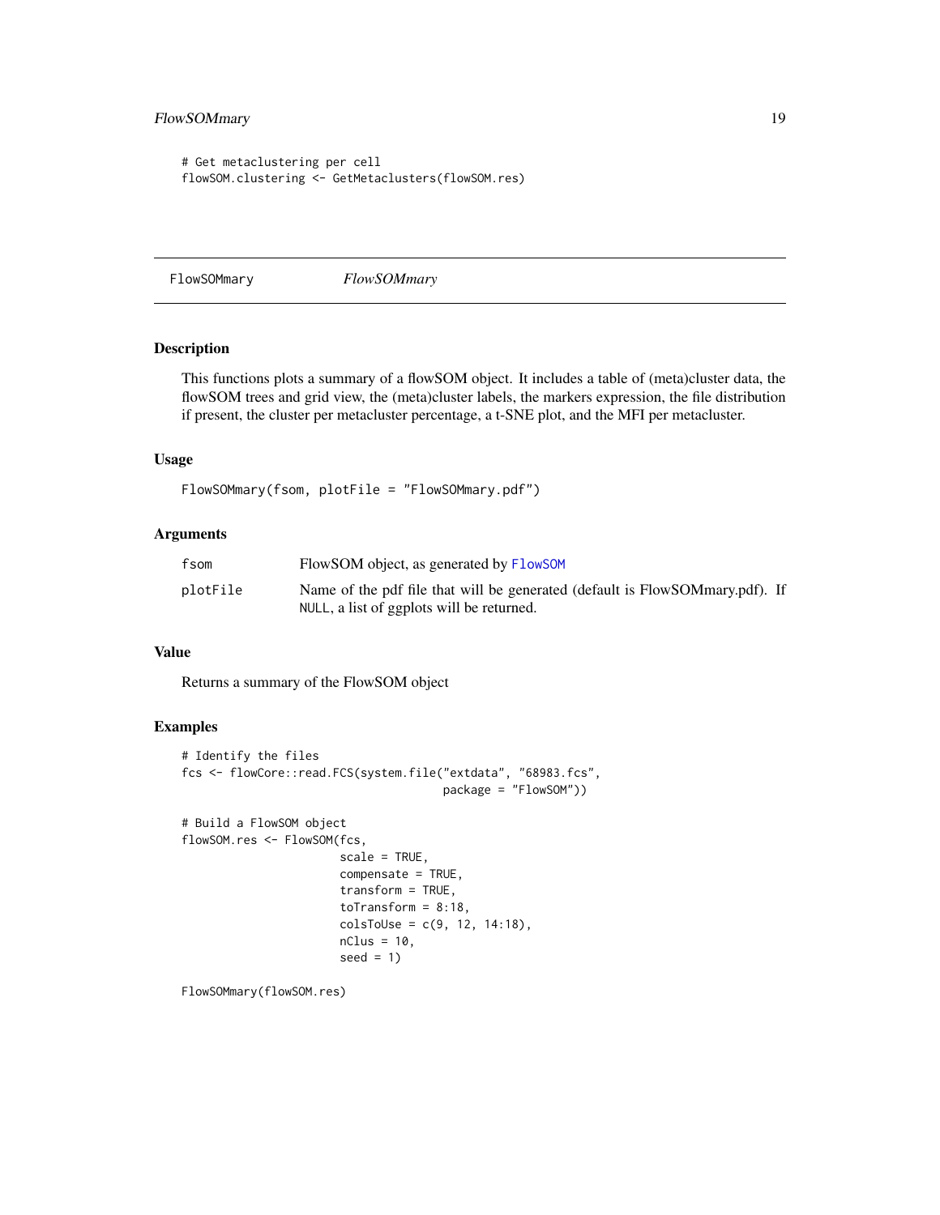```
# Get metaclustering per cell
flowSOM.clustering <- GetMetaclusters(flowSOM.res)
```

## FlowSOMmary *FlowSOMmary*

### Description

This functions plots a summary of a flowSOM object. It includes a table of (meta)cluster data, the flowSOM trees and grid view, the (meta)cluster labels, the markers expression, the file distribution if present, the cluster per metacluster percentage, a t-SNE plot, and the MFI per metacluster.

### Usage

```
FlowSOMmary(fsom, plotFile = "FlowSOMmary.pdf")
```

### Arguments

| | |
|---|---|
| fsom | FlowSOM object, as generated by FlowSOM |
| plotFile | Name of the pdf file that will be generated (default is FlowSOMmary.pdf). If NULL, a list of ggplots will be returned. |

### Value

Returns a summary of the FlowSOM object

### Examples

```
# Identify the files
fcs <- flowCore::read.FCS(system.file("extdata", "68983.fcs",
                                      package = "FlowSOM"))

# Build a FlowSOM object
flowSOM.res <- FlowSOM(fcs,
                       scale = TRUE,
                       compensate = TRUE,
                       transform = TRUE,
                       toTransform = 8:18,
                       colsToUse = c(9, 12, 14:18),
                       nClus = 10,
                       seed = 1)

FlowSOMmary(flowSOM.res)
```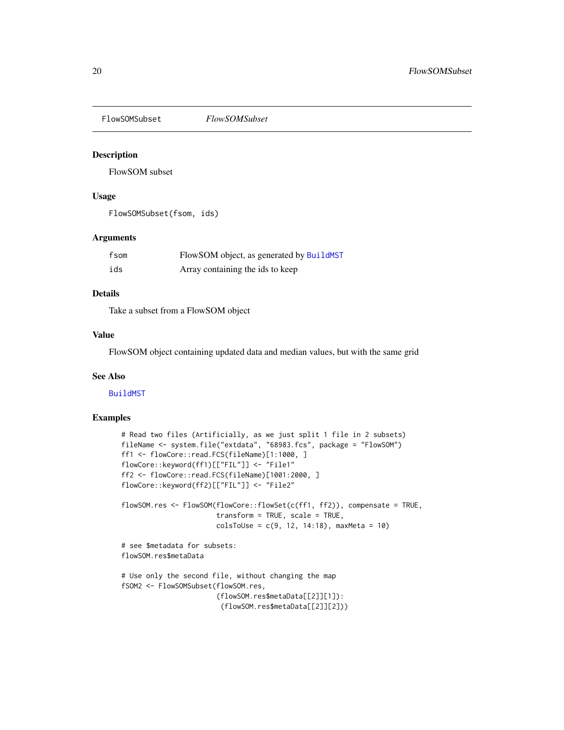FlowSOMSubset *FlowSOMSubset*

## Description

FlowSOM subset

## Usage

```
FlowSOMSubset(fsom, ids)
```

## Arguments

| | |
|---|---|
| fsom | FlowSOM object, as generated by BuildMST |
| ids | Array containing the ids to keep |

## Details

Take a subset from a FlowSOM object

## Value

FlowSOM object containing updated data and median values, but with the same grid

## See Also

BuildMST

## Examples

```
# Read two files (Artificially, as we just split 1 file in 2 subsets)
fileName <- system.file("extdata", "68983.fcs", package = "FlowSOM")
ff1 <- flowCore::read.FCS(fileName)[1:1000, ]
flowCore::keyword(ff1)[["FIL"]] <- "File1"
ff2 <- flowCore::read.FCS(fileName)[1001:2000, ]
flowCore::keyword(ff2)[["FIL"]] <- "File2"

flowSOM.res <- FlowSOM(flowCore::flowSet(c(ff1, ff2)), compensate = TRUE,
                       transform = TRUE, scale = TRUE,
                       colsToUse = c(9, 12, 14:18), maxMeta = 10)

# see $metadata for subsets:
flowSOM.res$metaData

# Use only the second file, without changing the map
fSOM2 <- FlowSOMSubset(flowSOM.res,
                       (flowSOM.res$metaData[[2]][1]):
                        (flowSOM.res$metaData[[2]][2]))
```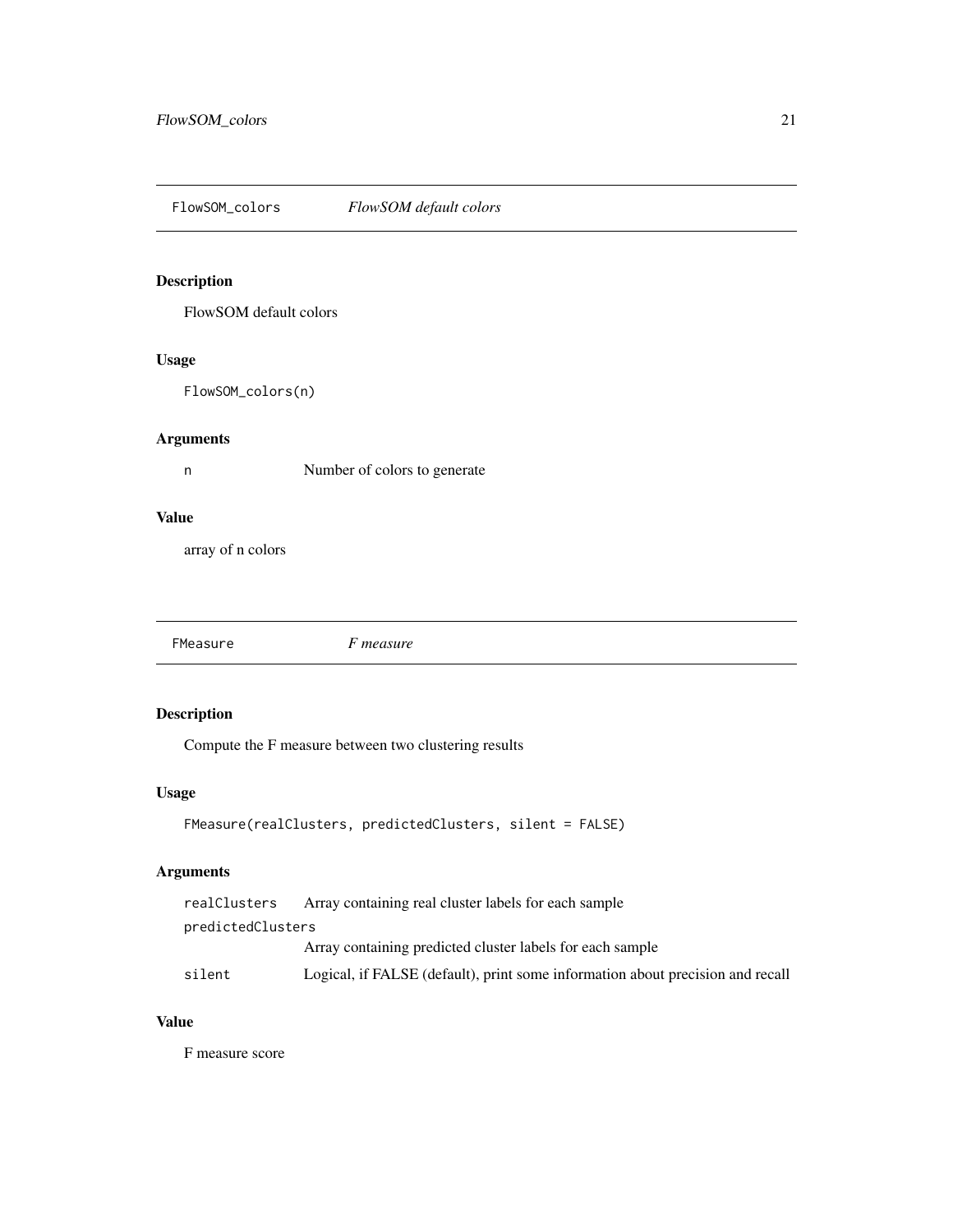## FlowSOM_colors — *FlowSOM default colors*

### Description

FlowSOM default colors

### Usage

```
FlowSOM_colors(n)
```

### Arguments

| | |
|---|---|
| `n` | Number of colors to generate |

### Value

array of n colors

## FMeasure — *F measure*

### Description

Compute the F measure between two clustering results

### Usage

```
FMeasure(realClusters, predictedClusters, silent = FALSE)
```

### Arguments

| | |
|---|---|
| `realClusters` | Array containing real cluster labels for each sample |
| `predictedClusters` | Array containing predicted cluster labels for each sample |
| `silent` | Logical, if FALSE (default), print some information about precision and recall |

### Value

F measure score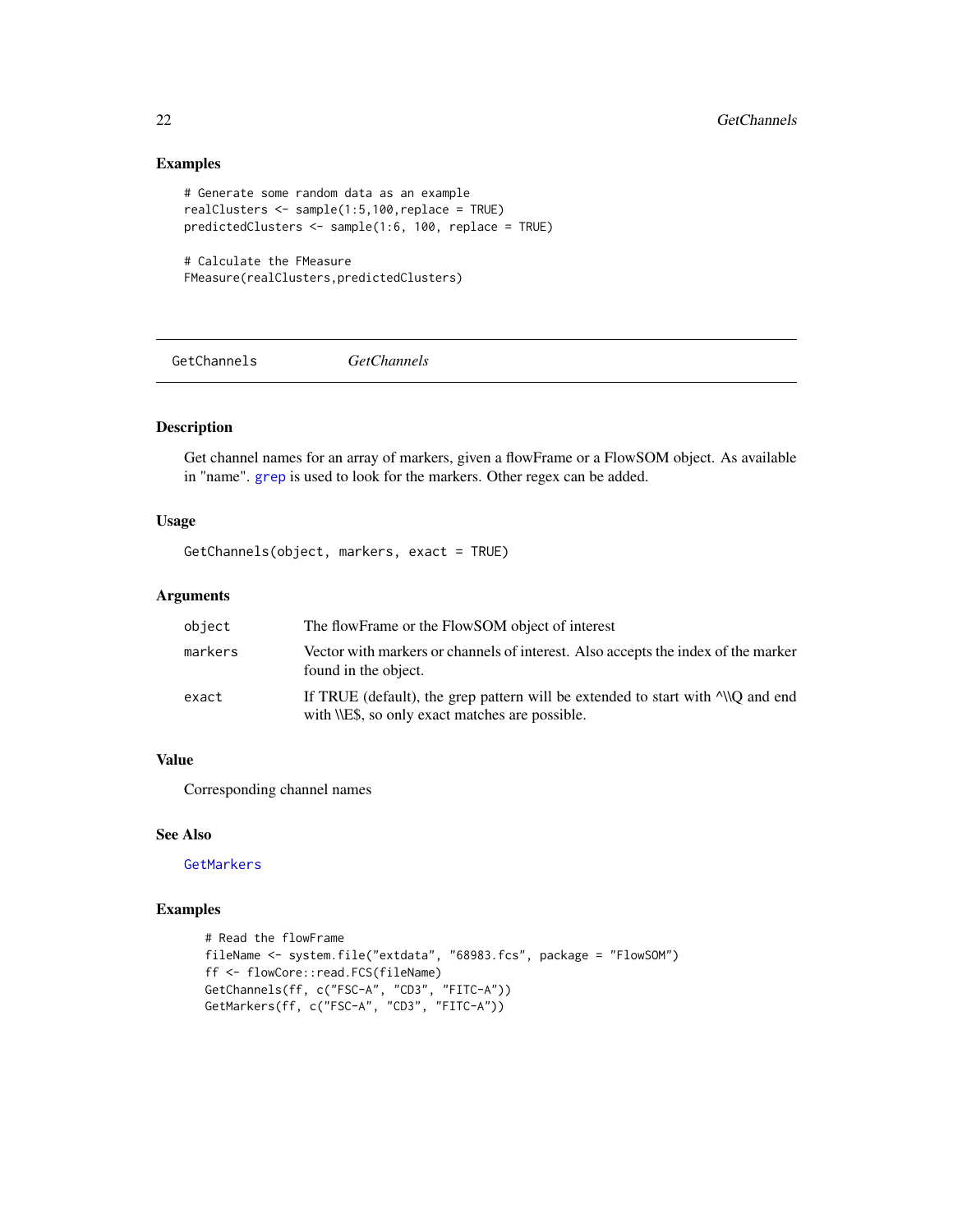## Examples

```
# Generate some random data as an example
realClusters <- sample(1:5,100,replace = TRUE)
predictedClusters <- sample(1:6, 100, replace = TRUE)

# Calculate the FMeasure
FMeasure(realClusters,predictedClusters)
```

---

GetChannels &nbsp;&nbsp;&nbsp;&nbsp; *GetChannels*

---

## Description

Get channel names for an array of markers, given a flowFrame or a FlowSOM object. As available in "name". grep is used to look for the markers. Other regex can be added.

## Usage

```
GetChannels(object, markers, exact = TRUE)
```

## Arguments

| | |
|---|---|
| object | The flowFrame or the FlowSOM object of interest |
| markers | Vector with markers or channels of interest. Also accepts the index of the marker found in the object. |
| exact | If TRUE (default), the grep pattern will be extended to start with ^\\Q and end with \\E$, so only exact matches are possible. |

## Value

Corresponding channel names

## See Also

GetMarkers

## Examples

```
# Read the flowFrame
fileName <- system.file("extdata", "68983.fcs", package = "FlowSOM")
ff <- flowCore::read.FCS(fileName)
GetChannels(ff, c("FSC-A", "CD3", "FITC-A"))
GetMarkers(ff, c("FSC-A", "CD3", "FITC-A"))
```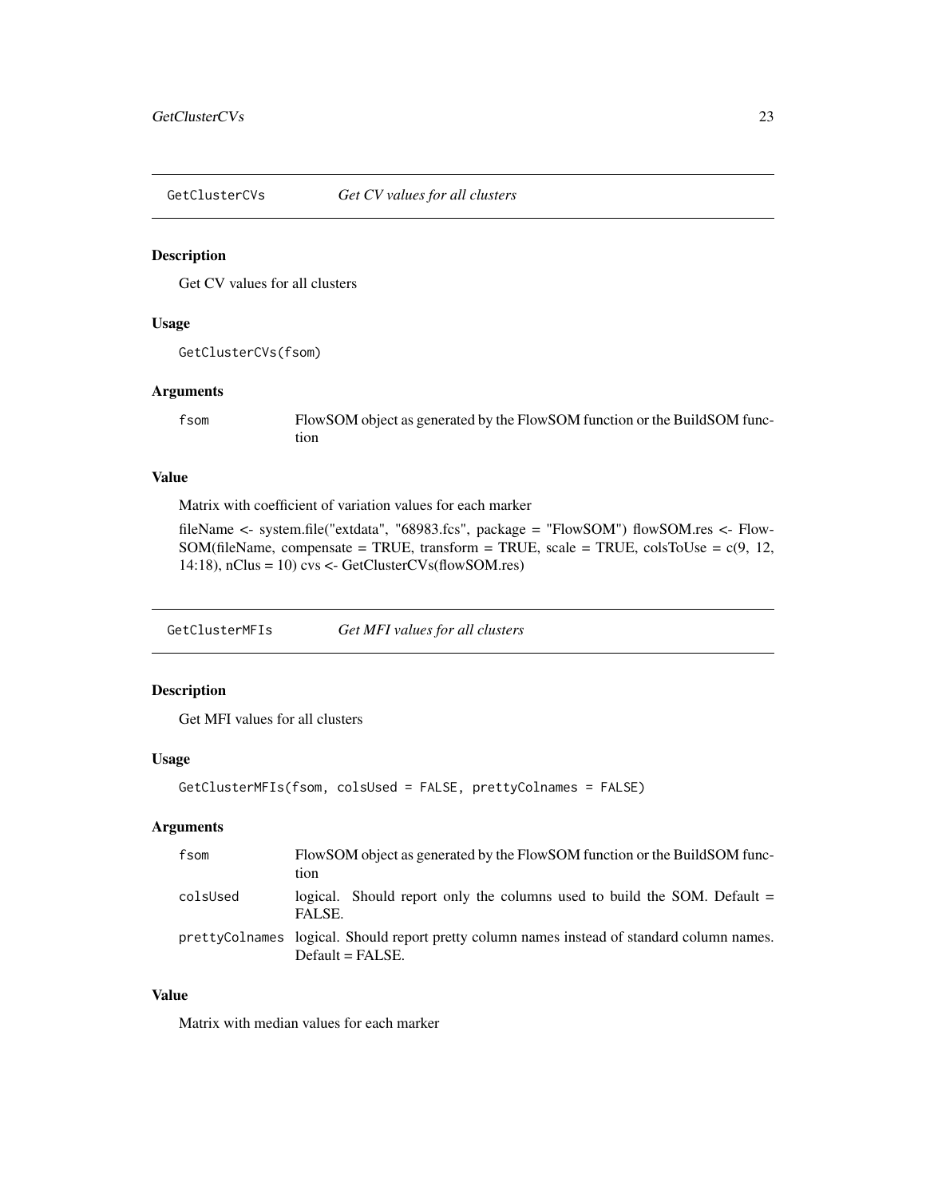## GetClusterCVs — *Get CV values for all clusters*

### Description

Get CV values for all clusters

### Usage

```
GetClusterCVs(fsom)
```

### Arguments

| | |
|---|---|
| fsom | FlowSOM object as generated by the FlowSOM function or the BuildSOM function |

### Value

Matrix with coefficient of variation values for each marker

fileName <- system.file("extdata", "68983.fcs", package = "FlowSOM") flowSOM.res <- FlowSOM(fileName, compensate = TRUE, transform = TRUE, scale = TRUE, colsToUse = c(9, 12, 14:18), nClus = 10) cvs <- GetClusterCVs(flowSOM.res)

## GetClusterMFIs — *Get MFI values for all clusters*

### Description

Get MFI values for all clusters

### Usage

```
GetClusterMFIs(fsom, colsUsed = FALSE, prettyColnames = FALSE)
```

### Arguments

| | |
|---|---|
| fsom | FlowSOM object as generated by the FlowSOM function or the BuildSOM function |
| colsUsed | logical. Should report only the columns used to build the SOM. Default = FALSE. |
| prettyColnames | logical. Should report pretty column names instead of standard column names. Default = FALSE. |

### Value

Matrix with median values for each marker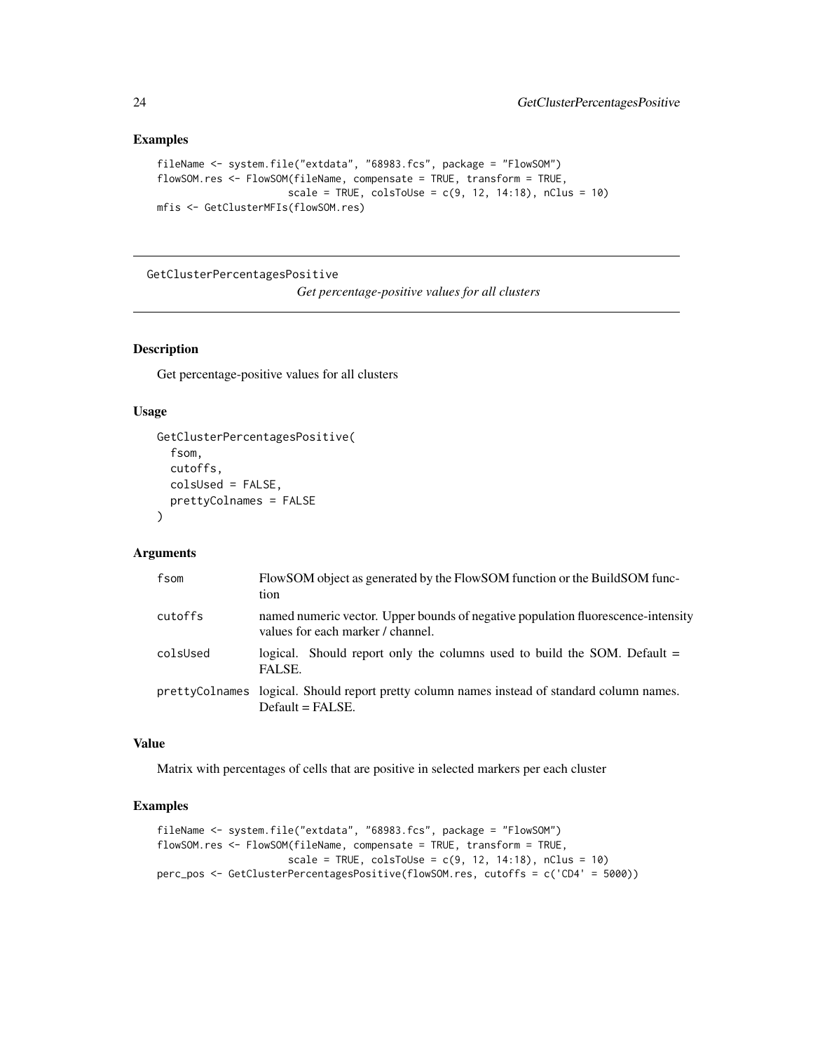## Examples

```
fileName <- system.file("extdata", "68983.fcs", package = "FlowSOM")
flowSOM.res <- FlowSOM(fileName, compensate = TRUE, transform = TRUE,
                       scale = TRUE, colsToUse = c(9, 12, 14:18), nClus = 10)
mfis <- GetClusterMFIs(flowSOM.res)
```

---

# GetClusterPercentagesPositive

*Get percentage-positive values for all clusters*

---

## Description

Get percentage-positive values for all clusters

## Usage

```
GetClusterPercentagesPositive(
  fsom,
  cutoffs,
  colsUsed = FALSE,
  prettyColnames = FALSE
)
```

## Arguments

| | |
|---|---|
| fsom | FlowSOM object as generated by the FlowSOM function or the BuildSOM function |
| cutoffs | named numeric vector. Upper bounds of negative population fluorescence-intensity values for each marker / channel. |
| colsUsed | logical. Should report only the columns used to build the SOM. Default = FALSE. |
| prettyColnames | logical. Should report pretty column names instead of standard column names. Default = FALSE. |

## Value

Matrix with percentages of cells that are positive in selected markers per each cluster

## Examples

```
fileName <- system.file("extdata", "68983.fcs", package = "FlowSOM")
flowSOM.res <- FlowSOM(fileName, compensate = TRUE, transform = TRUE,
                       scale = TRUE, colsToUse = c(9, 12, 14:18), nClus = 10)
perc_pos <- GetClusterPercentagesPositive(flowSOM.res, cutoffs = c('CD4' = 5000))
```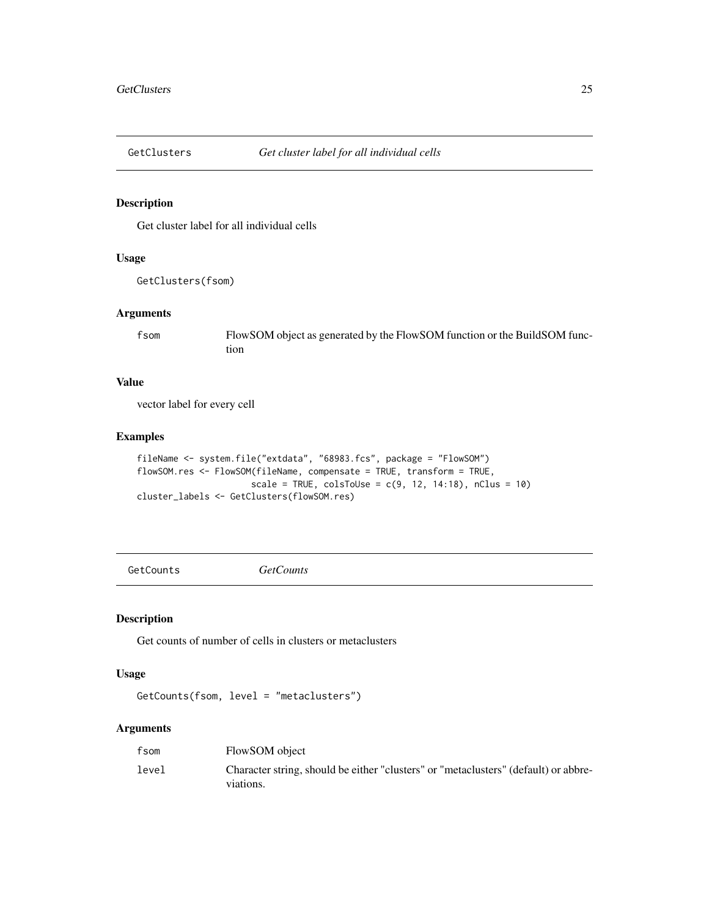## GetClusters *Get cluster label for all individual cells*

### Description

Get cluster label for all individual cells

### Usage

```
GetClusters(fsom)
```

### Arguments

| | |
|---|---|
| fsom | FlowSOM object as generated by the FlowSOM function or the BuildSOM function |

### Value

vector label for every cell

### Examples

```
fileName <- system.file("extdata", "68983.fcs", package = "FlowSOM")
flowSOM.res <- FlowSOM(fileName, compensate = TRUE, transform = TRUE,
                       scale = TRUE, colsToUse = c(9, 12, 14:18), nClus = 10)
cluster_labels <- GetClusters(flowSOM.res)
```

## GetCounts *GetCounts*

### Description

Get counts of number of cells in clusters or metaclusters

### Usage

```
GetCounts(fsom, level = "metaclusters")
```

### Arguments

| | |
|---|---|
| fsom | FlowSOM object |
| level | Character string, should be either "clusters" or "metaclusters" (default) or abbreviations. |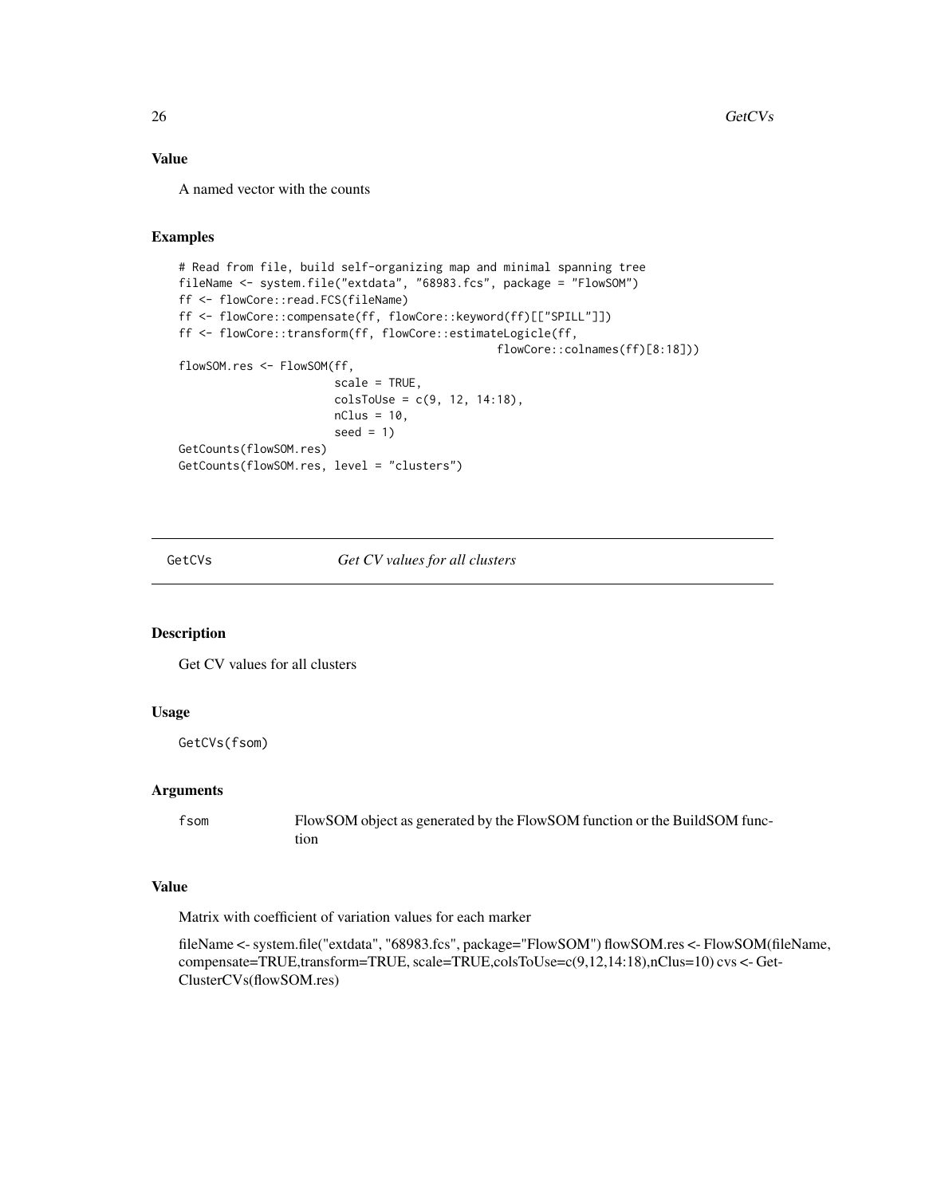### Value

A named vector with the counts

### Examples

```
# Read from file, build self-organizing map and minimal spanning tree
fileName <- system.file("extdata", "68983.fcs", package = "FlowSOM")
ff <- flowCore::read.FCS(fileName)
ff <- flowCore::compensate(ff, flowCore::keyword(ff)[["SPILL"]])
ff <- flowCore::transform(ff, flowCore::estimateLogicle(ff,
                                               flowCore::colnames(ff)[8:18]))
flowSOM.res <- FlowSOM(ff,
                       scale = TRUE,
                       colsToUse = c(9, 12, 14:18),
                       nClus = 10,
                       seed = 1)
GetCounts(flowSOM.res)
GetCounts(flowSOM.res, level = "clusters")
```

---

## GetCVs *Get CV values for all clusters*

### Description

Get CV values for all clusters

### Usage

```
GetCVs(fsom)
```

### Arguments

| | |
|---|---|
| fsom | FlowSOM object as generated by the FlowSOM function or the BuildSOM function |

### Value

Matrix with coefficient of variation values for each marker

fileName <- system.file("extdata", "68983.fcs", package="FlowSOM") flowSOM.res <- FlowSOM(fileName, compensate=TRUE,transform=TRUE, scale=TRUE,colsToUse=c(9,12,14:18),nClus=10) cvs <- GetClusterCVs(flowSOM.res)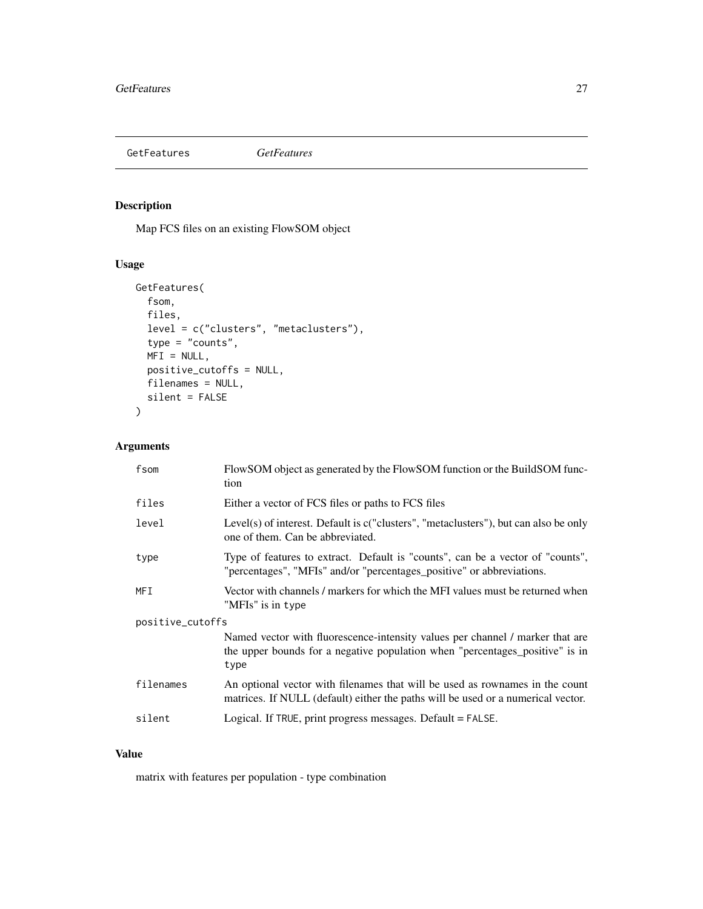## GetFeatures *GetFeatures*

### Description

Map FCS files on an existing FlowSOM object

### Usage

```
GetFeatures(
  fsom,
  files,
  level = c("clusters", "metaclusters"),
  type = "counts",
  MFI = NULL,
  positive_cutoffs = NULL,
  filenames = NULL,
  silent = FALSE
)
```

### Arguments

| | |
|---|---|
| fsom | FlowSOM object as generated by the FlowSOM function or the BuildSOM function |
| files | Either a vector of FCS files or paths to FCS files |
| level | Level(s) of interest. Default is c("clusters", "metaclusters"), but can also be only one of them. Can be abbreviated. |
| type | Type of features to extract. Default is "counts", can be a vector of "counts", "percentages", "MFIs" and/or "percentages_positive" or abbreviations. |
| MFI | Vector with channels / markers for which the MFI values must be returned when "MFIs" is in `type` |
| positive_cutoffs | Named vector with fluorescence-intensity values per channel / marker that are the upper bounds for a negative population when "percentages_positive" is in `type` |
| filenames | An optional vector with filenames that will be used as rownames in the count matrices. If NULL (default) either the paths will be used or a numerical vector. |
| silent | Logical. If `TRUE`, print progress messages. Default = `FALSE`. |

### Value

matrix with features per population - type combination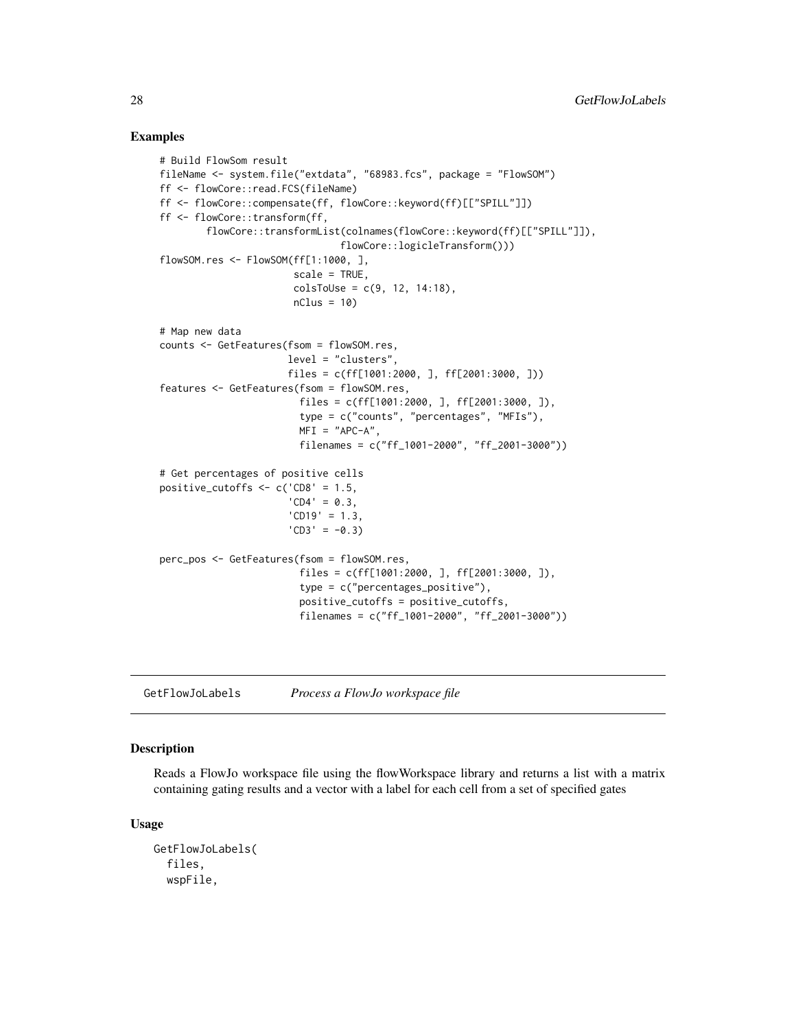## Examples

```
# Build FlowSom result
fileName <- system.file("extdata", "68983.fcs", package = "FlowSOM")
ff <- flowCore::read.FCS(fileName)
ff <- flowCore::compensate(ff, flowCore::keyword(ff)[["SPILL"]])
ff <- flowCore::transform(ff,
        flowCore::transformList(colnames(flowCore::keyword(ff)[["SPILL"]]),
                               flowCore::logicleTransform()))
flowSOM.res <- FlowSOM(ff[1:1000, ],
                       scale = TRUE,
                       colsToUse = c(9, 12, 14:18),
                       nClus = 10)

# Map new data
counts <- GetFeatures(fsom = flowSOM.res,
                      level = "clusters",
                      files = c(ff[1001:2000, ], ff[2001:3000, ]))
features <- GetFeatures(fsom = flowSOM.res,
                        files = c(ff[1001:2000, ], ff[2001:3000, ]),
                        type = c("counts", "percentages", "MFIs"),
                        MFI = "APC-A",
                        filenames = c("ff_1001-2000", "ff_2001-3000"))

# Get percentages of positive cells
positive_cutoffs <- c('CD8' = 1.5,
                      'CD4' = 0.3,
                      'CD19' = 1.3,
                      'CD3' = -0.3)

perc_pos <- GetFeatures(fsom = flowSOM.res,
                        files = c(ff[1001:2000, ], ff[2001:3000, ]),
                        type = c("percentages_positive"),
                        positive_cutoffs = positive_cutoffs,
                        filenames = c("ff_1001-2000", "ff_2001-3000"))
```

---

# GetFlowJoLabels — *Process a FlowJo workspace file*

## Description

Reads a FlowJo workspace file using the flowWorkspace library and returns a list with a matrix containing gating results and a vector with a label for each cell from a set of specified gates

## Usage

```
GetFlowJoLabels(
  files,
  wspFile,
```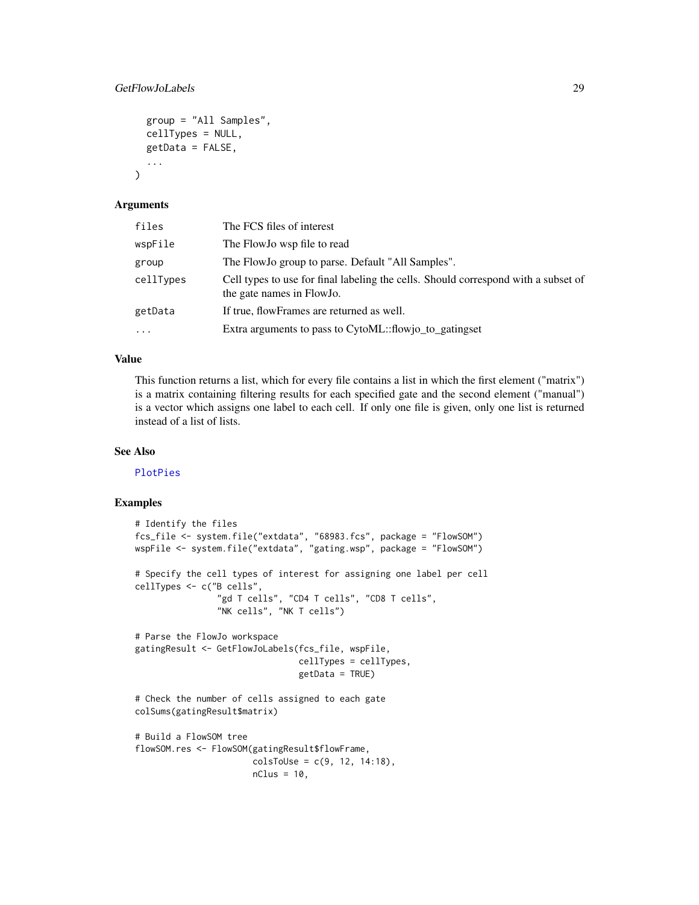```
  group = "All Samples",
  cellTypes = NULL,
  getData = FALSE,
  ...
)
```

### Arguments

| | |
|---|---|
| files | The FCS files of interest |
| wspFile | The FlowJo wsp file to read |
| group | The FlowJo group to parse. Default "All Samples". |
| cellTypes | Cell types to use for final labeling the cells. Should correspond with a subset of the gate names in FlowJo. |
| getData | If true, flowFrames are returned as well. |
| ... | Extra arguments to pass to CytoML::flowjo_to_gatingset |

### Value

This function returns a list, which for every file contains a list in which the first element ("matrix") is a matrix containing filtering results for each specified gate and the second element ("manual") is a vector which assigns one label to each cell. If only one file is given, only one list is returned instead of a list of lists.

### See Also

PlotPies

### Examples

```
# Identify the files
fcs_file <- system.file("extdata", "68983.fcs", package = "FlowSOM")
wspFile <- system.file("extdata", "gating.wsp", package = "FlowSOM")

# Specify the cell types of interest for assigning one label per cell
cellTypes <- c("B cells",
               "gd T cells", "CD4 T cells", "CD8 T cells",
               "NK cells", "NK T cells")

# Parse the FlowJo workspace
gatingResult <- GetFlowJoLabels(fcs_file, wspFile,
                                cellTypes = cellTypes,
                                getData = TRUE)

# Check the number of cells assigned to each gate
colSums(gatingResult$matrix)

# Build a FlowSOM tree
flowSOM.res <- FlowSOM(gatingResult$flowFrame,
                       colsToUse = c(9, 12, 14:18),
                       nClus = 10,
```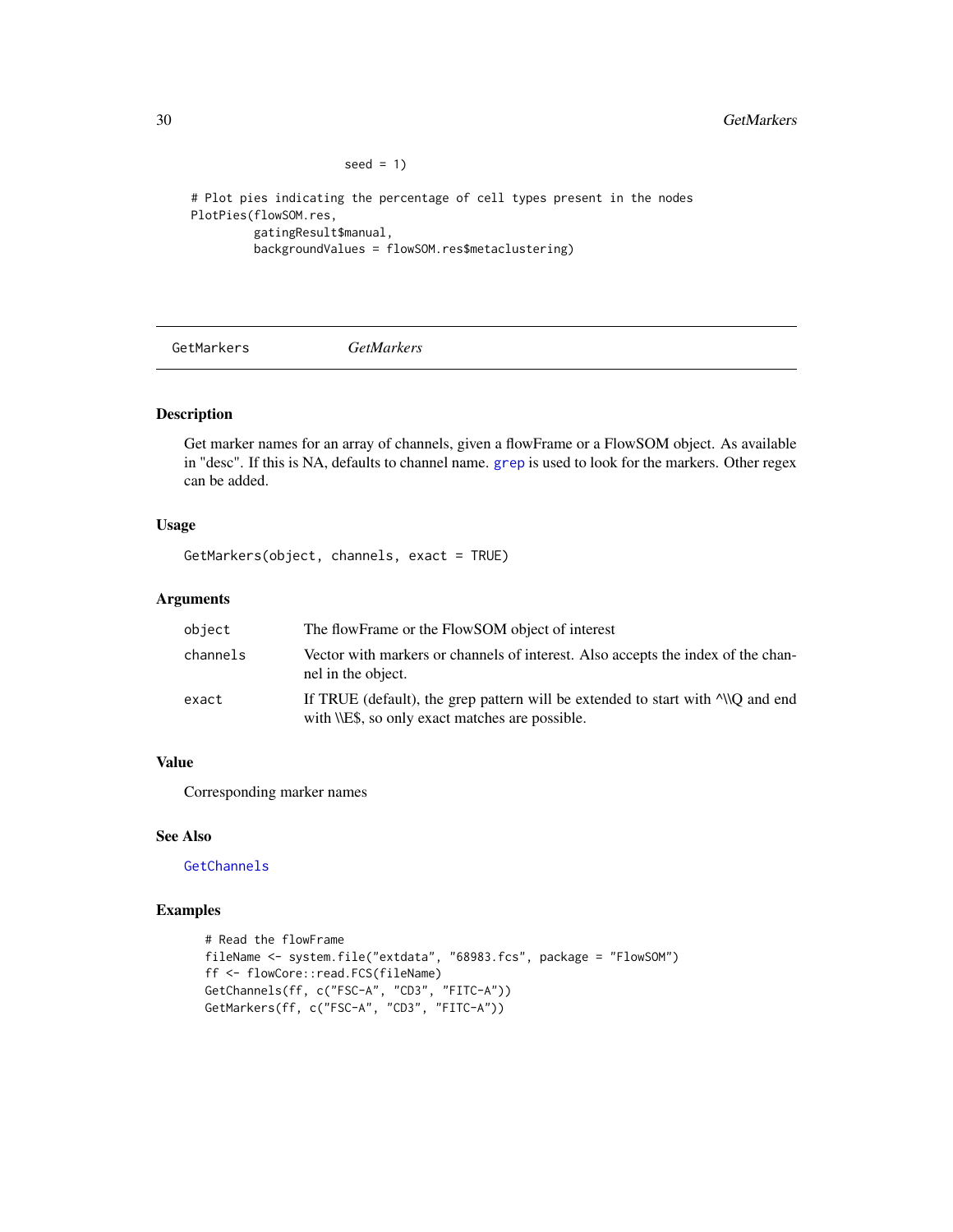```
                         seed = 1)

# Plot pies indicating the percentage of cell types present in the nodes
PlotPies(flowSOM.res,
         gatingResult$manual,
         backgroundValues = flowSOM.res$metaclustering)
```

---

## GetMarkers *GetMarkers*

### Description

Get marker names for an array of channels, given a flowFrame or a FlowSOM object. As available in "desc". If this is NA, defaults to channel name. `grep` is used to look for the markers. Other regex can be added.

### Usage

```
GetMarkers(object, channels, exact = TRUE)
```

### Arguments

| | |
|---|---|
| `object` | The flowFrame or the FlowSOM object of interest |
| `channels` | Vector with markers or channels of interest. Also accepts the index of the channel in the object. |
| `exact` | If TRUE (default), the grep pattern will be extended to start with ^\\Q and end with \\E$, so only exact matches are possible. |

### Value

Corresponding marker names

### See Also

`GetChannels`

### Examples

```
# Read the flowFrame
fileName <- system.file("extdata", "68983.fcs", package = "FlowSOM")
ff <- flowCore::read.FCS(fileName)
GetChannels(ff, c("FSC-A", "CD3", "FITC-A"))
GetMarkers(ff, c("FSC-A", "CD3", "FITC-A"))
```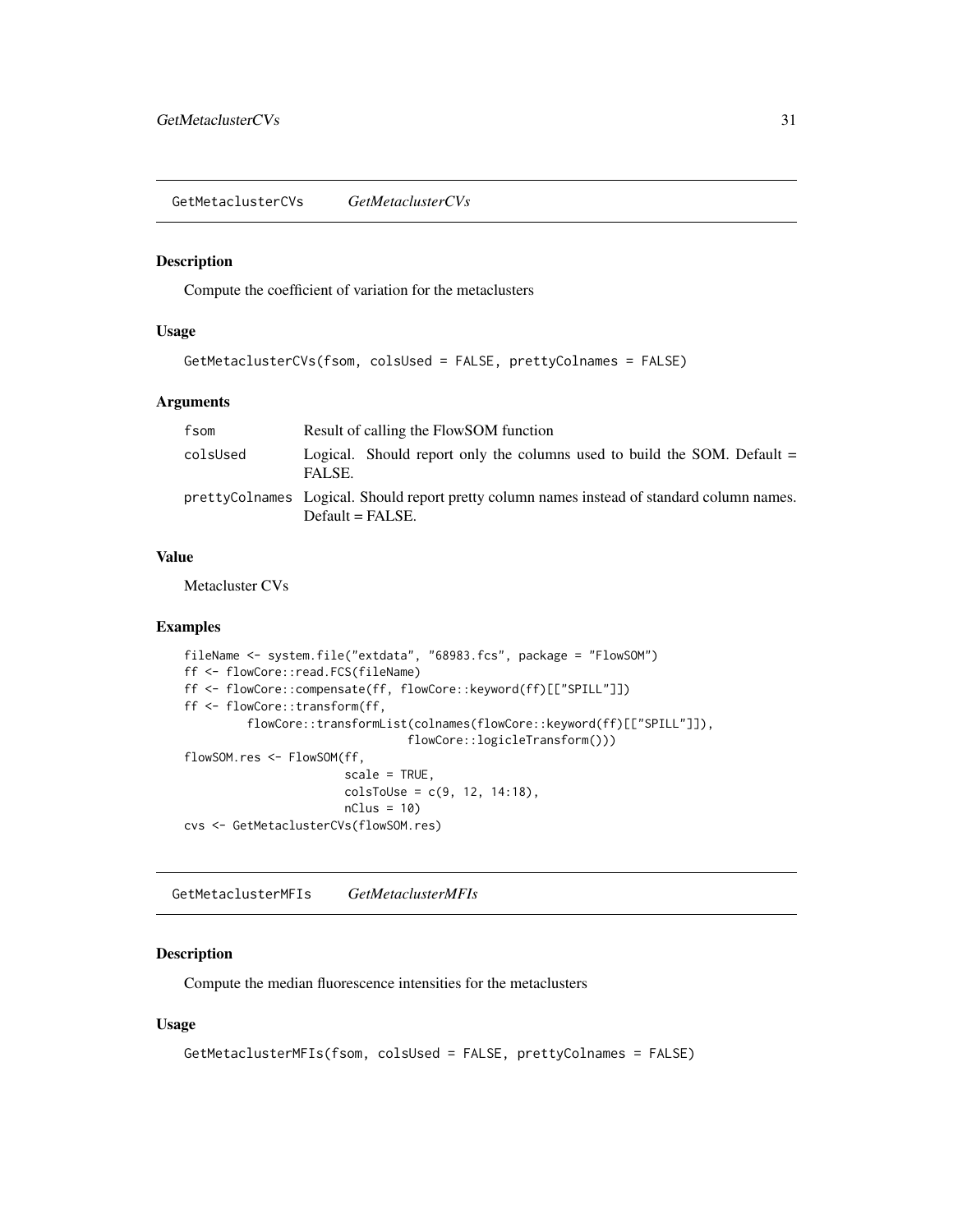## GetMetaclusterCVs *GetMetaclusterCVs*

### Description

Compute the coefficient of variation for the metaclusters

### Usage

```
GetMetaclusterCVs(fsom, colsUsed = FALSE, prettyColnames = FALSE)
```

### Arguments

| | |
|---|---|
| fsom | Result of calling the FlowSOM function |
| colsUsed | Logical. Should report only the columns used to build the SOM. Default = FALSE. |
| prettyColnames | Logical. Should report pretty column names instead of standard column names. Default = FALSE. |

### Value

Metacluster CVs

### Examples

```
fileName <- system.file("extdata", "68983.fcs", package = "FlowSOM")
ff <- flowCore::read.FCS(fileName)
ff <- flowCore::compensate(ff, flowCore::keyword(ff)[["SPILL"]])
ff <- flowCore::transform(ff,
         flowCore::transformList(colnames(flowCore::keyword(ff)[["SPILL"]]),
                                flowCore::logicleTransform()))
flowSOM.res <- FlowSOM(ff,
                       scale = TRUE,
                       colsToUse = c(9, 12, 14:18),
                       nClus = 10)
cvs <- GetMetaclusterCVs(flowSOM.res)
```

## GetMetaclusterMFIs *GetMetaclusterMFIs*

### Description

Compute the median fluorescence intensities for the metaclusters

### Usage

```
GetMetaclusterMFIs(fsom, colsUsed = FALSE, prettyColnames = FALSE)
```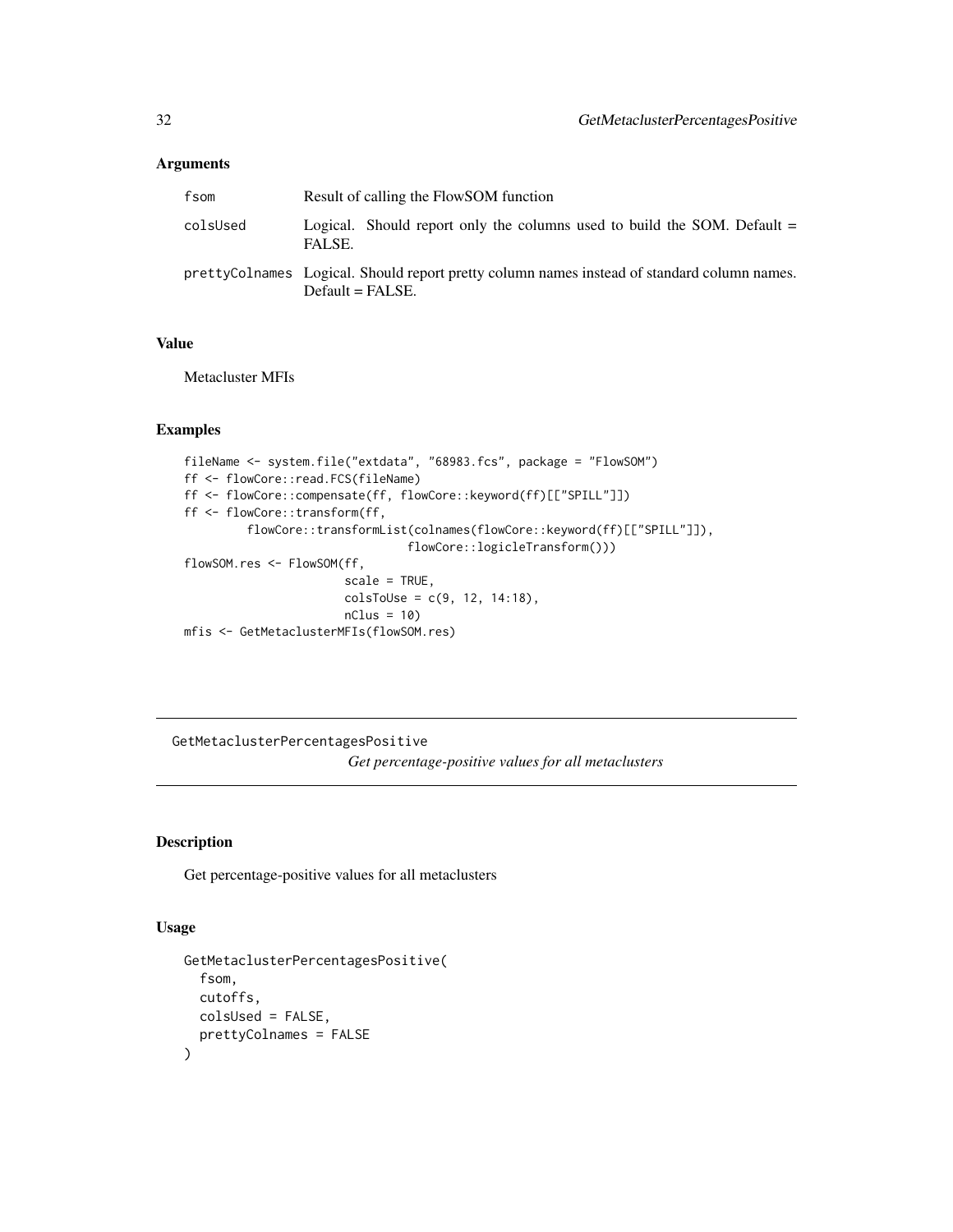### Arguments

| | |
|---|---|
| fsom | Result of calling the FlowSOM function |
| colsUsed | Logical. Should report only the columns used to build the SOM. Default = FALSE. |
| prettyColnames | Logical. Should report pretty column names instead of standard column names. Default = FALSE. |

### Value

Metacluster MFIs

### Examples

```
fileName <- system.file("extdata", "68983.fcs", package = "FlowSOM")
ff <- flowCore::read.FCS(fileName)
ff <- flowCore::compensate(ff, flowCore::keyword(ff)[["SPILL"]])
ff <- flowCore::transform(ff,
         flowCore::transformList(colnames(flowCore::keyword(ff)[["SPILL"]]),
                                 flowCore::logicleTransform()))
flowSOM.res <- FlowSOM(ff,
                       scale = TRUE,
                       colsToUse = c(9, 12, 14:18),
                       nClus = 10)
mfis <- GetMetaclusterMFIs(flowSOM.res)
```

---

## GetMetaclusterPercentagesPositive

*Get percentage-positive values for all metaclusters*

### Description

Get percentage-positive values for all metaclusters

### Usage

```
GetMetaclusterPercentagesPositive(
  fsom,
  cutoffs,
  colsUsed = FALSE,
  prettyColnames = FALSE
)
```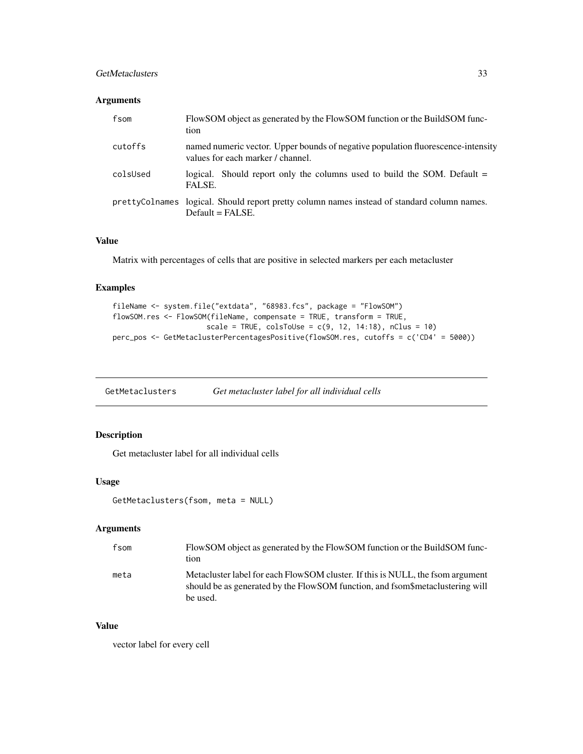### Arguments

| | |
|---|---|
| fsom | FlowSOM object as generated by the FlowSOM function or the BuildSOM function |
| cutoffs | named numeric vector. Upper bounds of negative population fluorescence-intensity values for each marker / channel. |
| colsUsed | logical. Should report only the columns used to build the SOM. Default = FALSE. |
| prettyColnames | logical. Should report pretty column names instead of standard column names. Default = FALSE. |

### Value

Matrix with percentages of cells that are positive in selected markers per each metacluster

### Examples

```
fileName <- system.file("extdata", "68983.fcs", package = "FlowSOM")
flowSOM.res <- FlowSOM(fileName, compensate = TRUE, transform = TRUE,
                       scale = TRUE, colsToUse = c(9, 12, 14:18), nClus = 10)
perc_pos <- GetMetaclusterPercentagesPositive(flowSOM.res, cutoffs = c('CD4' = 5000))
```

---

## GetMetaclusters *Get metacluster label for all individual cells*

### Description

Get metacluster label for all individual cells

### Usage

```
GetMetaclusters(fsom, meta = NULL)
```

### Arguments

| | |
|---|---|
| fsom | FlowSOM object as generated by the FlowSOM function or the BuildSOM function |
| meta | Metacluster label for each FlowSOM cluster. If this is NULL, the fsom argument should be as generated by the FlowSOM function, and fsom$metaclustering will be used. |

### Value

vector label for every cell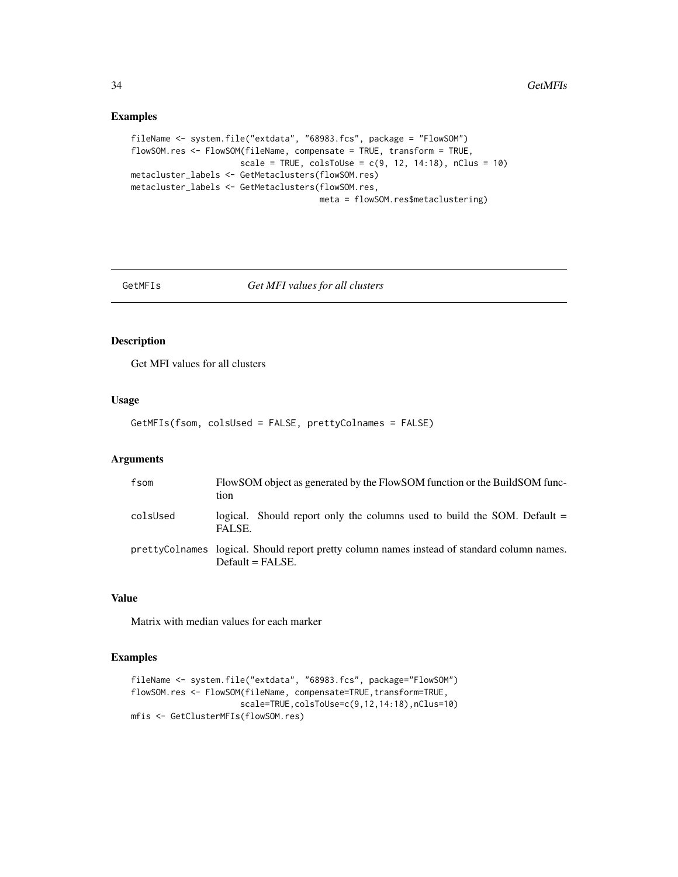## Examples

```
fileName <- system.file("extdata", "68983.fcs", package = "FlowSOM")
flowSOM.res <- FlowSOM(fileName, compensate = TRUE, transform = TRUE,
                       scale = TRUE, colsToUse = c(9, 12, 14:18), nClus = 10)
metacluster_labels <- GetMetaclusters(flowSOM.res)
metacluster_labels <- GetMetaclusters(flowSOM.res,
                                      meta = flowSOM.res$metaclustering)
```

---

# GetMFIs *Get MFI values for all clusters*

---

## Description

Get MFI values for all clusters

## Usage

```
GetMFIs(fsom, colsUsed = FALSE, prettyColnames = FALSE)
```

## Arguments

| | |
|---|---|
| fsom | FlowSOM object as generated by the FlowSOM function or the BuildSOM function |
| colsUsed | logical. Should report only the columns used to build the SOM. Default = FALSE. |
| prettyColnames | logical. Should report pretty column names instead of standard column names. Default = FALSE. |

## Value

Matrix with median values for each marker

## Examples

```
fileName <- system.file("extdata", "68983.fcs", package="FlowSOM")
flowSOM.res <- FlowSOM(fileName, compensate=TRUE,transform=TRUE,
                       scale=TRUE,colsToUse=c(9,12,14:18),nClus=10)
mfis <- GetClusterMFIs(flowSOM.res)
```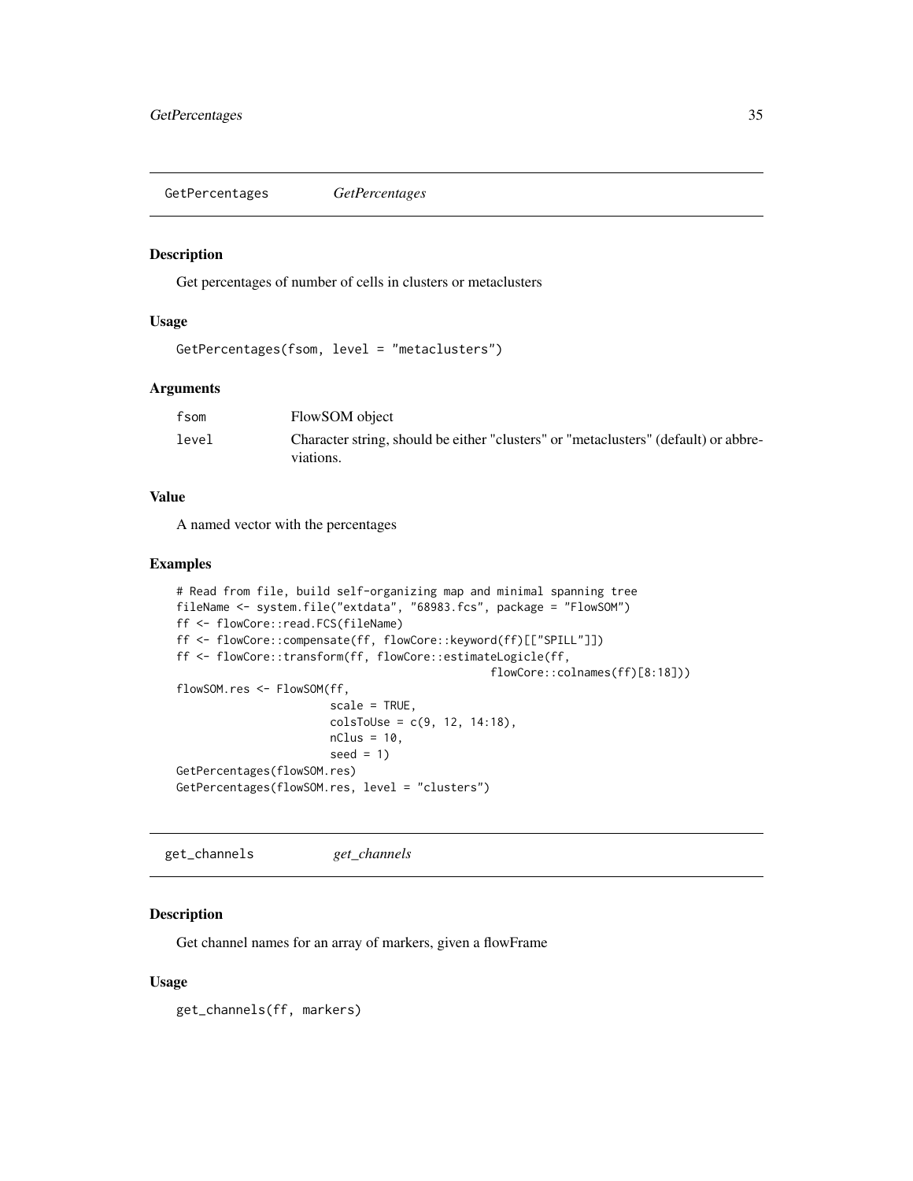## GetPercentages *GetPercentages*

### Description

Get percentages of number of cells in clusters or metaclusters

### Usage

```
GetPercentages(fsom, level = "metaclusters")
```

### Arguments

| | |
|---|---|
| fsom | FlowSOM object |
| level | Character string, should be either "clusters" or "metaclusters" (default) or abbreviations. |

### Value

A named vector with the percentages

### Examples

```
# Read from file, build self-organizing map and minimal spanning tree
fileName <- system.file("extdata", "68983.fcs", package = "FlowSOM")
ff <- flowCore::read.FCS(fileName)
ff <- flowCore::compensate(ff, flowCore::keyword(ff)[["SPILL"]])
ff <- flowCore::transform(ff, flowCore::estimateLogicle(ff,
                                                flowCore::colnames(ff)[8:18]))
flowSOM.res <- FlowSOM(ff,
                       scale = TRUE,
                       colsToUse = c(9, 12, 14:18),
                       nClus = 10,
                       seed = 1)
GetPercentages(flowSOM.res)
GetPercentages(flowSOM.res, level = "clusters")
```

## get_channels *get_channels*

### Description

Get channel names for an array of markers, given a flowFrame

### Usage

```
get_channels(ff, markers)
```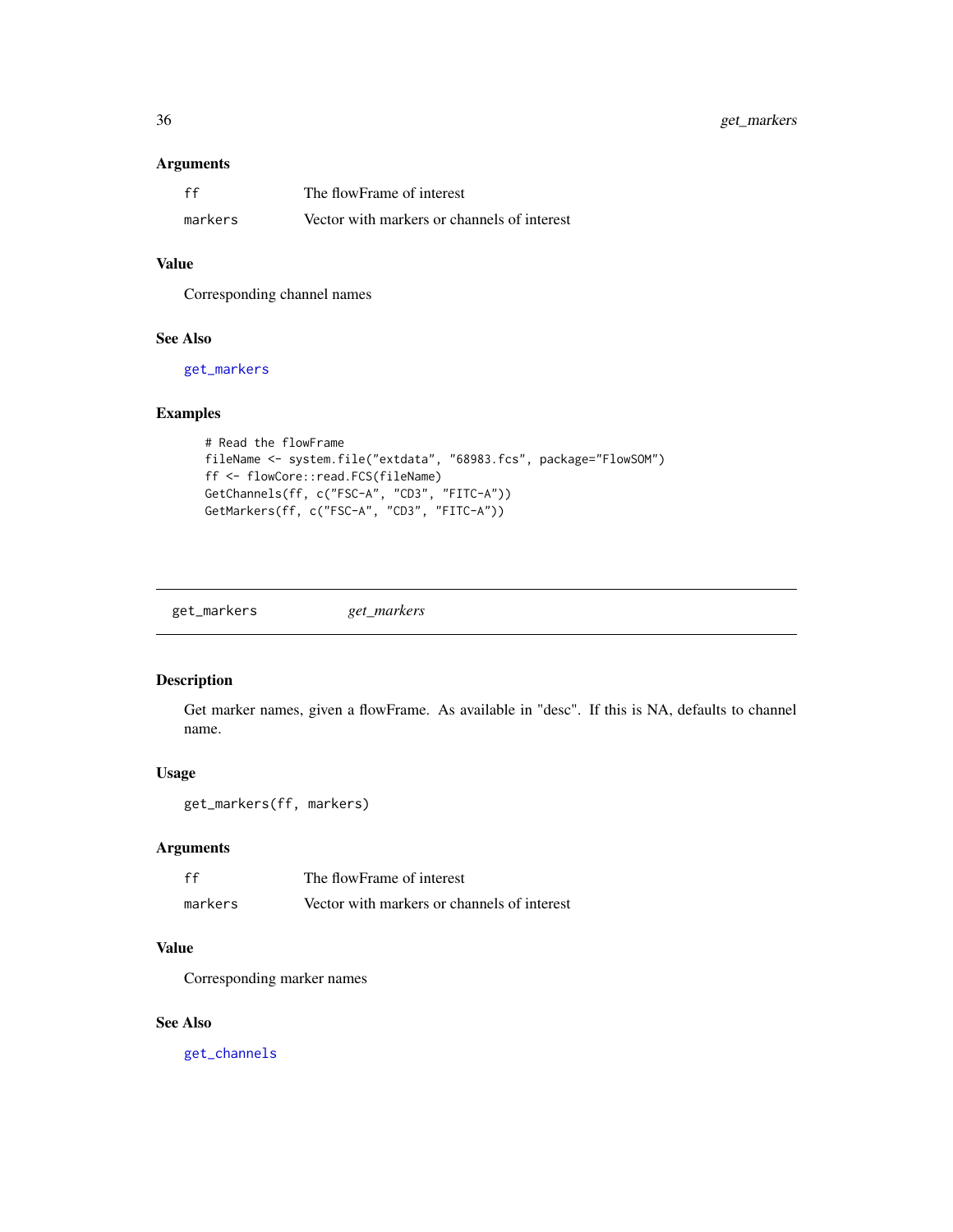### Arguments

| | |
|---|---|
| ff | The flowFrame of interest |
| markers | Vector with markers or channels of interest |

### Value

Corresponding channel names

### See Also

get_markers

### Examples

```
# Read the flowFrame
fileName <- system.file("extdata", "68983.fcs", package="FlowSOM")
ff <- flowCore::read.FCS(fileName)
GetChannels(ff, c("FSC-A", "CD3", "FITC-A"))
GetMarkers(ff, c("FSC-A", "CD3", "FITC-A"))
```

---

## get_markers *get_markers*

### Description

Get marker names, given a flowFrame. As available in "desc". If this is NA, defaults to channel name.

### Usage

```
get_markers(ff, markers)
```

### Arguments

| | |
|---|---|
| ff | The flowFrame of interest |
| markers | Vector with markers or channels of interest |

### Value

Corresponding marker names

### See Also

get_channels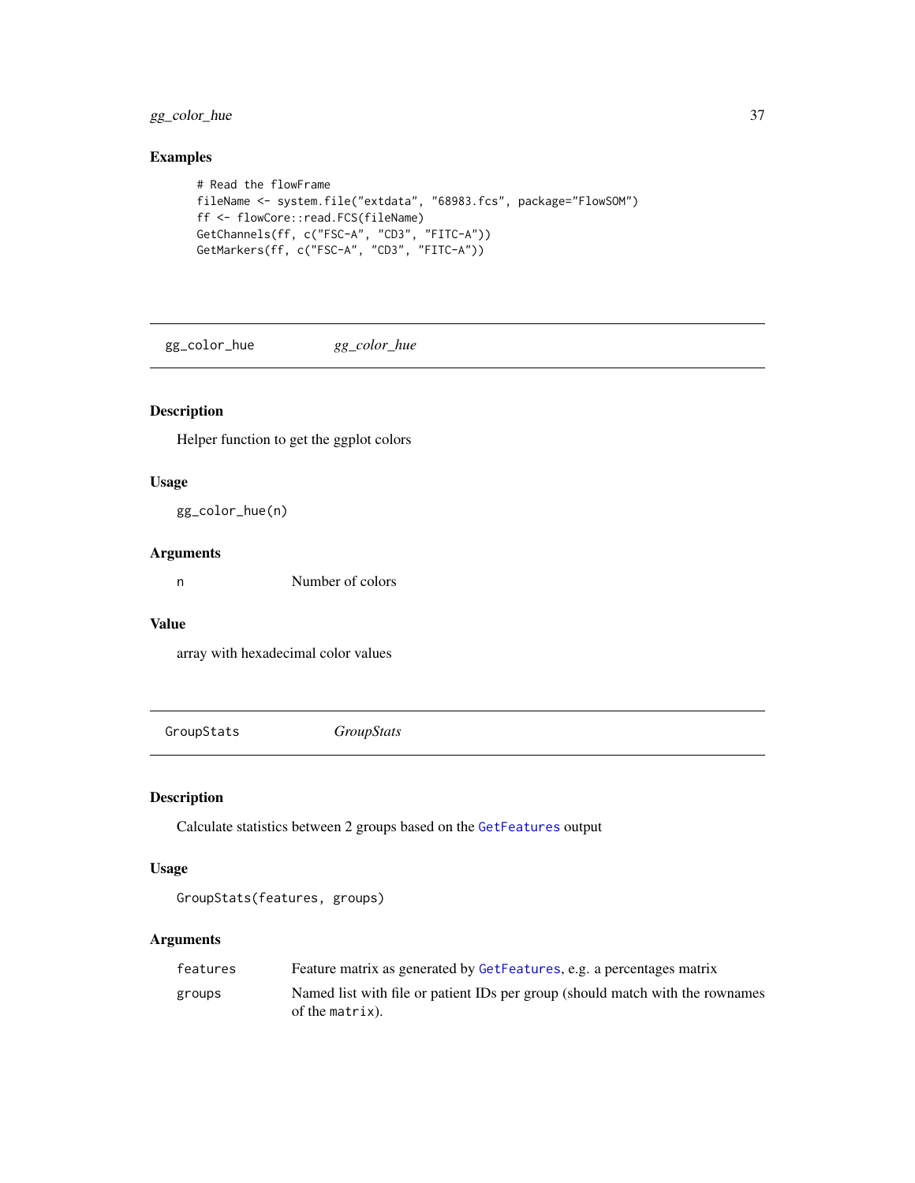### Examples

```
# Read the flowFrame
fileName <- system.file("extdata", "68983.fcs", package="FlowSOM")
ff <- flowCore::read.FCS(fileName)
GetChannels(ff, c("FSC-A", "CD3", "FITC-A"))
GetMarkers(ff, c("FSC-A", "CD3", "FITC-A"))
```

## gg_color_hue    *gg_color_hue*

### Description

Helper function to get the ggplot colors

### Usage

```
gg_color_hue(n)
```

### Arguments

| | |
|---|---|
| n | Number of colors |

### Value

array with hexadecimal color values

## GroupStats    *GroupStats*

### Description

Calculate statistics between 2 groups based on the `GetFeatures` output

### Usage

```
GroupStats(features, groups)
```

### Arguments

| | |
|---|---|
| features | Feature matrix as generated by `GetFeatures`, e.g. a percentages matrix |
| groups | Named list with file or patient IDs per group (should match with the rownames of the `matrix`). |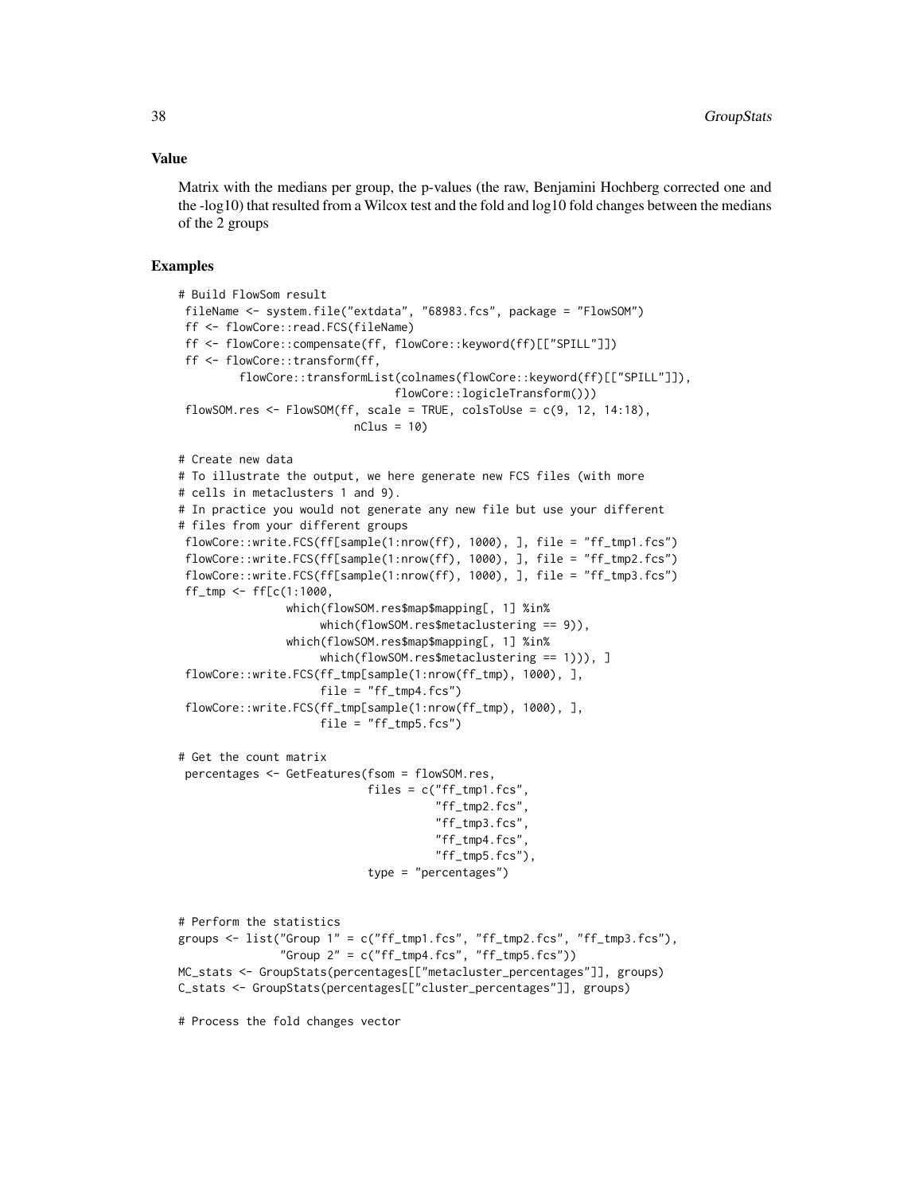## Value

Matrix with the medians per group, the p-values (the raw, Benjamini Hochberg corrected one and the -log10) that resulted from a Wilcox test and the fold and log10 fold changes between the medians of the 2 groups

## Examples

```
# Build FlowSom result
 fileName <- system.file("extdata", "68983.fcs", package = "FlowSOM")
 ff <- flowCore::read.FCS(fileName)
 ff <- flowCore::compensate(ff, flowCore::keyword(ff)[["SPILL"]])
 ff <- flowCore::transform(ff,
         flowCore::transformList(colnames(flowCore::keyword(ff)[["SPILL"]]),
                                flowCore::logicleTransform()))
 flowSOM.res <- FlowSOM(ff, scale = TRUE, colsToUse = c(9, 12, 14:18),
                          nClus = 10)

# Create new data
# To illustrate the output, we here generate new FCS files (with more
# cells in metaclusters 1 and 9).
# In practice you would not generate any new file but use your different
# files from your different groups
 flowCore::write.FCS(ff[sample(1:nrow(ff), 1000), ], file = "ff_tmp1.fcs")
 flowCore::write.FCS(ff[sample(1:nrow(ff), 1000), ], file = "ff_tmp2.fcs")
 flowCore::write.FCS(ff[sample(1:nrow(ff), 1000), ], file = "ff_tmp3.fcs")
 ff_tmp <- ff[c(1:1000,
               which(flowSOM.res$map$mapping[, 1] %in%
                     which(flowSOM.res$metaclustering == 9)),
               which(flowSOM.res$map$mapping[, 1] %in%
                     which(flowSOM.res$metaclustering == 1))), ]
 flowCore::write.FCS(ff_tmp[sample(1:nrow(ff_tmp), 1000), ],
                     file = "ff_tmp4.fcs")
 flowCore::write.FCS(ff_tmp[sample(1:nrow(ff_tmp), 1000), ],
                     file = "ff_tmp5.fcs")

# Get the count matrix
 percentages <- GetFeatures(fsom = flowSOM.res,
                            files = c("ff_tmp1.fcs",
                                      "ff_tmp2.fcs",
                                      "ff_tmp3.fcs",
                                      "ff_tmp4.fcs",
                                      "ff_tmp5.fcs"),
                            type = "percentages")


# Perform the statistics
groups <- list("Group 1" = c("ff_tmp1.fcs", "ff_tmp2.fcs", "ff_tmp3.fcs"),
               "Group 2" = c("ff_tmp4.fcs", "ff_tmp5.fcs"))
MC_stats <- GroupStats(percentages[["metacluster_percentages"]], groups)
C_stats <- GroupStats(percentages[["cluster_percentages"]], groups)

# Process the fold changes vector
```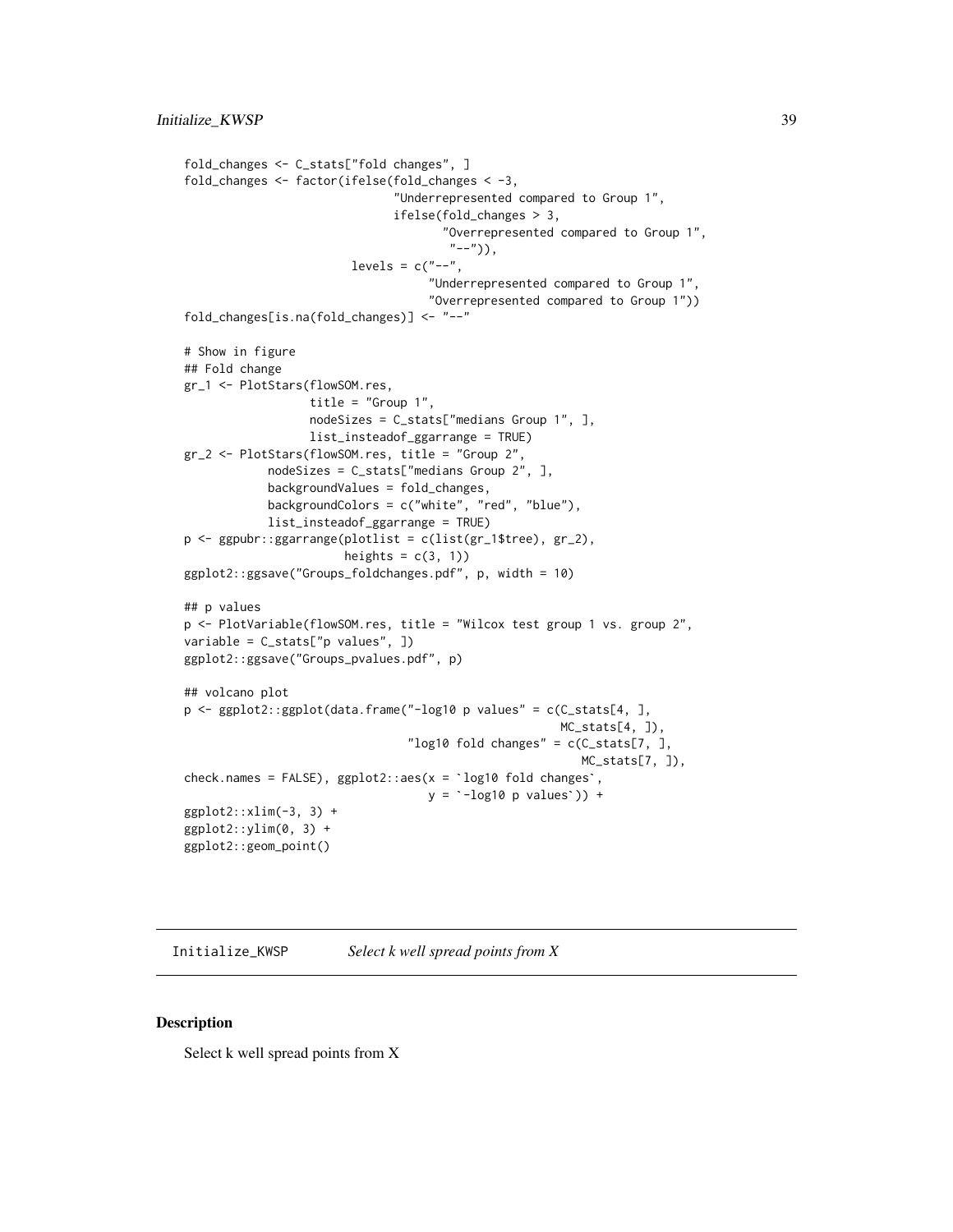```
fold_changes <- C_stats["fold changes", ]
fold_changes <- factor(ifelse(fold_changes < -3,
                              "Underrepresented compared to Group 1",
                              ifelse(fold_changes > 3,
                                     "Overrepresented compared to Group 1",
                                     "--")),
                       levels = c("--",
                                  "Underrepresented compared to Group 1",
                                  "Overrepresented compared to Group 1"))
fold_changes[is.na(fold_changes)] <- "--"

# Show in figure
## Fold change
gr_1 <- PlotStars(flowSOM.res,
                  title = "Group 1",
                  nodeSizes = C_stats["medians Group 1", ],
                  list_insteadof_ggarrange = TRUE)
gr_2 <- PlotStars(flowSOM.res, title = "Group 2",
            nodeSizes = C_stats["medians Group 2", ],
            backgroundValues = fold_changes,
            backgroundColors = c("white", "red", "blue"),
            list_insteadof_ggarrange = TRUE)
p <- ggpubr::ggarrange(plotlist = c(list(gr_1$tree), gr_2),
                       heights = c(3, 1))
ggplot2::ggsave("Groups_foldchanges.pdf", p, width = 10)

## p values
p <- PlotVariable(flowSOM.res, title = "Wilcox test group 1 vs. group 2",
variable = C_stats["p values", ])
ggplot2::ggsave("Groups_pvalues.pdf", p)

## volcano plot
p <- ggplot2::ggplot(data.frame("-log10 p values" = c(C_stats[4, ],
                                                      MC_stats[4, ]),
                                "log10 fold changes" = c(C_stats[7, ],
                                                         MC_stats[7, ]),
check.names = FALSE), ggplot2::aes(x = `log10 fold changes`,
                                   y = `-log10 p values`)) +
ggplot2::xlim(-3, 3) +
ggplot2::ylim(0, 3) +
ggplot2::geom_point()
```

---

`Initialize_KWSP` *Select k well spread points from X*

---

## Description

Select k well spread points from X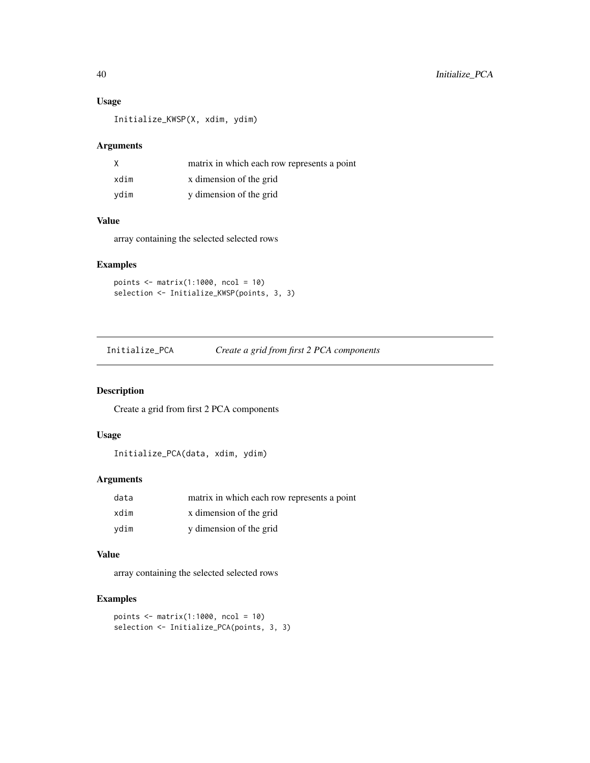### Usage

```
Initialize_KWSP(X, xdim, ydim)
```

### Arguments

| | |
|---|---|
| X | matrix in which each row represents a point |
| xdim | x dimension of the grid |
| ydim | y dimension of the grid |

### Value

array containing the selected selected rows

### Examples

```
points <- matrix(1:1000, ncol = 10)
selection <- Initialize_KWSP(points, 3, 3)
```

---

## Initialize_PCA *Create a grid from first 2 PCA components*

---

### Description

Create a grid from first 2 PCA components

### Usage

```
Initialize_PCA(data, xdim, ydim)
```

### Arguments

| | |
|---|---|
| data | matrix in which each row represents a point |
| xdim | x dimension of the grid |
| ydim | y dimension of the grid |

### Value

array containing the selected selected rows

### Examples

```
points <- matrix(1:1000, ncol = 10)
selection <- Initialize_PCA(points, 3, 3)
```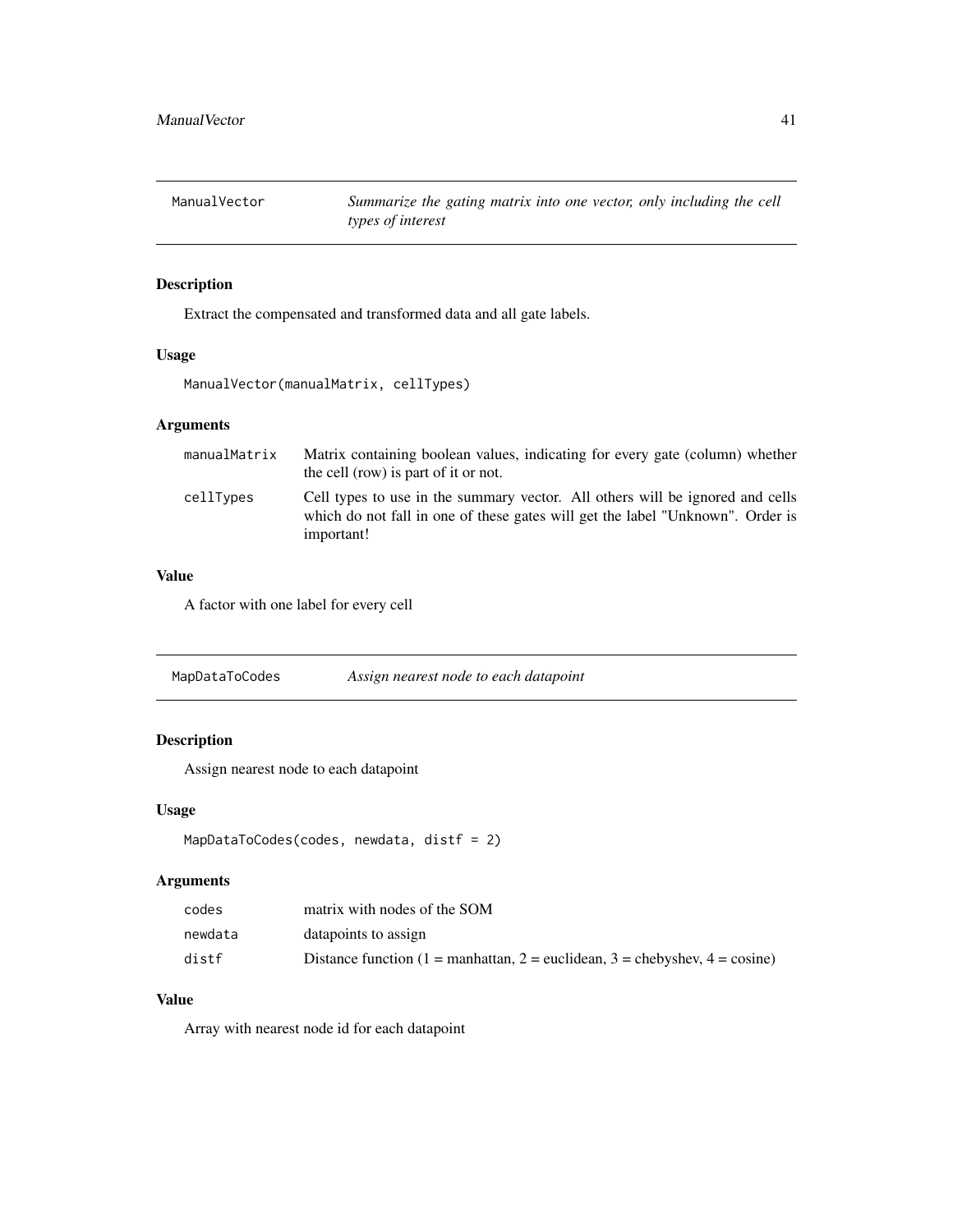## ManualVector

*Summarize the gating matrix into one vector, only including the cell types of interest*

### Description

Extract the compensated and transformed data and all gate labels.

### Usage

```
ManualVector(manualMatrix, cellTypes)
```

### Arguments

| | |
|---|---|
| manualMatrix | Matrix containing boolean values, indicating for every gate (column) whether the cell (row) is part of it or not. |
| cellTypes | Cell types to use in the summary vector. All others will be ignored and cells which do not fall in one of these gates will get the label "Unknown". Order is important! |

### Value

A factor with one label for every cell

## MapDataToCodes

*Assign nearest node to each datapoint*

### Description

Assign nearest node to each datapoint

### Usage

```
MapDataToCodes(codes, newdata, distf = 2)
```

### Arguments

| | |
|---|---|
| codes | matrix with nodes of the SOM |
| newdata | datapoints to assign |
| distf | Distance function (1 = manhattan, 2 = euclidean, 3 = chebyshev, 4 = cosine) |

### Value

Array with nearest node id for each datapoint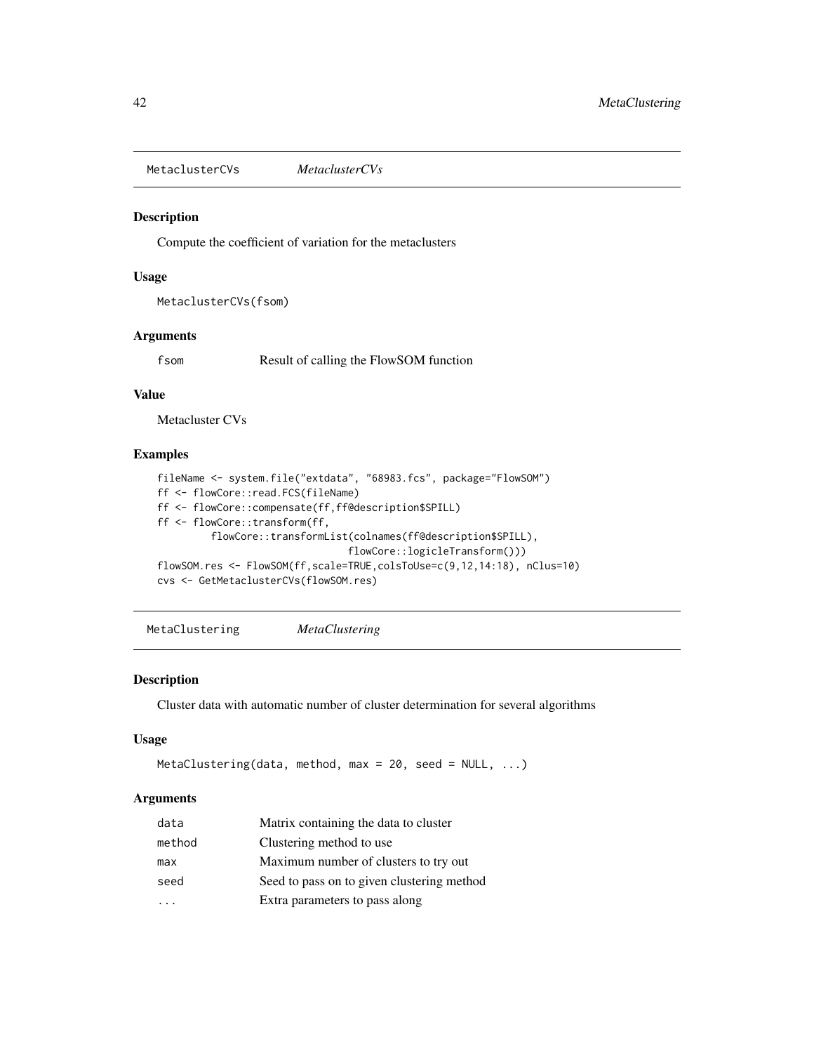## MetaclusterCVs *MetaclusterCVs*

### Description

Compute the coefficient of variation for the metaclusters

### Usage

```
MetaclusterCVs(fsom)
```

### Arguments

| | |
|---|---|
| fsom | Result of calling the FlowSOM function |

### Value

Metacluster CVs

### Examples

```
fileName <- system.file("extdata", "68983.fcs", package="FlowSOM")
ff <- flowCore::read.FCS(fileName)
ff <- flowCore::compensate(ff,ff@description$SPILL)
ff <- flowCore::transform(ff,
        flowCore::transformList(colnames(ff@description$SPILL),
                               flowCore::logicleTransform()))
flowSOM.res <- FlowSOM(ff,scale=TRUE,colsToUse=c(9,12,14:18), nClus=10)
cvs <- GetMetaclusterCVs(flowSOM.res)
```

## MetaClustering *MetaClustering*

### Description

Cluster data with automatic number of cluster determination for several algorithms

### Usage

```
MetaClustering(data, method, max = 20, seed = NULL, ...)
```

### Arguments

| | |
|---|---|
| data | Matrix containing the data to cluster |
| method | Clustering method to use |
| max | Maximum number of clusters to try out |
| seed | Seed to pass on to given clustering method |
| ... | Extra parameters to pass along |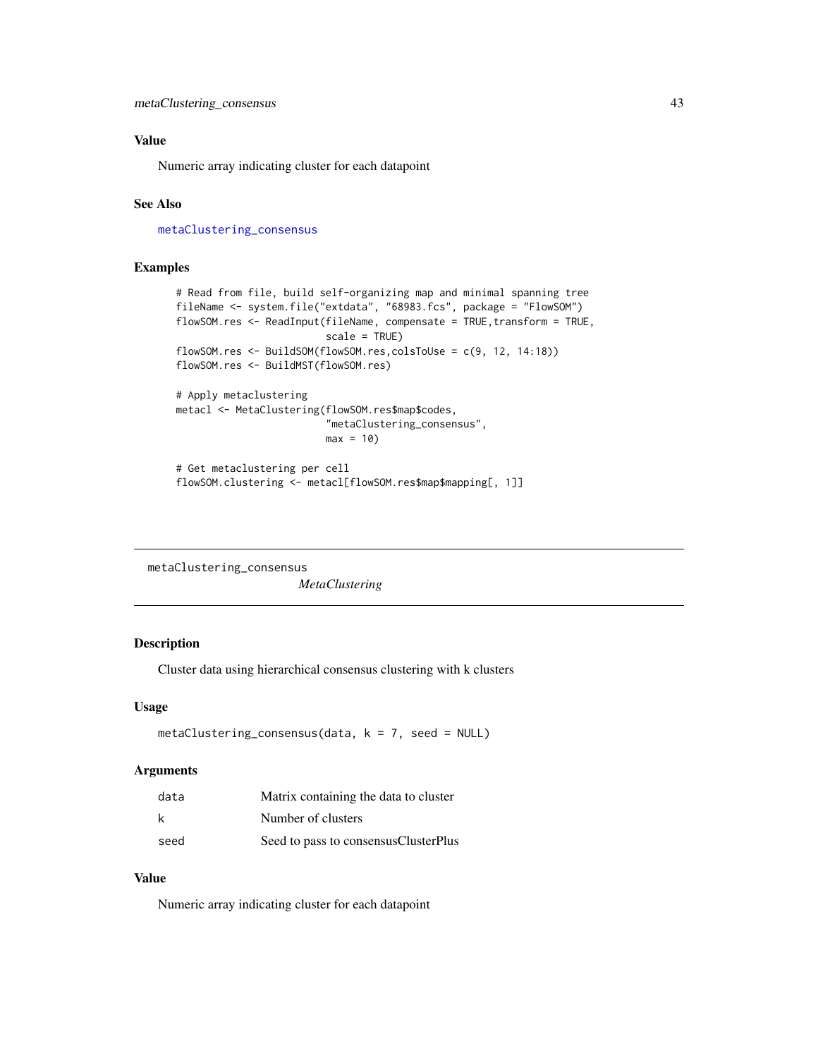### Value

Numeric array indicating cluster for each datapoint

### See Also

metaClustering_consensus

### Examples

```
# Read from file, build self-organizing map and minimal spanning tree
fileName <- system.file("extdata", "68983.fcs", package = "FlowSOM")
flowSOM.res <- ReadInput(fileName, compensate = TRUE,transform = TRUE,
                         scale = TRUE)
flowSOM.res <- BuildSOM(flowSOM.res,colsToUse = c(9, 12, 14:18))
flowSOM.res <- BuildMST(flowSOM.res)

# Apply metaclustering
metacl <- MetaClustering(flowSOM.res$map$codes,
                         "metaClustering_consensus",
                         max = 10)

# Get metaclustering per cell
flowSOM.clustering <- metacl[flowSOM.res$map$mapping[, 1]]
```

---

## metaClustering_consensus    *MetaClustering*

---

### Description

Cluster data using hierarchical consensus clustering with k clusters

### Usage

```
metaClustering_consensus(data, k = 7, seed = NULL)
```

### Arguments

| | |
|---|---|
| data | Matrix containing the data to cluster |
| k | Number of clusters |
| seed | Seed to pass to consensusClusterPlus |

### Value

Numeric array indicating cluster for each datapoint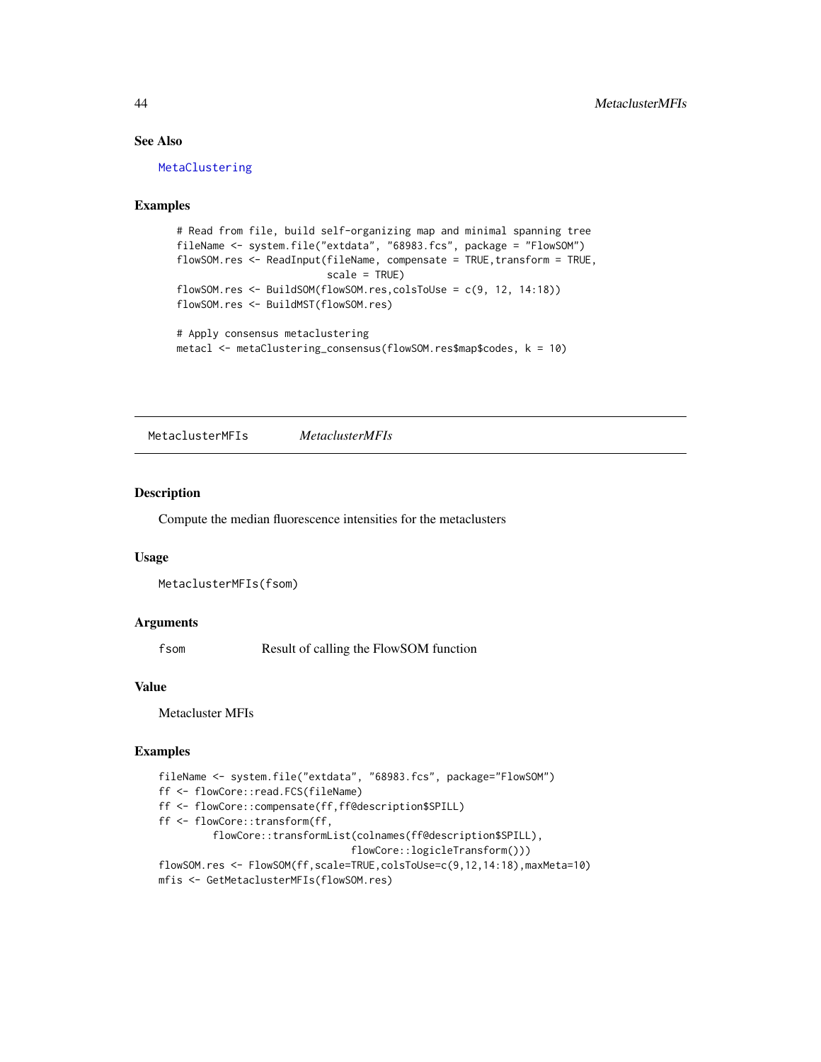### See Also

MetaClustering

### Examples

```
# Read from file, build self-organizing map and minimal spanning tree
fileName <- system.file("extdata", "68983.fcs", package = "FlowSOM")
flowSOM.res <- ReadInput(fileName, compensate = TRUE,transform = TRUE,
                         scale = TRUE)
flowSOM.res <- BuildSOM(flowSOM.res,colsToUse = c(9, 12, 14:18))
flowSOM.res <- BuildMST(flowSOM.res)

# Apply consensus metaclustering
metacl <- metaClustering_consensus(flowSOM.res$map$codes, k = 10)
```

---

## MetaclusterMFIs &nbsp;&nbsp;&nbsp;&nbsp; *MetaclusterMFIs*

### Description

Compute the median fluorescence intensities for the metaclusters

### Usage

```
MetaclusterMFIs(fsom)
```

### Arguments

| | |
|---|---|
| fsom | Result of calling the FlowSOM function |

### Value

Metacluster MFIs

### Examples

```
fileName <- system.file("extdata", "68983.fcs", package="FlowSOM")
ff <- flowCore::read.FCS(fileName)
ff <- flowCore::compensate(ff,ff@description$SPILL)
ff <- flowCore::transform(ff,
         flowCore::transformList(colnames(ff@description$SPILL),
                                flowCore::logicleTransform()))
flowSOM.res <- FlowSOM(ff,scale=TRUE,colsToUse=c(9,12,14:18),maxMeta=10)
mfis <- GetMetaclusterMFIs(flowSOM.res)
```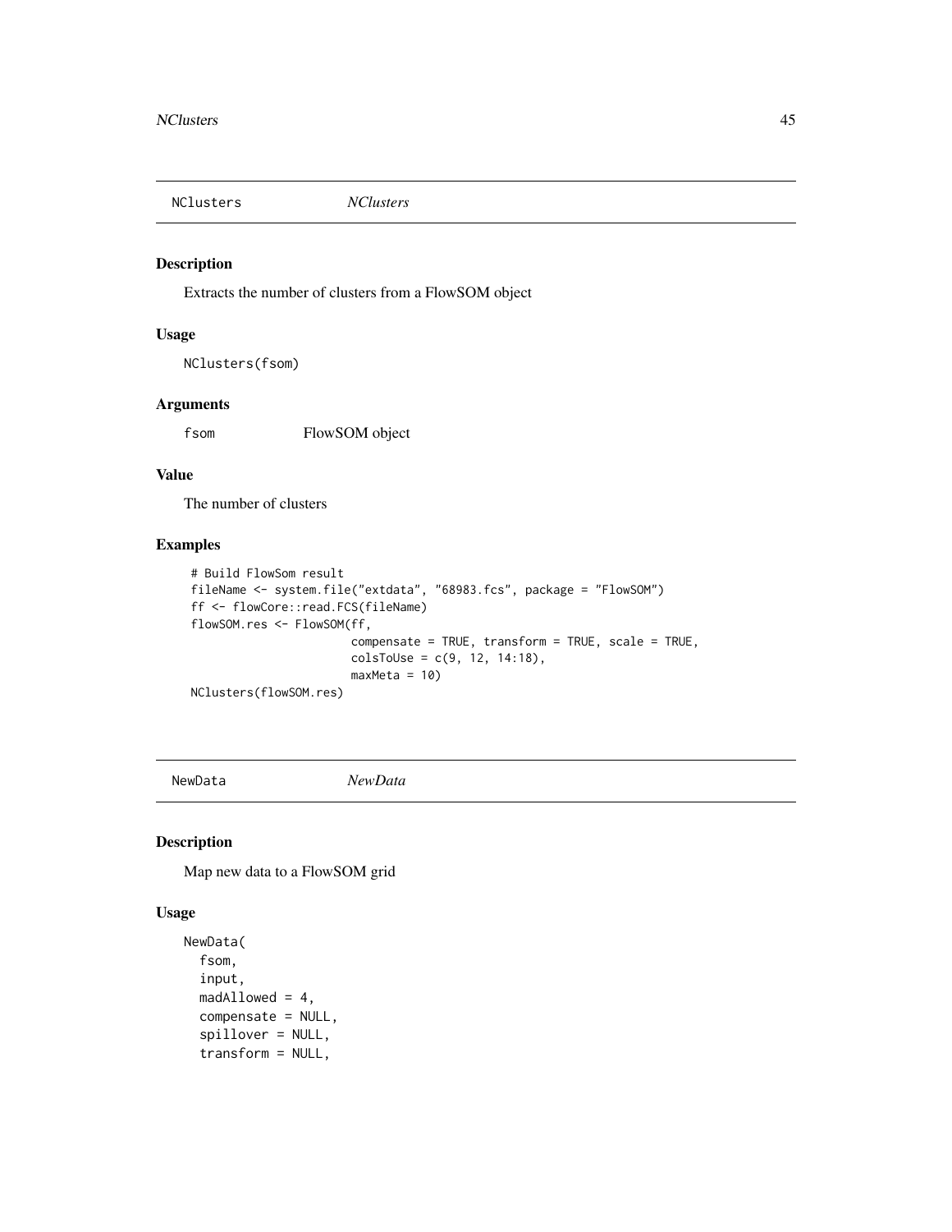## NClusters *NClusters*

### Description

Extracts the number of clusters from a FlowSOM object

### Usage

```
NClusters(fsom)
```

### Arguments

| | |
|---|---|
| fsom | FlowSOM object |

### Value

The number of clusters

### Examples

```
# Build FlowSom result
fileName <- system.file("extdata", "68983.fcs", package = "FlowSOM")
ff <- flowCore::read.FCS(fileName)
flowSOM.res <- FlowSOM(ff,
                       compensate = TRUE, transform = TRUE, scale = TRUE,
                       colsToUse = c(9, 12, 14:18),
                       maxMeta = 10)
NClusters(flowSOM.res)
```

## NewData *NewData*

### Description

Map new data to a FlowSOM grid

### Usage

```
NewData(
  fsom,
  input,
  madAllowed = 4,
  compensate = NULL,
  spillover = NULL,
  transform = NULL,
```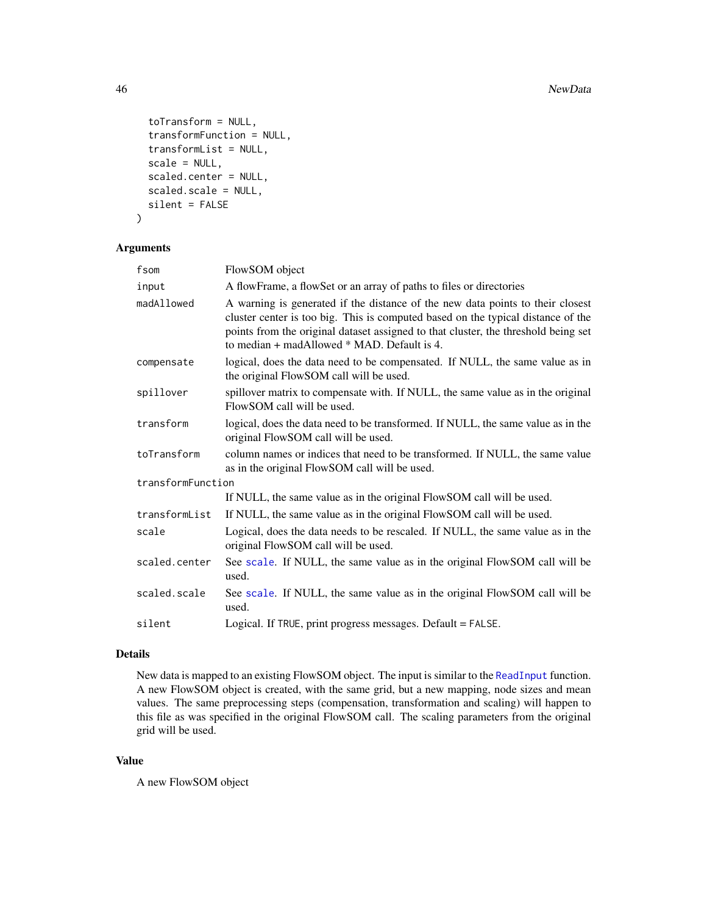```
  toTransform = NULL,
  transformFunction = NULL,
  transformList = NULL,
  scale = NULL,
  scaled.center = NULL,
  scaled.scale = NULL,
  silent = FALSE
)
```

## Arguments

| Argument | Description |
|---|---|
| `fsom` | FlowSOM object |
| `input` | A flowFrame, a flowSet or an array of paths to files or directories |
| `madAllowed` | A warning is generated if the distance of the new data points to their closest cluster center is too big. This is computed based on the typical distance of the points from the original dataset assigned to that cluster, the threshold being set to median + madAllowed * MAD. Default is 4. |
| `compensate` | logical, does the data need to be compensated. If NULL, the same value as in the original FlowSOM call will be used. |
| `spillover` | spillover matrix to compensate with. If NULL, the same value as in the original FlowSOM call will be used. |
| `transform` | logical, does the data need to be transformed. If NULL, the same value as in the original FlowSOM call will be used. |
| `toTransform` | column names or indices that need to be transformed. If NULL, the same value as in the original FlowSOM call will be used. |
| `transformFunction` | If NULL, the same value as in the original FlowSOM call will be used. |
| `transformList` | If NULL, the same value as in the original FlowSOM call will be used. |
| `scale` | Logical, does the data needs to be rescaled. If NULL, the same value as in the original FlowSOM call will be used. |
| `scaled.center` | See `scale`. If NULL, the same value as in the original FlowSOM call will be used. |
| `scaled.scale` | See `scale`. If NULL, the same value as in the original FlowSOM call will be used. |
| `silent` | Logical. If `TRUE`, print progress messages. Default = `FALSE`. |

## Details

New data is mapped to an existing FlowSOM object. The input is similar to the `ReadInput` function. A new FlowSOM object is created, with the same grid, but a new mapping, node sizes and mean values. The same preprocessing steps (compensation, transformation and scaling) will happen to this file as was specified in the original FlowSOM call. The scaling parameters from the original grid will be used.

## Value

A new FlowSOM object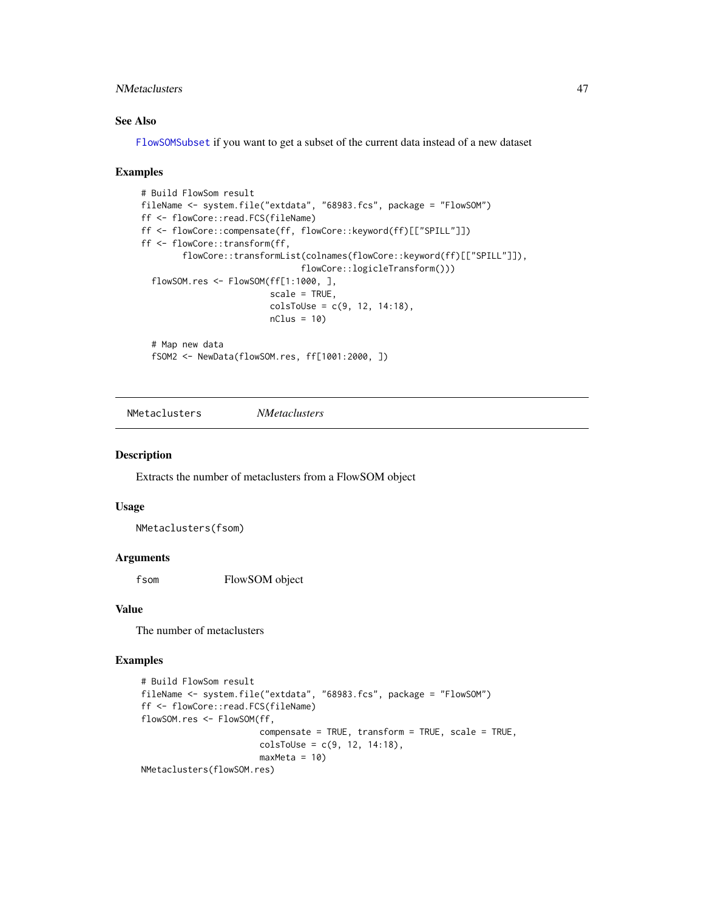### See Also

FlowSOMSubset if you want to get a subset of the current data instead of a new dataset

### Examples

```
# Build FlowSom result
fileName <- system.file("extdata", "68983.fcs", package = "FlowSOM")
ff <- flowCore::read.FCS(fileName)
ff <- flowCore::compensate(ff, flowCore::keyword(ff)[["SPILL"]])
ff <- flowCore::transform(ff,
        flowCore::transformList(colnames(flowCore::keyword(ff)[["SPILL"]]),
                               flowCore::logicleTransform()))
  flowSOM.res <- FlowSOM(ff[1:1000, ],
                         scale = TRUE,
                         colsToUse = c(9, 12, 14:18),
                         nClus = 10)

  # Map new data
  fSOM2 <- NewData(flowSOM.res, ff[1001:2000, ])
```

---

## NMetaclusters *NMetaclusters*

### Description

Extracts the number of metaclusters from a FlowSOM object

### Usage

```
NMetaclusters(fsom)
```

### Arguments

| | |
|---|---|
| fsom | FlowSOM object |

### Value

The number of metaclusters

### Examples

```
# Build FlowSom result
fileName <- system.file("extdata", "68983.fcs", package = "FlowSOM")
ff <- flowCore::read.FCS(fileName)
flowSOM.res <- FlowSOM(ff,
                       compensate = TRUE, transform = TRUE, scale = TRUE,
                       colsToUse = c(9, 12, 14:18),
                       maxMeta = 10)
NMetaclusters(flowSOM.res)
```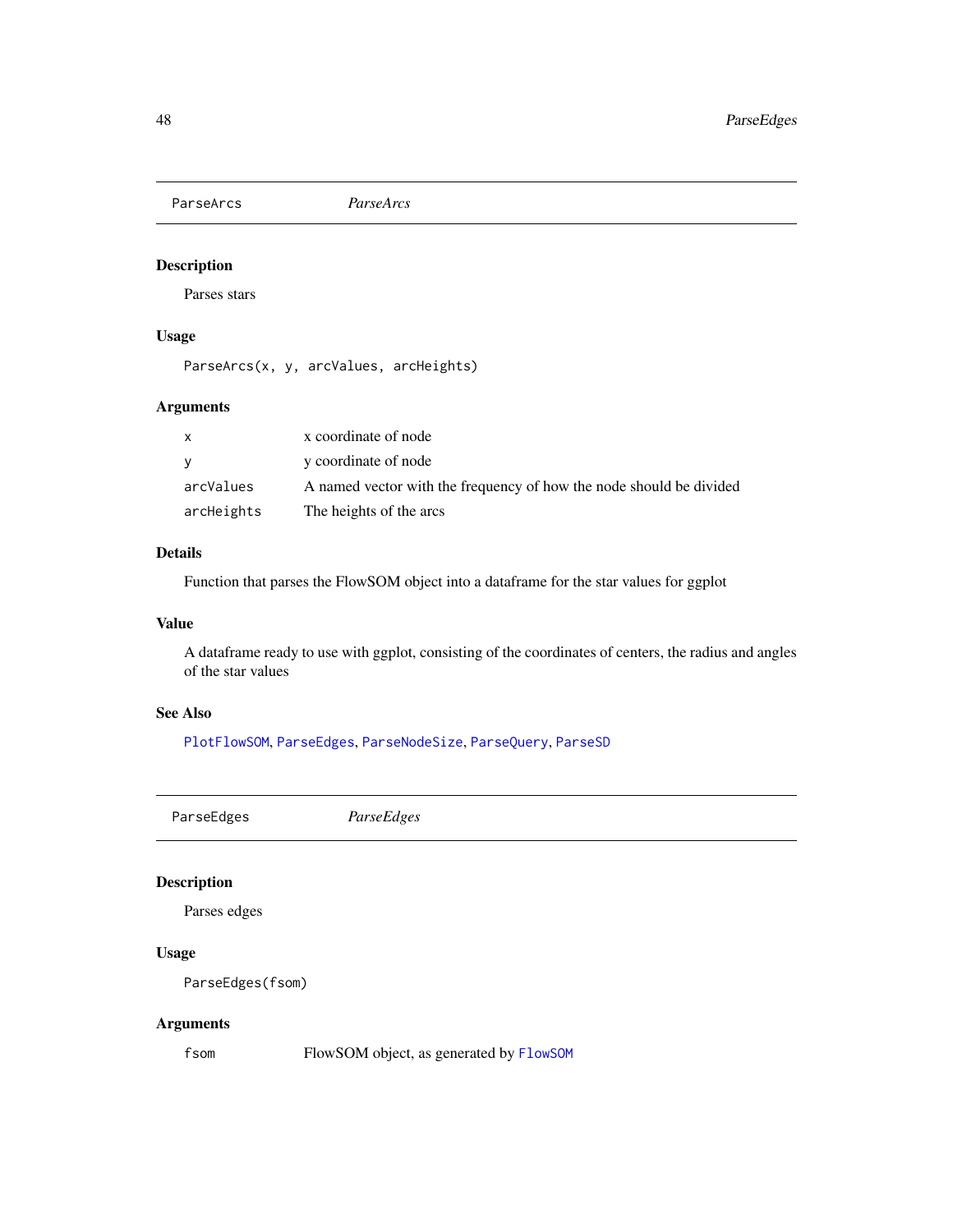## ParseArcs *ParseArcs*

### Description

Parses stars

### Usage

```
ParseArcs(x, y, arcValues, arcHeights)
```

### Arguments

| | |
|---|---|
| x | x coordinate of node |
| y | y coordinate of node |
| arcValues | A named vector with the frequency of how the node should be divided |
| arcHeights | The heights of the arcs |

### Details

Function that parses the FlowSOM object into a dataframe for the star values for ggplot

### Value

A dataframe ready to use with ggplot, consisting of the coordinates of centers, the radius and angles of the star values

### See Also

PlotFlowSOM, ParseEdges, ParseNodeSize, ParseQuery, ParseSD

## ParseEdges *ParseEdges*

### Description

Parses edges

### Usage

```
ParseEdges(fsom)
```

### Arguments

| | |
|---|---|
| fsom | FlowSOM object, as generated by FlowSOM |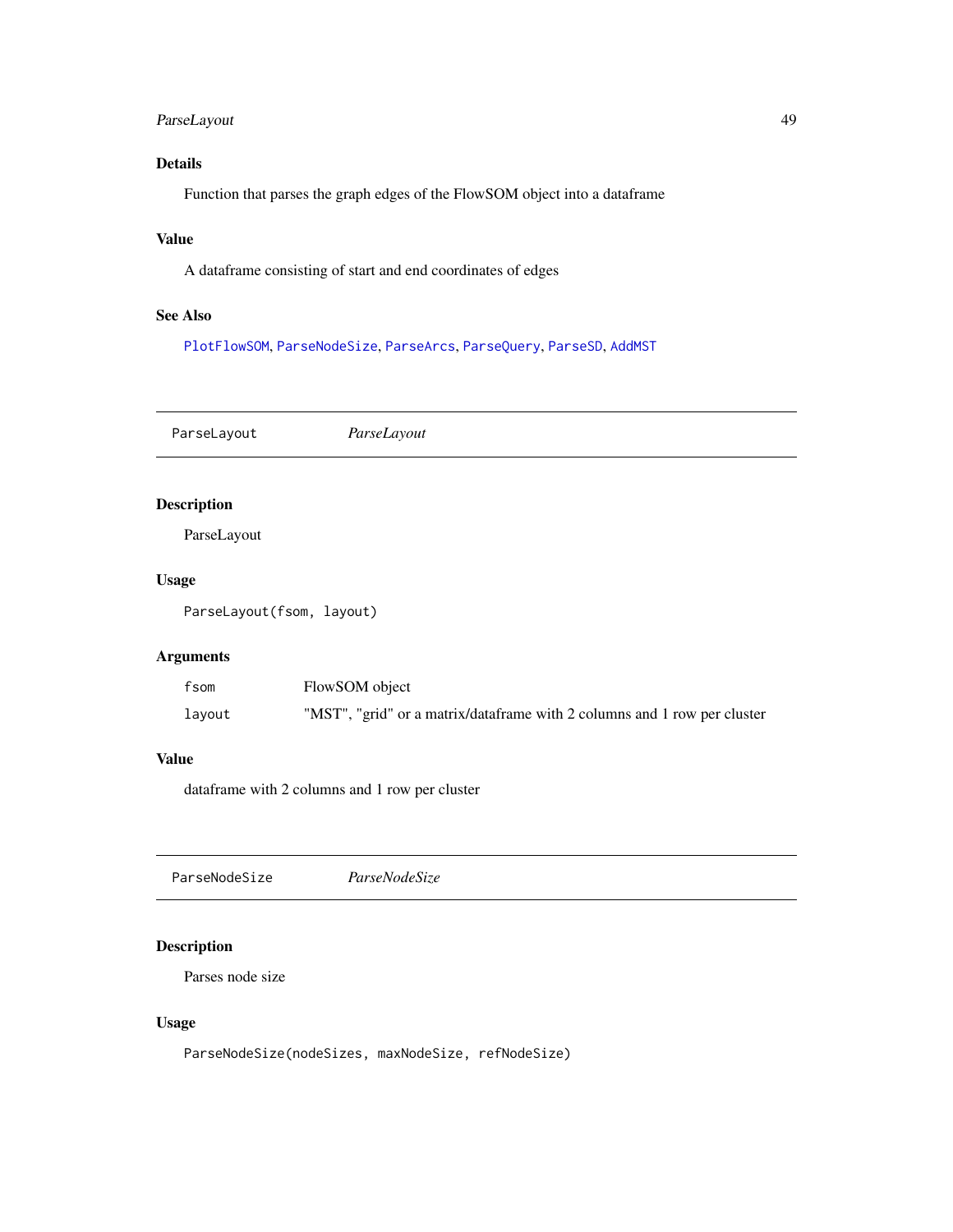### Details

Function that parses the graph edges of the FlowSOM object into a dataframe

### Value

A dataframe consisting of start and end coordinates of edges

### See Also

PlotFlowSOM, ParseNodeSize, ParseArcs, ParseQuery, ParseSD, AddMST

---

## ParseLayout *ParseLayout*

---

### Description

ParseLayout

### Usage

```
ParseLayout(fsom, layout)
```

### Arguments

| | |
|---|---|
| fsom | FlowSOM object |
| layout | "MST", "grid" or a matrix/dataframe with 2 columns and 1 row per cluster |

### Value

dataframe with 2 columns and 1 row per cluster

---

## ParseNodeSize *ParseNodeSize*

---

### Description

Parses node size

### Usage

```
ParseNodeSize(nodeSizes, maxNodeSize, refNodeSize)
```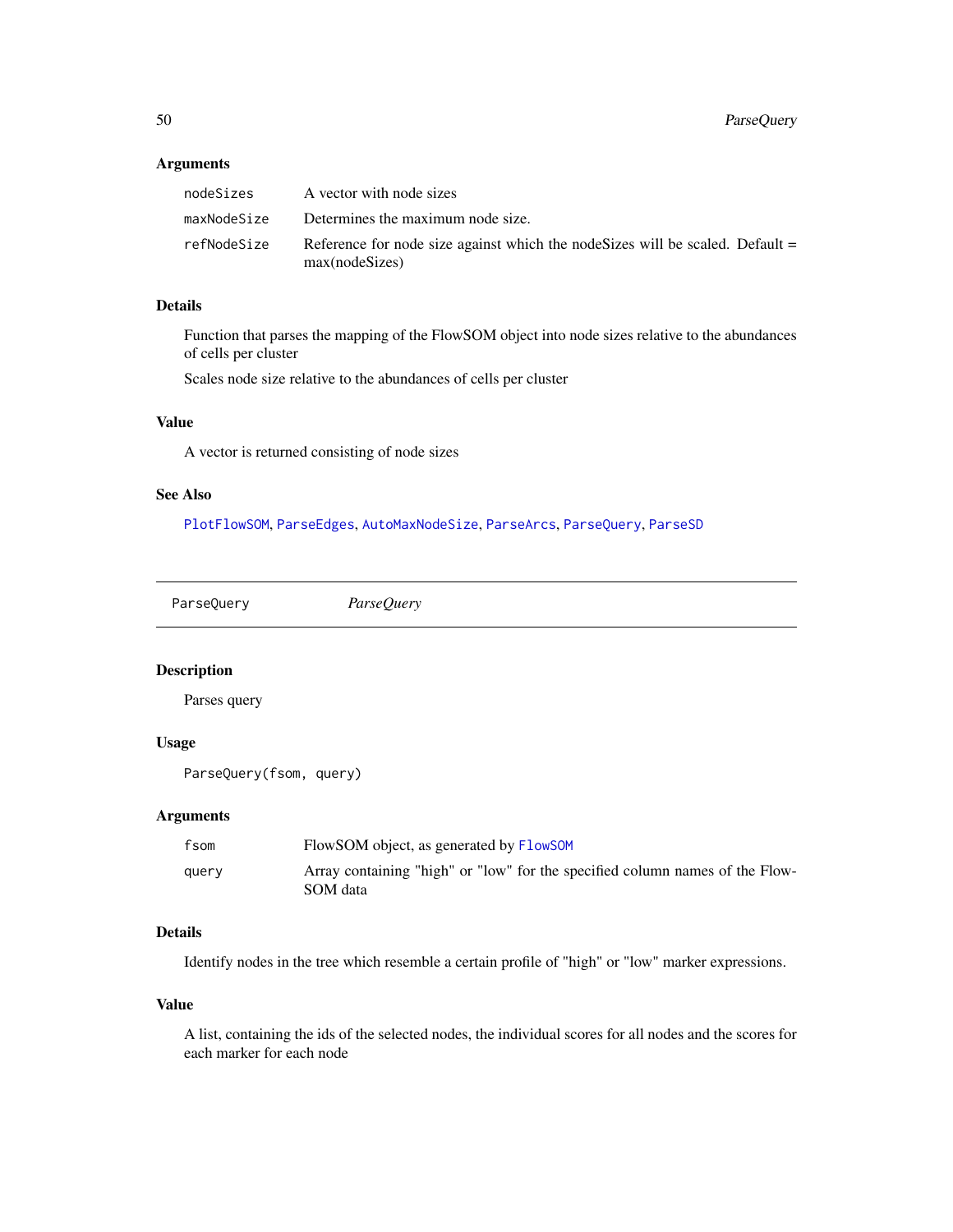## Arguments

| | |
|---|---|
| nodeSizes | A vector with node sizes |
| maxNodeSize | Determines the maximum node size. |
| refNodeSize | Reference for node size against which the nodeSizes will be scaled. Default = max(nodeSizes) |

## Details

Function that parses the mapping of the FlowSOM object into node sizes relative to the abundances of cells per cluster

Scales node size relative to the abundances of cells per cluster

## Value

A vector is returned consisting of node sizes

## See Also

PlotFlowSOM, ParseEdges, AutoMaxNodeSize, ParseArcs, ParseQuery, ParseSD

---

# ParseQuery *ParseQuery*

---

## Description

Parses query

## Usage

```
ParseQuery(fsom, query)
```

## Arguments

| | |
|---|---|
| fsom | FlowSOM object, as generated by FlowSOM |
| query | Array containing "high" or "low" for the specified column names of the FlowSOM data |

## Details

Identify nodes in the tree which resemble a certain profile of "high" or "low" marker expressions.

## Value

A list, containing the ids of the selected nodes, the individual scores for all nodes and the scores for each marker for each node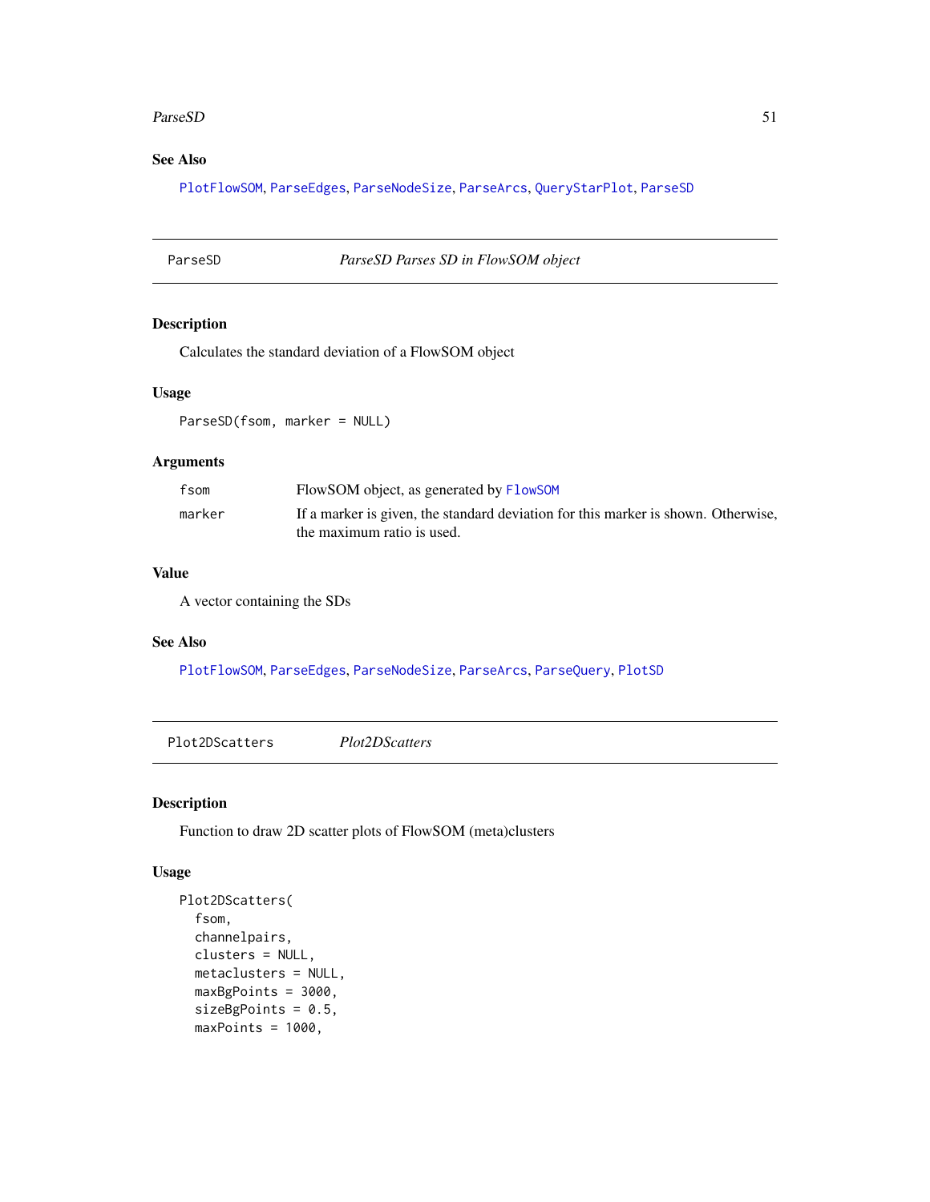### See Also

PlotFlowSOM, ParseEdges, ParseNodeSize, ParseArcs, QueryStarPlot, ParseSD

---

## ParseSD — *ParseSD Parses SD in FlowSOM object*

### Description

Calculates the standard deviation of a FlowSOM object

### Usage

```
ParseSD(fsom, marker = NULL)
```

### Arguments

| | |
|---|---|
| fsom | FlowSOM object, as generated by FlowSOM |
| marker | If a marker is given, the standard deviation for this marker is shown. Otherwise, the maximum ratio is used. |

### Value

A vector containing the SDs

### See Also

PlotFlowSOM, ParseEdges, ParseNodeSize, ParseArcs, ParseQuery, PlotSD

---

## Plot2DScatters — *Plot2DScatters*

### Description

Function to draw 2D scatter plots of FlowSOM (meta)clusters

### Usage

```
Plot2DScatters(
  fsom,
  channelpairs,
  clusters = NULL,
  metaclusters = NULL,
  maxBgPoints = 3000,
  sizeBgPoints = 0.5,
  maxPoints = 1000,
```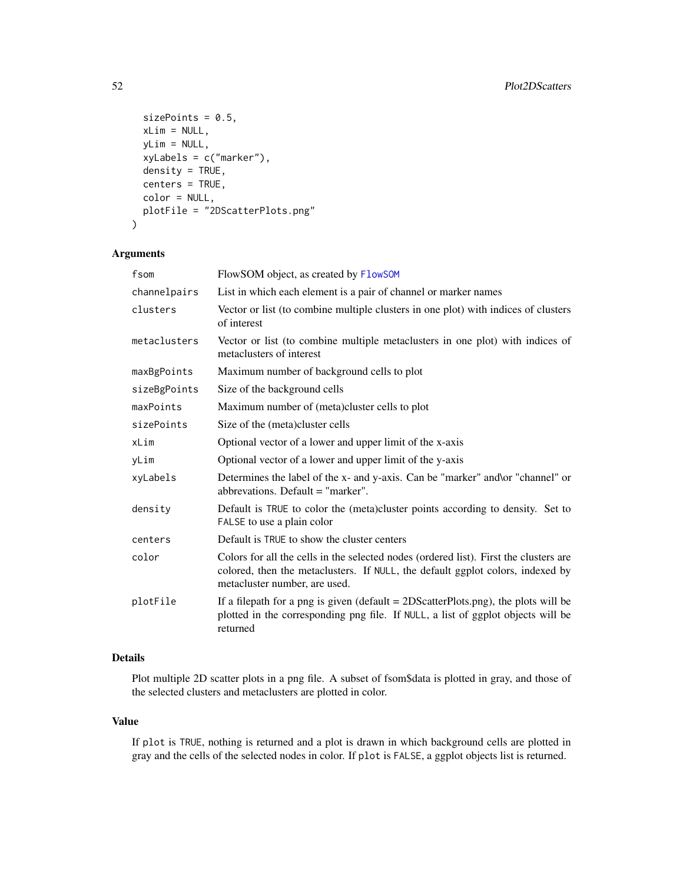```
  sizePoints = 0.5,
  xLim = NULL,
  yLim = NULL,
  xyLabels = c("marker"),
  density = TRUE,
  centers = TRUE,
  color = NULL,
  plotFile = "2DScatterPlots.png"
)
```

## Arguments

| | |
|---|---|
| fsom | FlowSOM object, as created by FlowSOM |
| channelpairs | List in which each element is a pair of channel or marker names |
| clusters | Vector or list (to combine multiple clusters in one plot) with indices of clusters of interest |
| metaclusters | Vector or list (to combine multiple metaclusters in one plot) with indices of metaclusters of interest |
| maxBgPoints | Maximum number of background cells to plot |
| sizeBgPoints | Size of the background cells |
| maxPoints | Maximum number of (meta)cluster cells to plot |
| sizePoints | Size of the (meta)cluster cells |
| xLim | Optional vector of a lower and upper limit of the x-axis |
| yLim | Optional vector of a lower and upper limit of the y-axis |
| xyLabels | Determines the label of the x- and y-axis. Can be "marker" and\or "channel" or abbrevations. Default = "marker". |
| density | Default is TRUE to color the (meta)cluster points according to density. Set to FALSE to use a plain color |
| centers | Default is TRUE to show the cluster centers |
| color | Colors for all the cells in the selected nodes (ordered list). First the clusters are colored, then the metaclusters. If NULL, the default ggplot colors, indexed by metacluster number, are used. |
| plotFile | If a filepath for a png is given (default = 2DScatterPlots.png), the plots will be plotted in the corresponding png file. If NULL, a list of ggplot objects will be returned |

## Details

Plot multiple 2D scatter plots in a png file. A subset of fsom$data is plotted in gray, and those of the selected clusters and metaclusters are plotted in color.

## Value

If plot is TRUE, nothing is returned and a plot is drawn in which background cells are plotted in gray and the cells of the selected nodes in color. If plot is FALSE, a ggplot objects list is returned.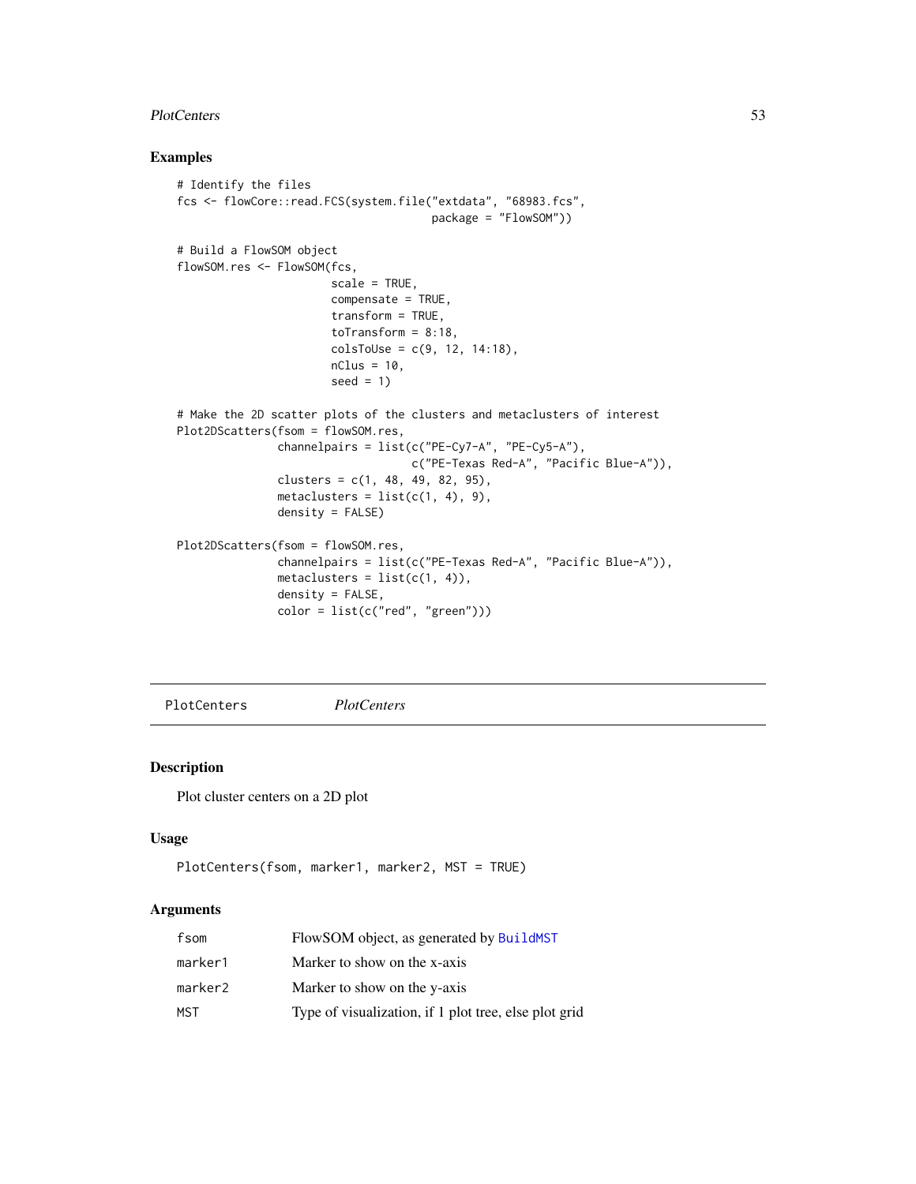## Examples

```
# Identify the files
fcs <- flowCore::read.FCS(system.file("extdata", "68983.fcs",
                                      package = "FlowSOM"))

# Build a FlowSOM object
flowSOM.res <- FlowSOM(fcs,
                       scale = TRUE,
                       compensate = TRUE,
                       transform = TRUE,
                       toTransform = 8:18,
                       colsToUse = c(9, 12, 14:18),
                       nClus = 10,
                       seed = 1)

# Make the 2D scatter plots of the clusters and metaclusters of interest
Plot2DScatters(fsom = flowSOM.res,
               channelpairs = list(c("PE-Cy7-A", "PE-Cy5-A"),
                                   c("PE-Texas Red-A", "Pacific Blue-A")),
               clusters = c(1, 48, 49, 82, 95),
               metaclusters = list(c(1, 4), 9),
               density = FALSE)

Plot2DScatters(fsom = flowSOM.res,
               channelpairs = list(c("PE-Texas Red-A", "Pacific Blue-A")),
               metaclusters = list(c(1, 4)),
               density = FALSE,
               color = list(c("red", "green")))
```

---

# PlotCenters *PlotCenters*

## Description

Plot cluster centers on a 2D plot

## Usage

```
PlotCenters(fsom, marker1, marker2, MST = TRUE)
```

## Arguments

| | |
|---|---|
| fsom | FlowSOM object, as generated by BuildMST |
| marker1 | Marker to show on the x-axis |
| marker2 | Marker to show on the y-axis |
| MST | Type of visualization, if 1 plot tree, else plot grid |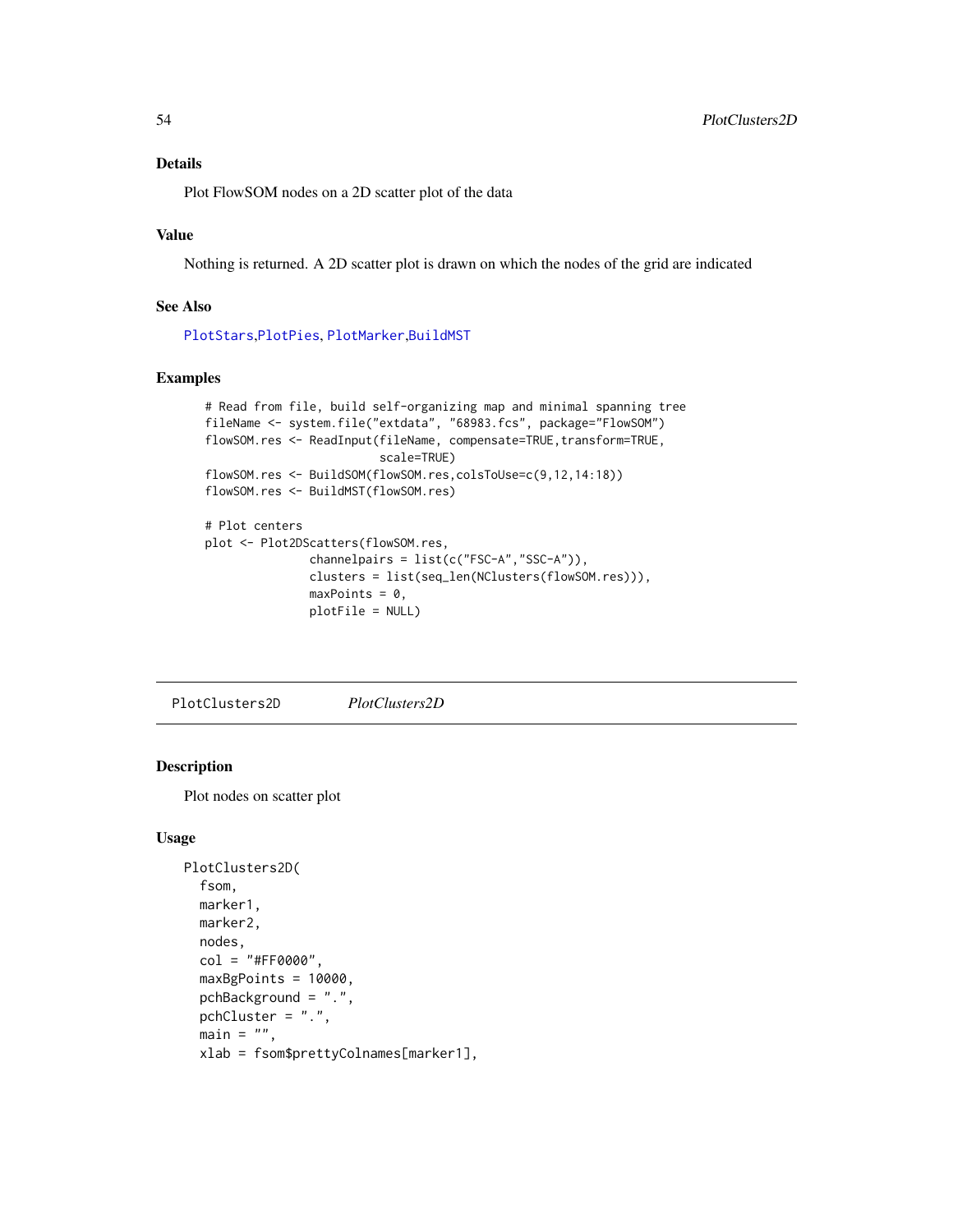## Details

Plot FlowSOM nodes on a 2D scatter plot of the data

## Value

Nothing is returned. A 2D scatter plot is drawn on which the nodes of the grid are indicated

## See Also

PlotStars,PlotPies, PlotMarker,BuildMST

## Examples

```
# Read from file, build self-organizing map and minimal spanning tree
fileName <- system.file("extdata", "68983.fcs", package="FlowSOM")
flowSOM.res <- ReadInput(fileName, compensate=TRUE,transform=TRUE,
                         scale=TRUE)
flowSOM.res <- BuildSOM(flowSOM.res,colsToUse=c(9,12,14:18))
flowSOM.res <- BuildMST(flowSOM.res)

# Plot centers
plot <- Plot2DScatters(flowSOM.res,
               channelpairs = list(c("FSC-A","SSC-A")),
               clusters = list(seq_len(NClusters(flowSOM.res))),
               maxPoints = 0,
               plotFile = NULL)
```

---

# PlotClusters2D *PlotClusters2D*

## Description

Plot nodes on scatter plot

## Usage

```
PlotClusters2D(
  fsom,
  marker1,
  marker2,
  nodes,
  col = "#FF0000",
  maxBgPoints = 10000,
  pchBackground = ".",
  pchCluster = ".",
  main = "",
  xlab = fsom$prettyColnames[marker1],
```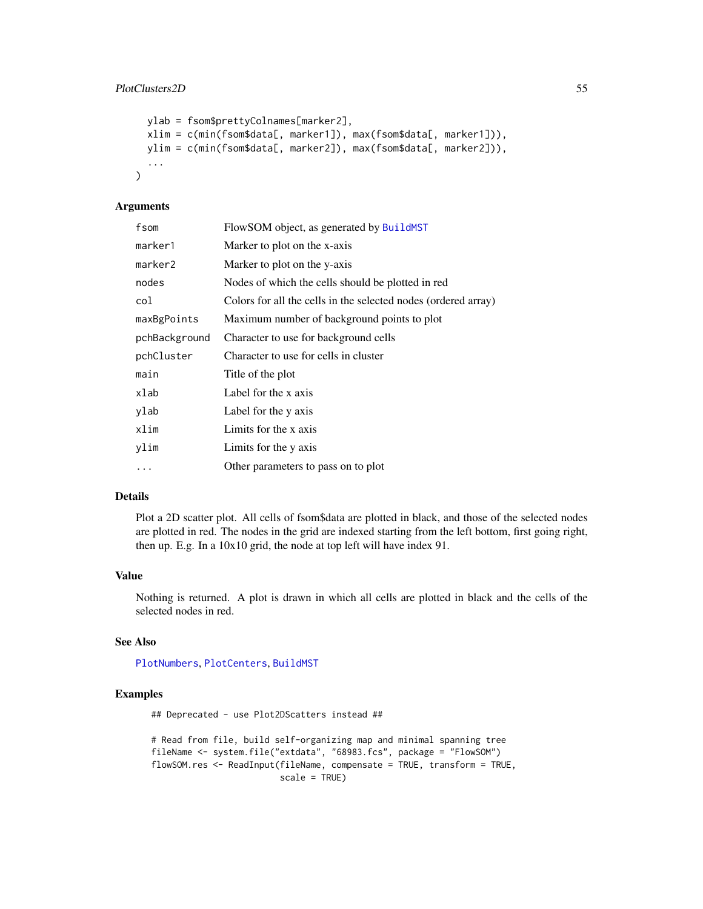```
  ylab = fsom$prettyColnames[marker2],
  xlim = c(min(fsom$data[, marker1]), max(fsom$data[, marker1])),
  ylim = c(min(fsom$data[, marker2]), max(fsom$data[, marker2])),
  ...
)
```

### Arguments

| | |
|---|---|
| fsom | FlowSOM object, as generated by BuildMST |
| marker1 | Marker to plot on the x-axis |
| marker2 | Marker to plot on the y-axis |
| nodes | Nodes of which the cells should be plotted in red |
| col | Colors for all the cells in the selected nodes (ordered array) |
| maxBgPoints | Maximum number of background points to plot |
| pchBackground | Character to use for background cells |
| pchCluster | Character to use for cells in cluster |
| main | Title of the plot |
| xlab | Label for the x axis |
| ylab | Label for the y axis |
| xlim | Limits for the x axis |
| ylim | Limits for the y axis |
| ... | Other parameters to pass on to plot |

### Details

Plot a 2D scatter plot. All cells of fsom$data are plotted in black, and those of the selected nodes are plotted in red. The nodes in the grid are indexed starting from the left bottom, first going right, then up. E.g. In a 10x10 grid, the node at top left will have index 91.

### Value

Nothing is returned. A plot is drawn in which all cells are plotted in black and the cells of the selected nodes in red.

### See Also

PlotNumbers, PlotCenters, BuildMST

### Examples

```
## Deprecated - use Plot2DScatters instead ##

# Read from file, build self-organizing map and minimal spanning tree
fileName <- system.file("extdata", "68983.fcs", package = "FlowSOM")
flowSOM.res <- ReadInput(fileName, compensate = TRUE, transform = TRUE,
                         scale = TRUE)
```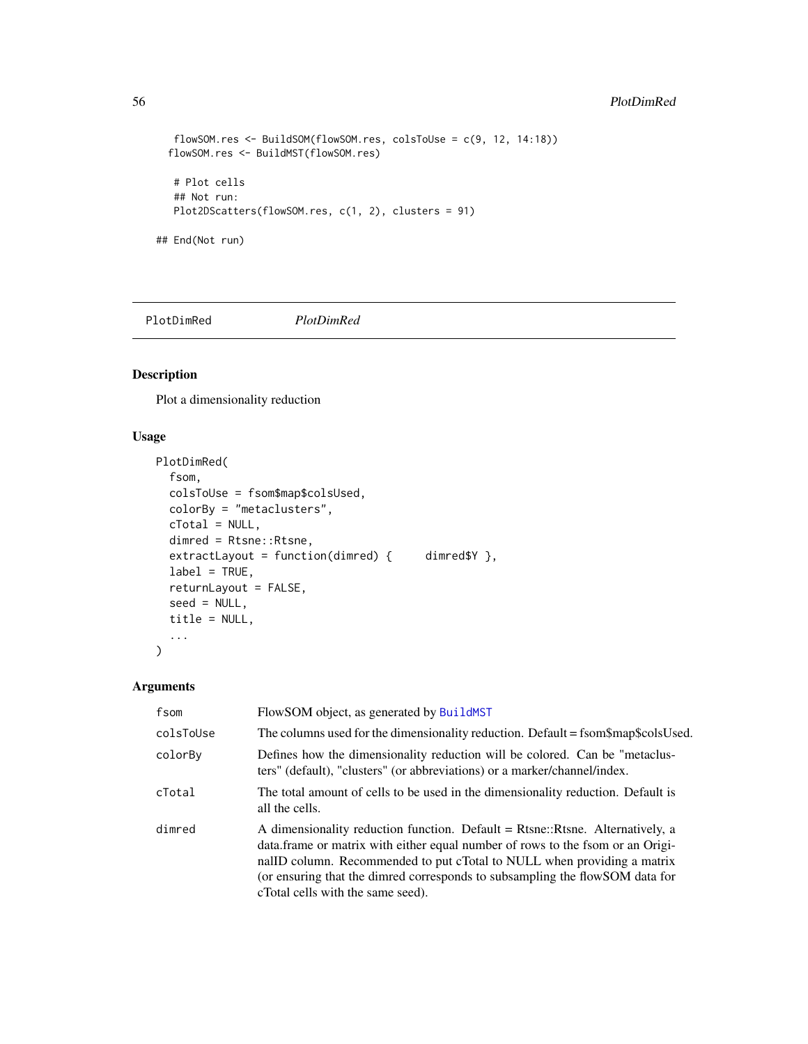```
   flowSOM.res <- BuildSOM(flowSOM.res, colsToUse = c(9, 12, 14:18))
  flowSOM.res <- BuildMST(flowSOM.res)

   # Plot cells
   ## Not run:
   Plot2DScatters(flowSOM.res, c(1, 2), clusters = 91)

## End(Not run)
```

## PlotDimRed *PlotDimRed*

### Description

Plot a dimensionality reduction

### Usage

```
PlotDimRed(
  fsom,
  colsToUse = fsom$map$colsUsed,
  colorBy = "metaclusters",
  cTotal = NULL,
  dimred = Rtsne::Rtsne,
  extractLayout = function(dimred) {     dimred$Y },
  label = TRUE,
  returnLayout = FALSE,
  seed = NULL,
  title = NULL,
  ...
)
```

### Arguments

| | |
|---|---|
| fsom | FlowSOM object, as generated by BuildMST |
| colsToUse | The columns used for the dimensionality reduction. Default = fsom$map$colsUsed. |
| colorBy | Defines how the dimensionality reduction will be colored. Can be "metaclusters" (default), "clusters" (or abbreviations) or a marker/channel/index. |
| cTotal | The total amount of cells to be used in the dimensionality reduction. Default is all the cells. |
| dimred | A dimensionality reduction function. Default = Rtsne::Rtsne. Alternatively, a data.frame or matrix with either equal number of rows to the fsom or an OriginalID column. Recommended to put cTotal to NULL when providing a matrix (or ensuring that the dimred corresponds to subsampling the flowSOM data for cTotal cells with the same seed). |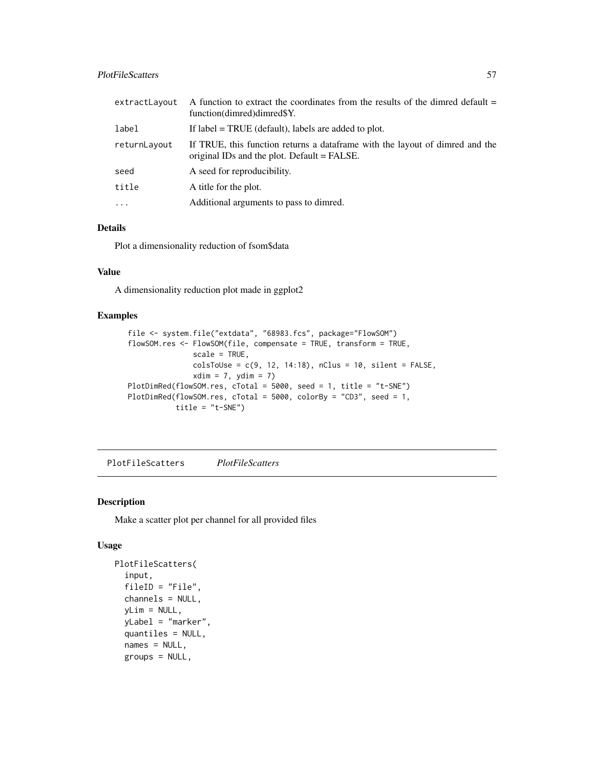| | |
|---|---|
| extractLayout | A function to extract the coordinates from the results of the dimred default = function(dimred)dimred$Y. |
| label | If label = TRUE (default), labels are added to plot. |
| returnLayout | If TRUE, this function returns a dataframe with the layout of dimred and the original IDs and the plot. Default = FALSE. |
| seed | A seed for reproducibility. |
| title | A title for the plot. |
| ... | Additional arguments to pass to dimred. |

### Details

Plot a dimensionality reduction of fsom$data

### Value

A dimensionality reduction plot made in ggplot2

### Examples

```
file <- system.file("extdata", "68983.fcs", package="FlowSOM")
flowSOM.res <- FlowSOM(file, compensate = TRUE, transform = TRUE,
               scale = TRUE,
               colsToUse = c(9, 12, 14:18), nClus = 10, silent = FALSE,
               xdim = 7, ydim = 7)
PlotDimRed(flowSOM.res, cTotal = 5000, seed = 1, title = "t-SNE")
PlotDimRed(flowSOM.res, cTotal = 5000, colorBy = "CD3", seed = 1,
           title = "t-SNE")
```

---

## PlotFileScatters *PlotFileScatters*

### Description

Make a scatter plot per channel for all provided files

### Usage

```
PlotFileScatters(
  input,
  fileID = "File",
  channels = NULL,
  yLim = NULL,
  yLabel = "marker",
  quantiles = NULL,
  names = NULL,
  groups = NULL,
```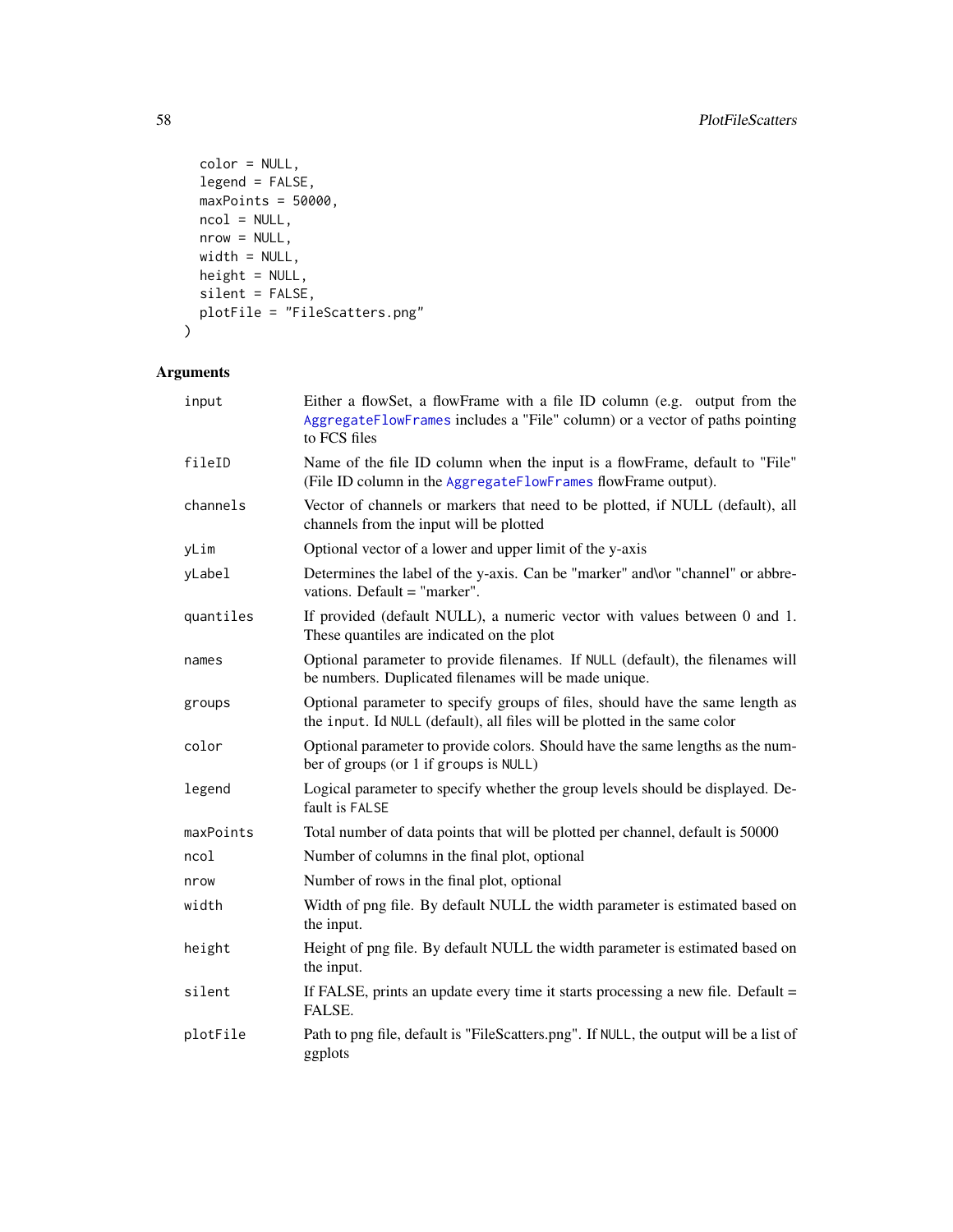```
  color = NULL,
  legend = FALSE,
  maxPoints = 50000,
  ncol = NULL,
  nrow = NULL,
  width = NULL,
  height = NULL,
  silent = FALSE,
  plotFile = "FileScatters.png"
)
```

## Arguments

| | |
|---|---|
| `input` | Either a flowSet, a flowFrame with a file ID column (e.g. output from the `AggregateFlowFrames` includes a "File" column) or a vector of paths pointing to FCS files |
| `fileID` | Name of the file ID column when the input is a flowFrame, default to "File" (File ID column in the `AggregateFlowFrames` flowFrame output). |
| `channels` | Vector of channels or markers that need to be plotted, if NULL (default), all channels from the input will be plotted |
| `yLim` | Optional vector of a lower and upper limit of the y-axis |
| `yLabel` | Determines the label of the y-axis. Can be "marker" and\or "channel" or abbrevations. Default = "marker". |
| `quantiles` | If provided (default NULL), a numeric vector with values between 0 and 1. These quantiles are indicated on the plot |
| `names` | Optional parameter to provide filenames. If `NULL` (default), the filenames will be numbers. Duplicated filenames will be made unique. |
| `groups` | Optional parameter to specify groups of files, should have the same length as the `input`. Id `NULL` (default), all files will be plotted in the same color |
| `color` | Optional parameter to provide colors. Should have the same lengths as the number of groups (or 1 if `groups` is `NULL`) |
| `legend` | Logical parameter to specify whether the group levels should be displayed. Default is `FALSE` |
| `maxPoints` | Total number of data points that will be plotted per channel, default is 50000 |
| `ncol` | Number of columns in the final plot, optional |
| `nrow` | Number of rows in the final plot, optional |
| `width` | Width of png file. By default NULL the width parameter is estimated based on the input. |
| `height` | Height of png file. By default NULL the width parameter is estimated based on the input. |
| `silent` | If FALSE, prints an update every time it starts processing a new file. Default = FALSE. |
| `plotFile` | Path to png file, default is "FileScatters.png". If `NULL`, the output will be a list of ggplots |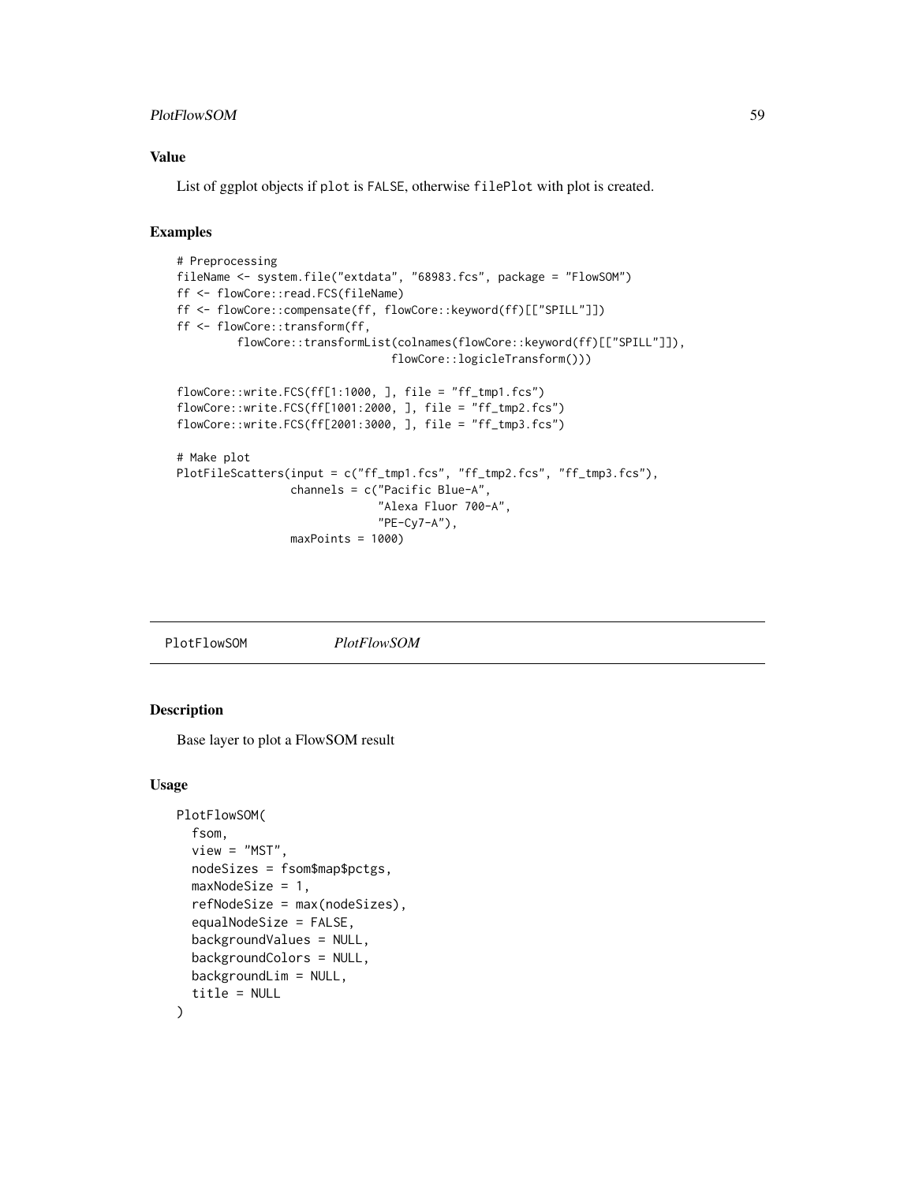### Value

List of ggplot objects if `plot` is `FALSE`, otherwise `filePlot` with plot is created.

### Examples

```
# Preprocessing
fileName <- system.file("extdata", "68983.fcs", package = "FlowSOM")
ff <- flowCore::read.FCS(fileName)
ff <- flowCore::compensate(ff, flowCore::keyword(ff)[["SPILL"]])
ff <- flowCore::transform(ff,
         flowCore::transformList(colnames(flowCore::keyword(ff)[["SPILL"]]),
                                 flowCore::logicleTransform()))

flowCore::write.FCS(ff[1:1000, ], file = "ff_tmp1.fcs")
flowCore::write.FCS(ff[1001:2000, ], file = "ff_tmp2.fcs")
flowCore::write.FCS(ff[2001:3000, ], file = "ff_tmp3.fcs")

# Make plot
PlotFileScatters(input = c("ff_tmp1.fcs", "ff_tmp2.fcs", "ff_tmp3.fcs"),
                 channels = c("Pacific Blue-A",
                              "Alexa Fluor 700-A",
                              "PE-Cy7-A"),
                 maxPoints = 1000)
```

---

## PlotFlowSOM *PlotFlowSOM*

### Description

Base layer to plot a FlowSOM result

### Usage

```
PlotFlowSOM(
  fsom,
  view = "MST",
  nodeSizes = fsom$map$pctgs,
  maxNodeSize = 1,
  refNodeSize = max(nodeSizes),
  equalNodeSize = FALSE,
  backgroundValues = NULL,
  backgroundColors = NULL,
  backgroundLim = NULL,
  title = NULL
)
```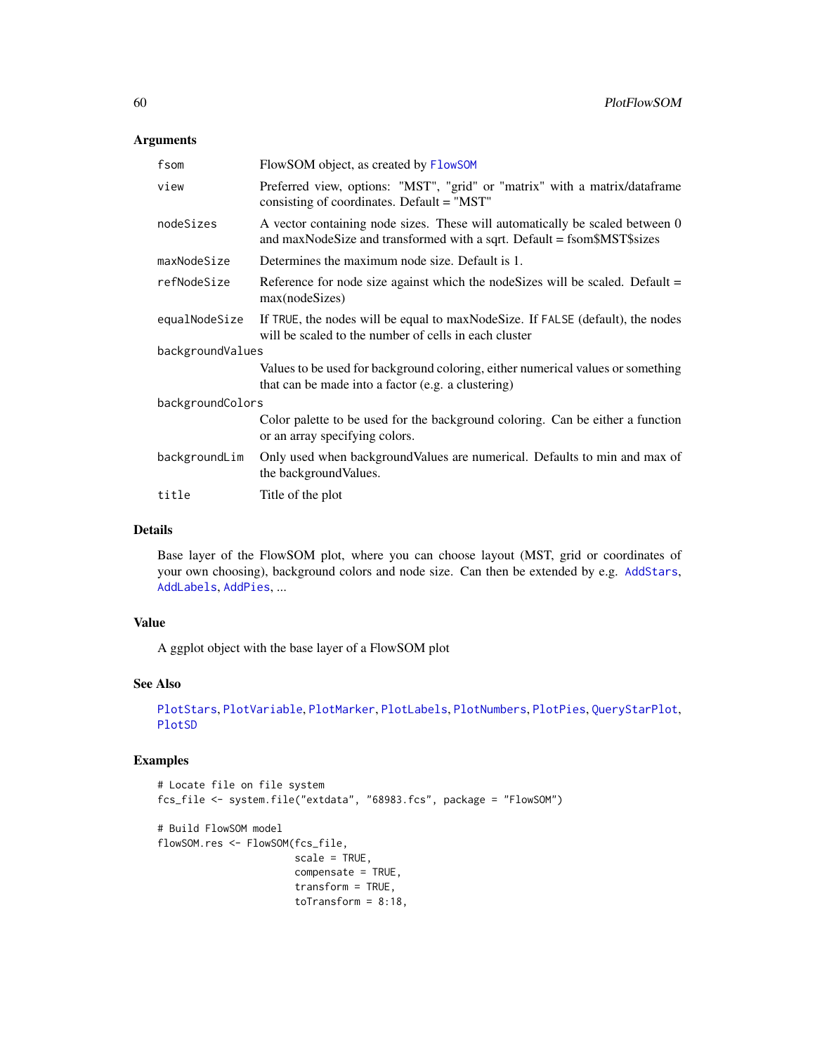### Arguments

| | |
|---|---|
| fsom | FlowSOM object, as created by FlowSOM |
| view | Preferred view, options: "MST", "grid" or "matrix" with a matrix/dataframe consisting of coordinates. Default = "MST" |
| nodeSizes | A vector containing node sizes. These will automatically be scaled between 0 and maxNodeSize and transformed with a sqrt. Default = fsom$MST$sizes |
| maxNodeSize | Determines the maximum node size. Default is 1. |
| refNodeSize | Reference for node size against which the nodeSizes will be scaled. Default = max(nodeSizes) |
| equalNodeSize | If TRUE, the nodes will be equal to maxNodeSize. If FALSE (default), the nodes will be scaled to the number of cells in each cluster |
| backgroundValues | Values to be used for background coloring, either numerical values or something that can be made into a factor (e.g. a clustering) |
| backgroundColors | Color palette to be used for the background coloring. Can be either a function or an array specifying colors. |
| backgroundLim | Only used when backgroundValues are numerical. Defaults to min and max of the backgroundValues. |
| title | Title of the plot |

### Details

Base layer of the FlowSOM plot, where you can choose layout (MST, grid or coordinates of your own choosing), background colors and node size. Can then be extended by e.g. AddStars, AddLabels, AddPies, ...

### Value

A ggplot object with the base layer of a FlowSOM plot

### See Also

PlotStars, PlotVariable, PlotMarker, PlotLabels, PlotNumbers, PlotPies, QueryStarPlot, PlotSD

### Examples

```
# Locate file on file system
fcs_file <- system.file("extdata", "68983.fcs", package = "FlowSOM")

# Build FlowSOM model
flowSOM.res <- FlowSOM(fcs_file,
                       scale = TRUE,
                       compensate = TRUE,
                       transform = TRUE,
                       toTransform = 8:18,
```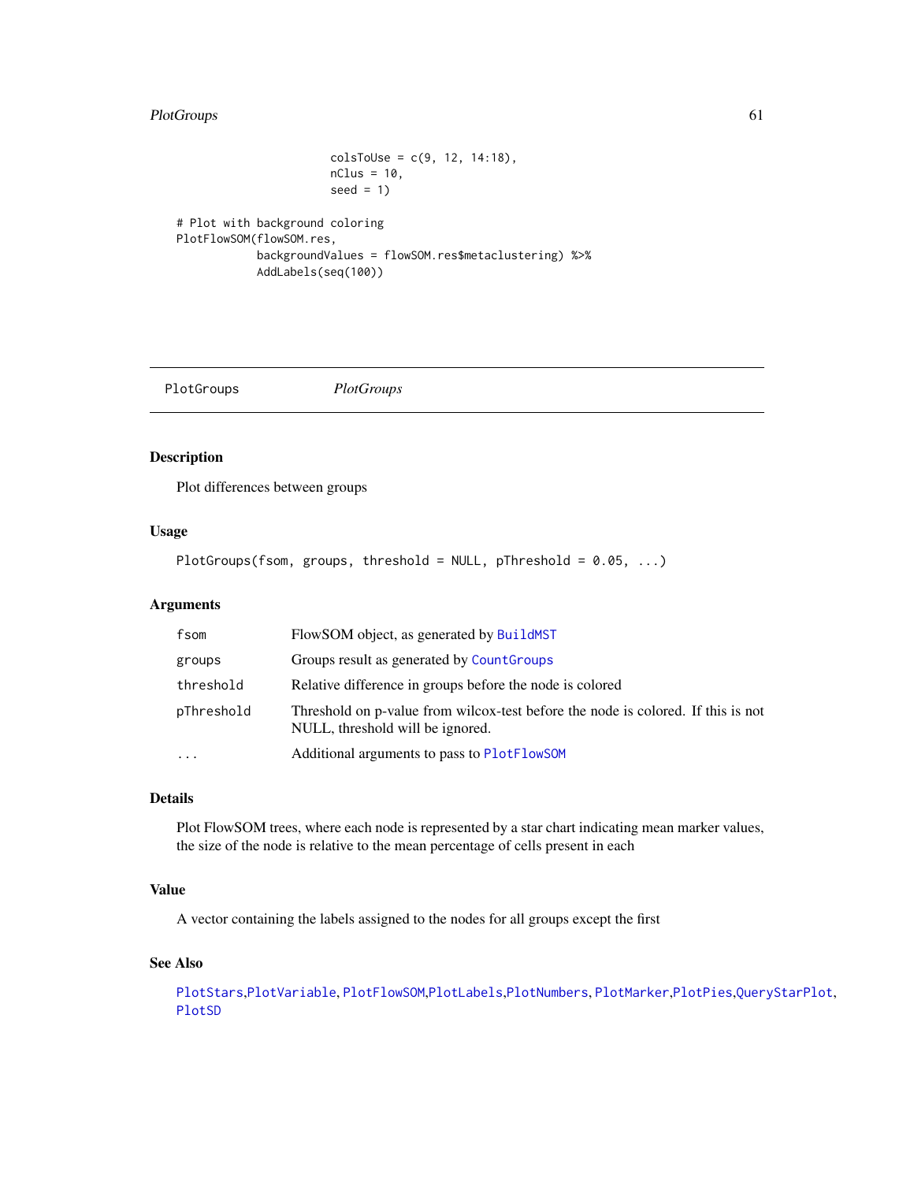```
                        colsToUse = c(9, 12, 14:18),
                        nClus = 10,
                        seed = 1)

# Plot with background coloring
PlotFlowSOM(flowSOM.res,
            backgroundValues = flowSOM.res$metaclustering) %>%
            AddLabels(seq(100))
```

## PlotGroups                *PlotGroups*

### Description

Plot differences between groups

### Usage

```
PlotGroups(fsom, groups, threshold = NULL, pThreshold = 0.05, ...)
```

### Arguments

| | |
|---|---|
| fsom | FlowSOM object, as generated by BuildMST |
| groups | Groups result as generated by CountGroups |
| threshold | Relative difference in groups before the node is colored |
| pThreshold | Threshold on p-value from wilcox-test before the node is colored. If this is not NULL, threshold will be ignored. |
| ... | Additional arguments to pass to PlotFlowSOM |

### Details

Plot FlowSOM trees, where each node is represented by a star chart indicating mean marker values, the size of the node is relative to the mean percentage of cells present in each

### Value

A vector containing the labels assigned to the nodes for all groups except the first

### See Also

PlotStars,PlotVariable, PlotFlowSOM,PlotLabels,PlotNumbers, PlotMarker,PlotPies,QueryStarPlot, PlotSD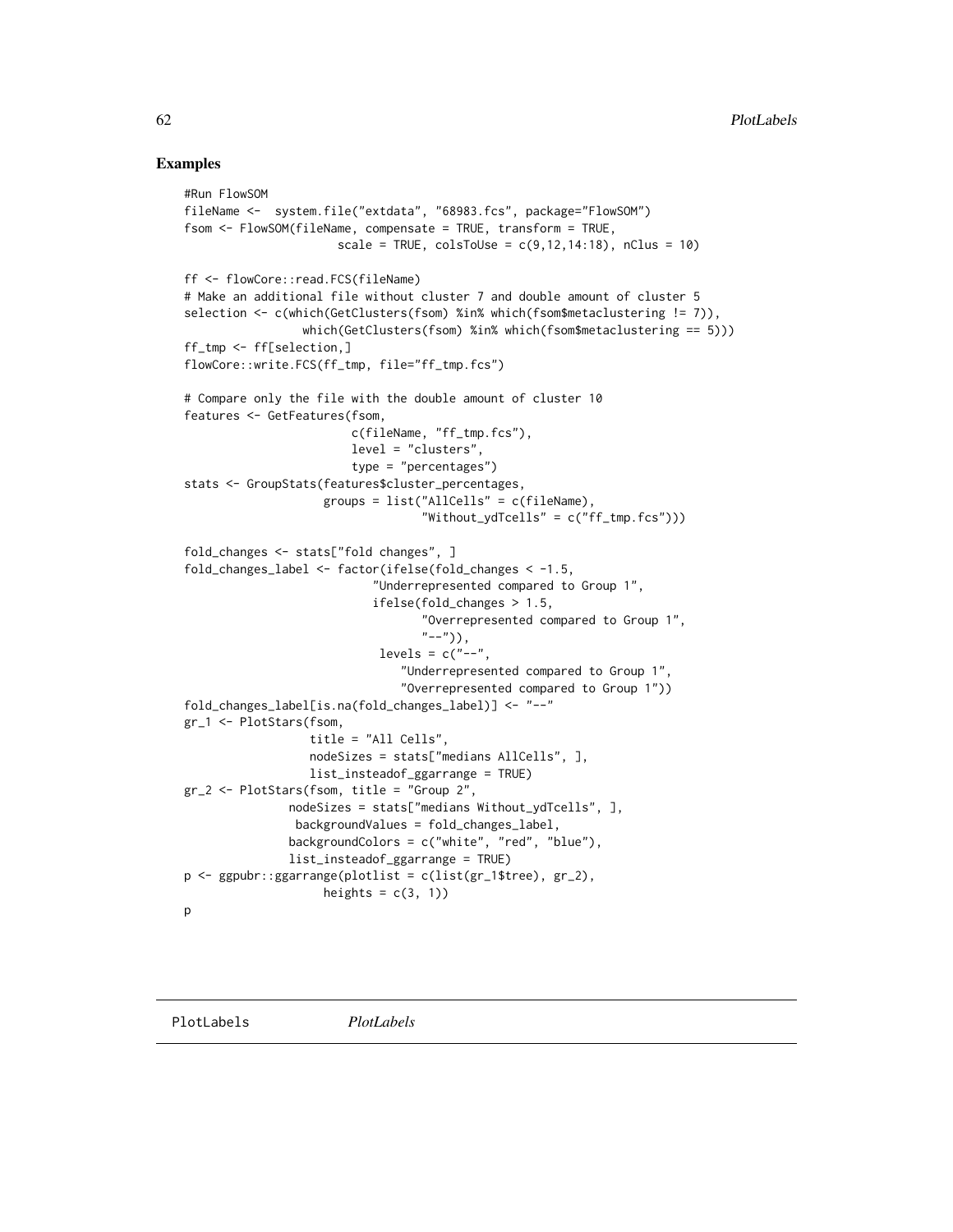## Examples

```
#Run FlowSOM
fileName <-  system.file("extdata", "68983.fcs", package="FlowSOM")
fsom <- FlowSOM(fileName, compensate = TRUE, transform = TRUE,
                     scale = TRUE, colsToUse = c(9,12,14:18), nClus = 10)

ff <- flowCore::read.FCS(fileName)
# Make an additional file without cluster 7 and double amount of cluster 5
selection <- c(which(GetClusters(fsom) %in% which(fsom$metaclustering != 7)),
                which(GetClusters(fsom) %in% which(fsom$metaclustering == 5)))
ff_tmp <- ff[selection,]
flowCore::write.FCS(ff_tmp, file="ff_tmp.fcs")

# Compare only the file with the double amount of cluster 10
features <- GetFeatures(fsom,
                        c(fileName, "ff_tmp.fcs"),
                        level = "clusters",
                        type = "percentages")
stats <- GroupStats(features$cluster_percentages,
                    groups = list("AllCells" = c(fileName),
                                  "Without_ydTcells" = c("ff_tmp.fcs")))

fold_changes <- stats["fold changes", ]
fold_changes_label <- factor(ifelse(fold_changes < -1.5,
                            "Underrepresented compared to Group 1",
                            ifelse(fold_changes > 1.5,
                                   "Overrepresented compared to Group 1",
                                   "--")),
                             levels = c("--",
                                "Underrepresented compared to Group 1",
                                "Overrepresented compared to Group 1"))
fold_changes_label[is.na(fold_changes_label)] <- "--"
gr_1 <- PlotStars(fsom,
                  title = "All Cells",
                  nodeSizes = stats["medians AllCells", ],
                  list_insteadof_ggarrange = TRUE)
gr_2 <- PlotStars(fsom, title = "Group 2",
               nodeSizes = stats["medians Without_ydTcells", ],
                backgroundValues = fold_changes_label,
               backgroundColors = c("white", "red", "blue"),
               list_insteadof_ggarrange = TRUE)
p <- ggpubr::ggarrange(plotlist = c(list(gr_1$tree), gr_2),
                    heights = c(3, 1))
p
```

---

PlotLabels *PlotLabels*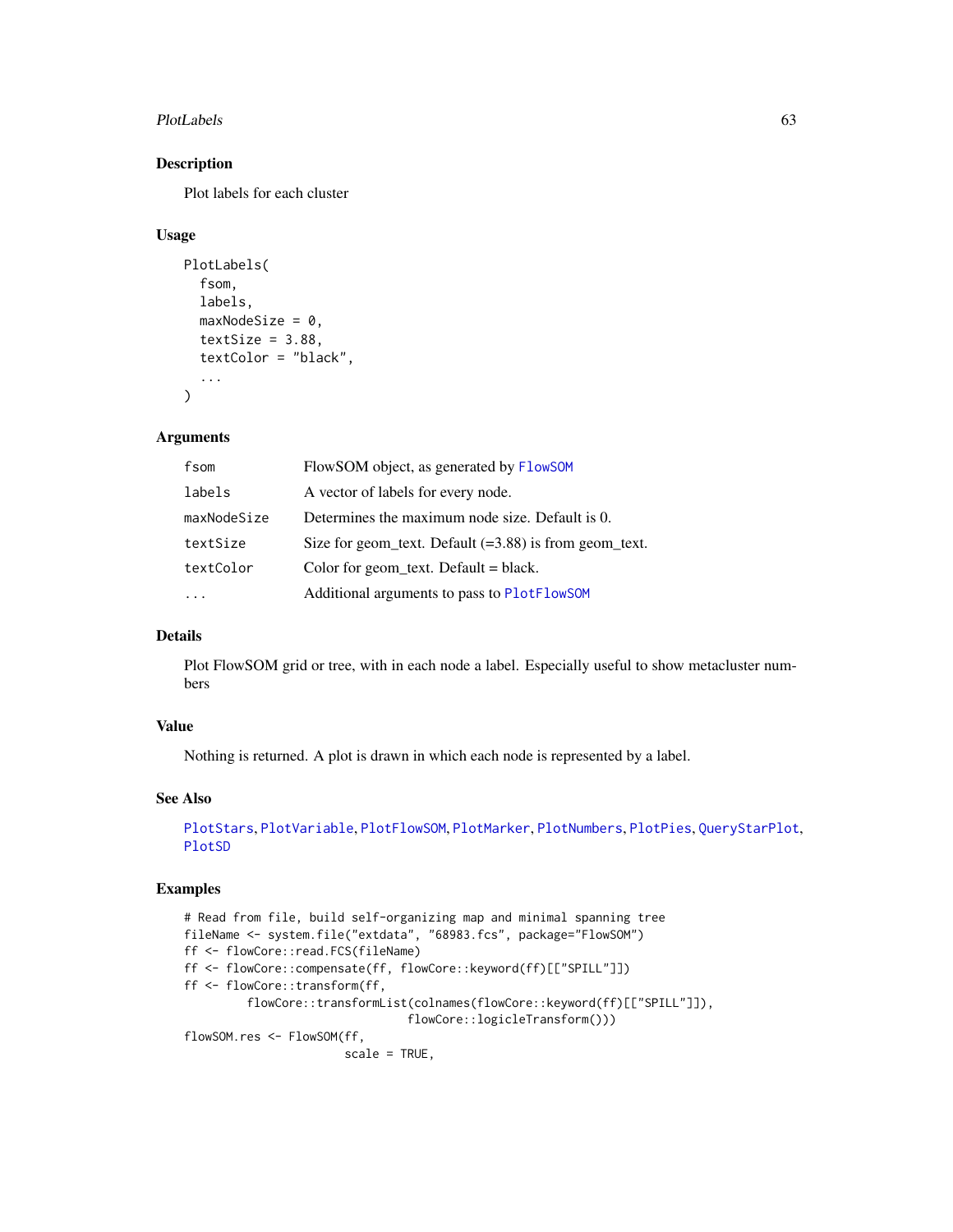## Description

Plot labels for each cluster

## Usage

```
PlotLabels(
  fsom,
  labels,
  maxNodeSize = 0,
  textSize = 3.88,
  textColor = "black",
  ...
)
```

## Arguments

| | |
|---|---|
| fsom | FlowSOM object, as generated by FlowSOM |
| labels | A vector of labels for every node. |
| maxNodeSize | Determines the maximum node size. Default is 0. |
| textSize | Size for geom_text. Default (=3.88) is from geom_text. |
| textColor | Color for geom_text. Default = black. |
| ... | Additional arguments to pass to PlotFlowSOM |

## Details

Plot FlowSOM grid or tree, with in each node a label. Especially useful to show metacluster numbers

## Value

Nothing is returned. A plot is drawn in which each node is represented by a label.

## See Also

PlotStars, PlotVariable, PlotFlowSOM, PlotMarker, PlotNumbers, PlotPies, QueryStarPlot, PlotSD

## Examples

```
# Read from file, build self-organizing map and minimal spanning tree
fileName <- system.file("extdata", "68983.fcs", package="FlowSOM")
ff <- flowCore::read.FCS(fileName)
ff <- flowCore::compensate(ff, flowCore::keyword(ff)[["SPILL"]])
ff <- flowCore::transform(ff,
         flowCore::transformList(colnames(flowCore::keyword(ff)[["SPILL"]]),
                                flowCore::logicleTransform()))
flowSOM.res <- FlowSOM(ff,
                       scale = TRUE,
```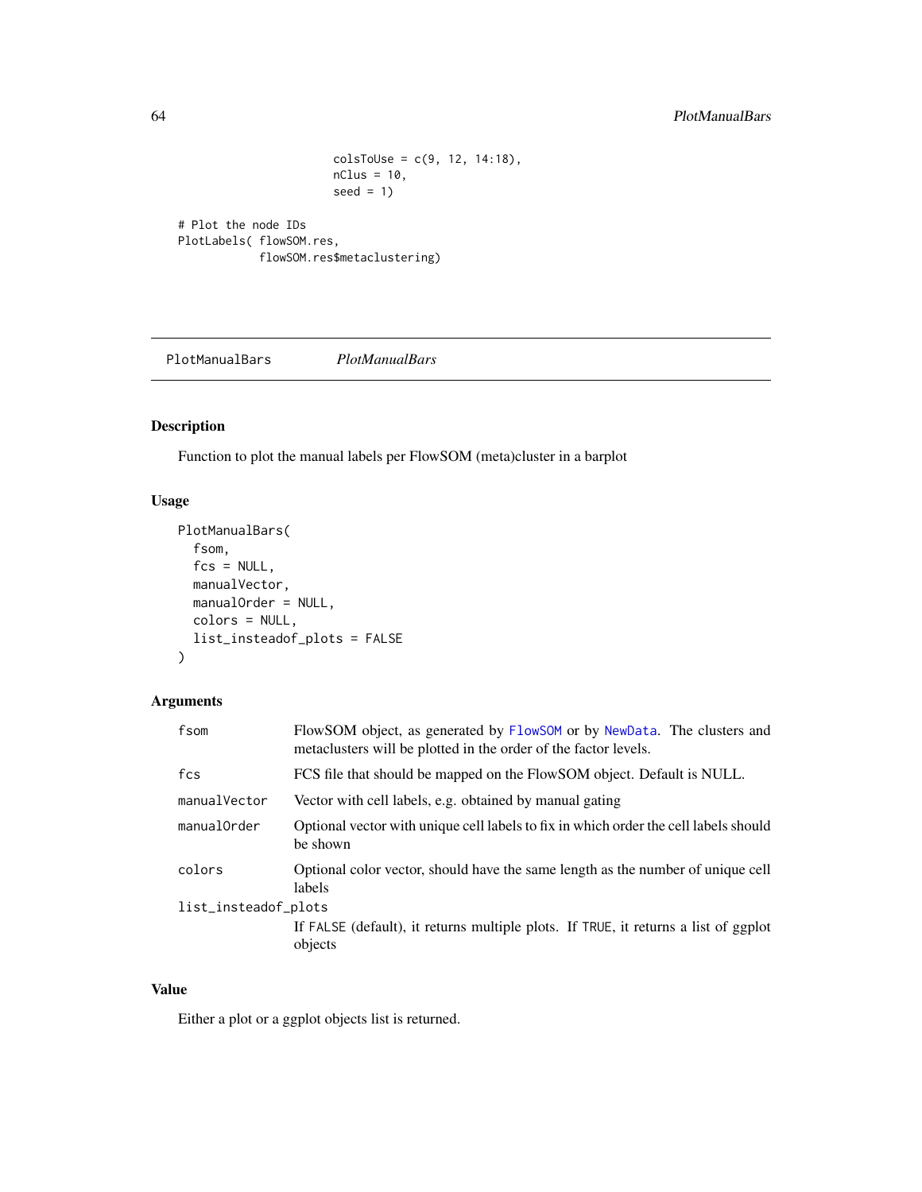```
                        colsToUse = c(9, 12, 14:18),
                        nClus = 10,
                        seed = 1)

# Plot the node IDs
PlotLabels( flowSOM.res,
            flowSOM.res$metaclustering)
```

## PlotManualBars *PlotManualBars*

### Description

Function to plot the manual labels per FlowSOM (meta)cluster in a barplot

### Usage

```
PlotManualBars(
  fsom,
  fcs = NULL,
  manualVector,
  manualOrder = NULL,
  colors = NULL,
  list_insteadof_plots = FALSE
)
```

### Arguments

| | |
|---|---|
| `fsom` | FlowSOM object, as generated by `FlowSOM` or by `NewData`. The clusters and metaclusters will be plotted in the order of the factor levels. |
| `fcs` | FCS file that should be mapped on the FlowSOM object. Default is NULL. |
| `manualVector` | Vector with cell labels, e.g. obtained by manual gating |
| `manualOrder` | Optional vector with unique cell labels to fix in which order the cell labels should be shown |
| `colors` | Optional color vector, should have the same length as the number of unique cell labels |
| `list_insteadof_plots` | If `FALSE` (default), it returns multiple plots. If `TRUE`, it returns a list of ggplot objects |

### Value

Either a plot or a ggplot objects list is returned.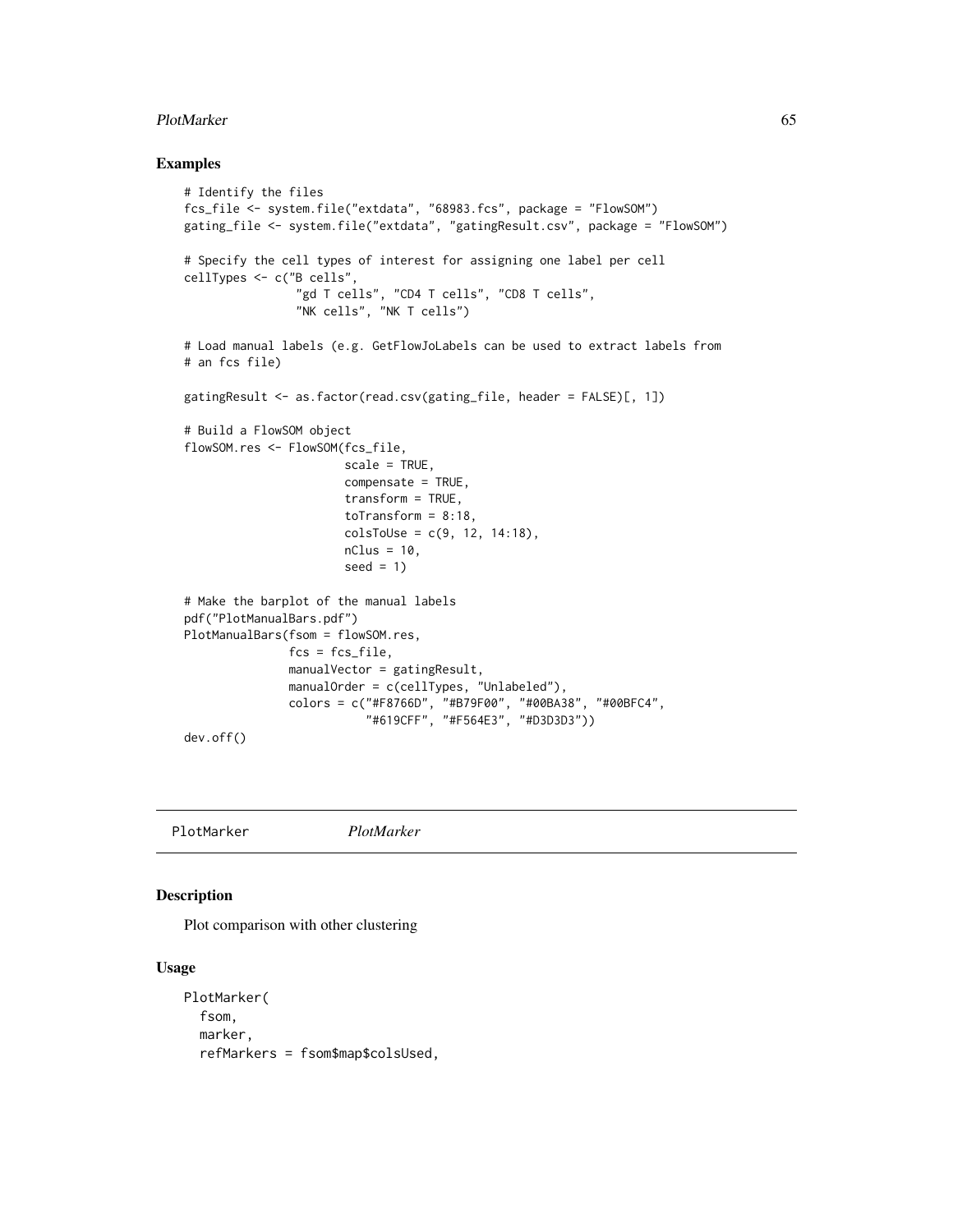## Examples

```
# Identify the files
fcs_file <- system.file("extdata", "68983.fcs", package = "FlowSOM")
gating_file <- system.file("extdata", "gatingResult.csv", package = "FlowSOM")

# Specify the cell types of interest for assigning one label per cell
cellTypes <- c("B cells",
               "gd T cells", "CD4 T cells", "CD8 T cells",
               "NK cells", "NK T cells")

# Load manual labels (e.g. GetFlowJoLabels can be used to extract labels from
# an fcs file)

gatingResult <- as.factor(read.csv(gating_file, header = FALSE)[, 1])

# Build a FlowSOM object
flowSOM.res <- FlowSOM(fcs_file,
                       scale = TRUE,
                       compensate = TRUE,
                       transform = TRUE,
                       toTransform = 8:18,
                       colsToUse = c(9, 12, 14:18),
                       nClus = 10,
                       seed = 1)

# Make the barplot of the manual labels
pdf("PlotManualBars.pdf")
PlotManualBars(fsom = flowSOM.res,
               fcs = fcs_file,
               manualVector = gatingResult,
               manualOrder = c(cellTypes, "Unlabeled"),
               colors = c("#F8766D", "#B79F00", "#00BA38", "#00BFC4",
                          "#619CFF", "#F564E3", "#D3D3D3"))
dev.off()
```

---

PlotMarker *PlotMarker*

---

## Description

Plot comparison with other clustering

## Usage

```
PlotMarker(
  fsom,
  marker,
  refMarkers = fsom$map$colsUsed,
```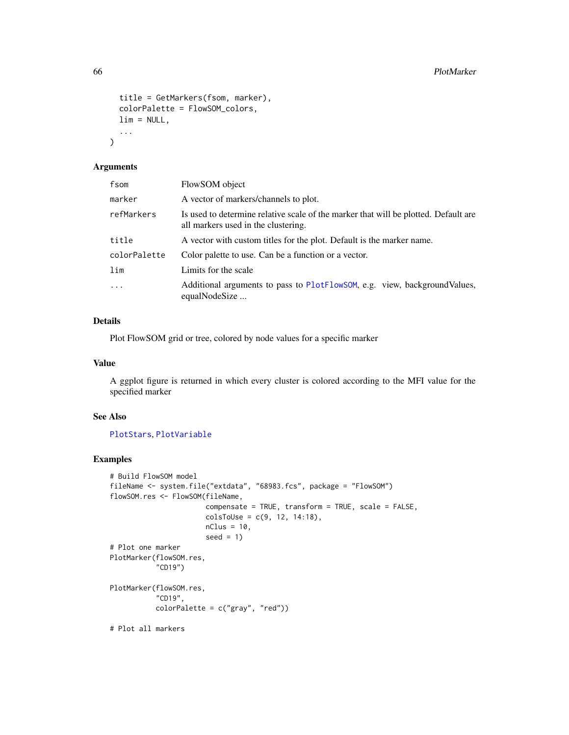```
  title = GetMarkers(fsom, marker),
  colorPalette = FlowSOM_colors,
  lim = NULL,
  ...
)
```

### Arguments

| | |
|---|---|
| fsom | FlowSOM object |
| marker | A vector of markers/channels to plot. |
| refMarkers | Is used to determine relative scale of the marker that will be plotted. Default are all markers used in the clustering. |
| title | A vector with custom titles for the plot. Default is the marker name. |
| colorPalette | Color palette to use. Can be a function or a vector. |
| lim | Limits for the scale |
| ... | Additional arguments to pass to PlotFlowSOM, e.g. view, backgroundValues, equalNodeSize ... |

### Details

Plot FlowSOM grid or tree, colored by node values for a specific marker

### Value

A ggplot figure is returned in which every cluster is colored according to the MFI value for the specified marker

### See Also

PlotStars, PlotVariable

### Examples

```
# Build FlowSOM model
fileName <- system.file("extdata", "68983.fcs", package = "FlowSOM")
flowSOM.res <- FlowSOM(fileName,
                       compensate = TRUE, transform = TRUE, scale = FALSE,
                       colsToUse = c(9, 12, 14:18),
                       nClus = 10,
                       seed = 1)
# Plot one marker
PlotMarker(flowSOM.res,
           "CD19")

PlotMarker(flowSOM.res,
           "CD19",
           colorPalette = c("gray", "red"))

# Plot all markers
```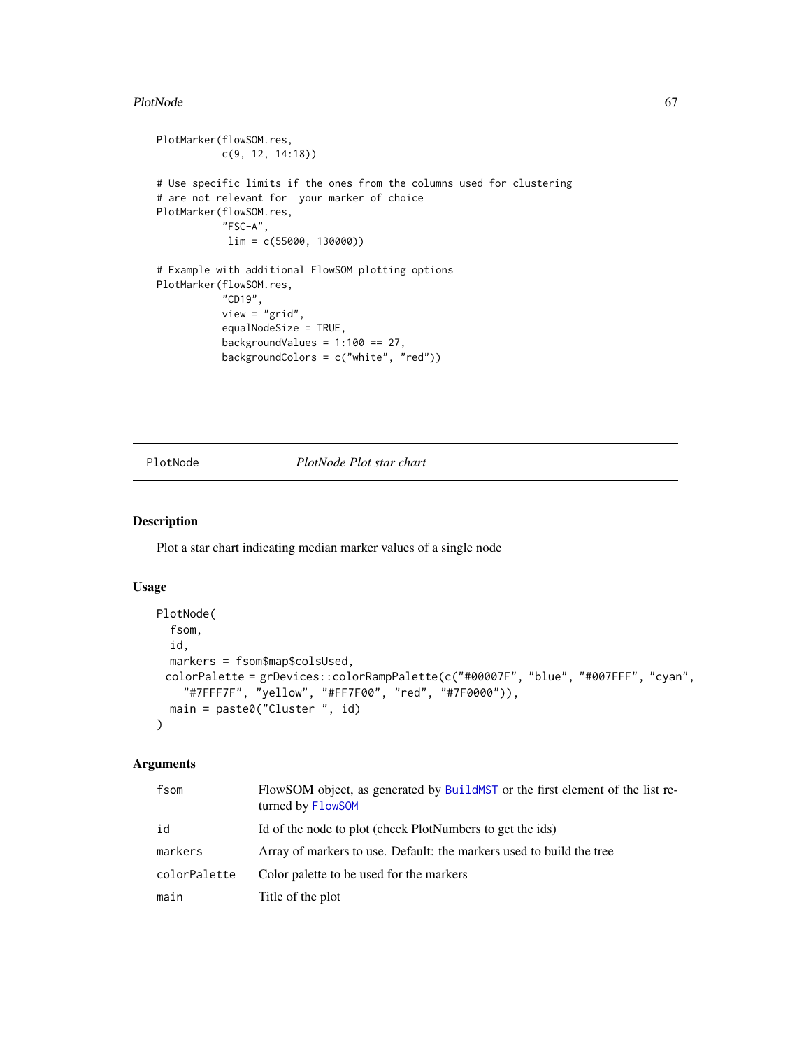```
PlotMarker(flowSOM.res,
           c(9, 12, 14:18))

# Use specific limits if the ones from the columns used for clustering
# are not relevant for  your marker of choice
PlotMarker(flowSOM.res,
           "FSC-A",
            lim = c(55000, 130000))

# Example with additional FlowSOM plotting options
PlotMarker(flowSOM.res,
           "CD19",
           view = "grid",
           equalNodeSize = TRUE,
           backgroundValues = 1:100 == 27,
           backgroundColors = c("white", "red"))
```

---

## PlotNode &nbsp;&nbsp;&nbsp;&nbsp; *PlotNode Plot star chart*

---

### Description

Plot a star chart indicating median marker values of a single node

### Usage

```
PlotNode(
  fsom,
  id,
  markers = fsom$map$colsUsed,
 colorPalette = grDevices::colorRampPalette(c("#00007F", "blue", "#007FFF", "cyan",
    "#7FFF7F", "yellow", "#FF7F00", "red", "#7F0000")),
  main = paste0("Cluster ", id)
)
```

### Arguments

| | |
|---|---|
| `fsom` | FlowSOM object, as generated by `BuildMST` or the first element of the list returned by `FlowSOM` |
| `id` | Id of the node to plot (check PlotNumbers to get the ids) |
| `markers` | Array of markers to use. Default: the markers used to build the tree |
| `colorPalette` | Color palette to be used for the markers |
| `main` | Title of the plot |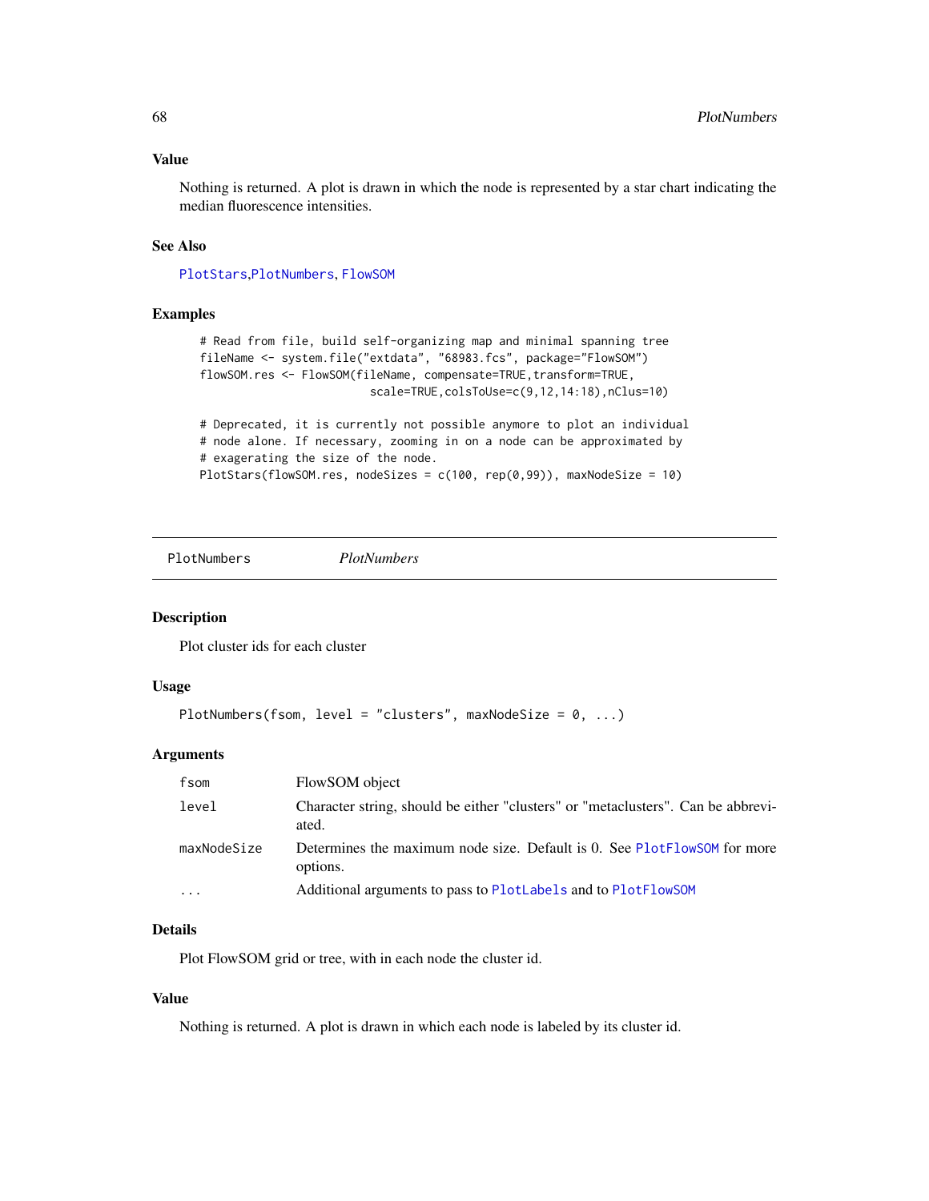### Value

Nothing is returned. A plot is drawn in which the node is represented by a star chart indicating the median fluorescence intensities.

### See Also

PlotStars,PlotNumbers, FlowSOM

### Examples

```
# Read from file, build self-organizing map and minimal spanning tree
fileName <- system.file("extdata", "68983.fcs", package="FlowSOM")
flowSOM.res <- FlowSOM(fileName, compensate=TRUE,transform=TRUE,
                       scale=TRUE,colsToUse=c(9,12,14:18),nClus=10)

# Deprecated, it is currently not possible anymore to plot an individual
# node alone. If necessary, zooming in on a node can be approximated by
# exagerating the size of the node.
PlotStars(flowSOM.res, nodeSizes = c(100, rep(0,99)), maxNodeSize = 10)
```

---

## PlotNumbers *PlotNumbers*

### Description

Plot cluster ids for each cluster

### Usage

```
PlotNumbers(fsom, level = "clusters", maxNodeSize = 0, ...)
```

### Arguments

| | |
|---|---|
| fsom | FlowSOM object |
| level | Character string, should be either "clusters" or "metaclusters". Can be abbreviated. |
| maxNodeSize | Determines the maximum node size. Default is 0. See PlotFlowSOM for more options. |
| ... | Additional arguments to pass to PlotLabels and to PlotFlowSOM |

### Details

Plot FlowSOM grid or tree, with in each node the cluster id.

### Value

Nothing is returned. A plot is drawn in which each node is labeled by its cluster id.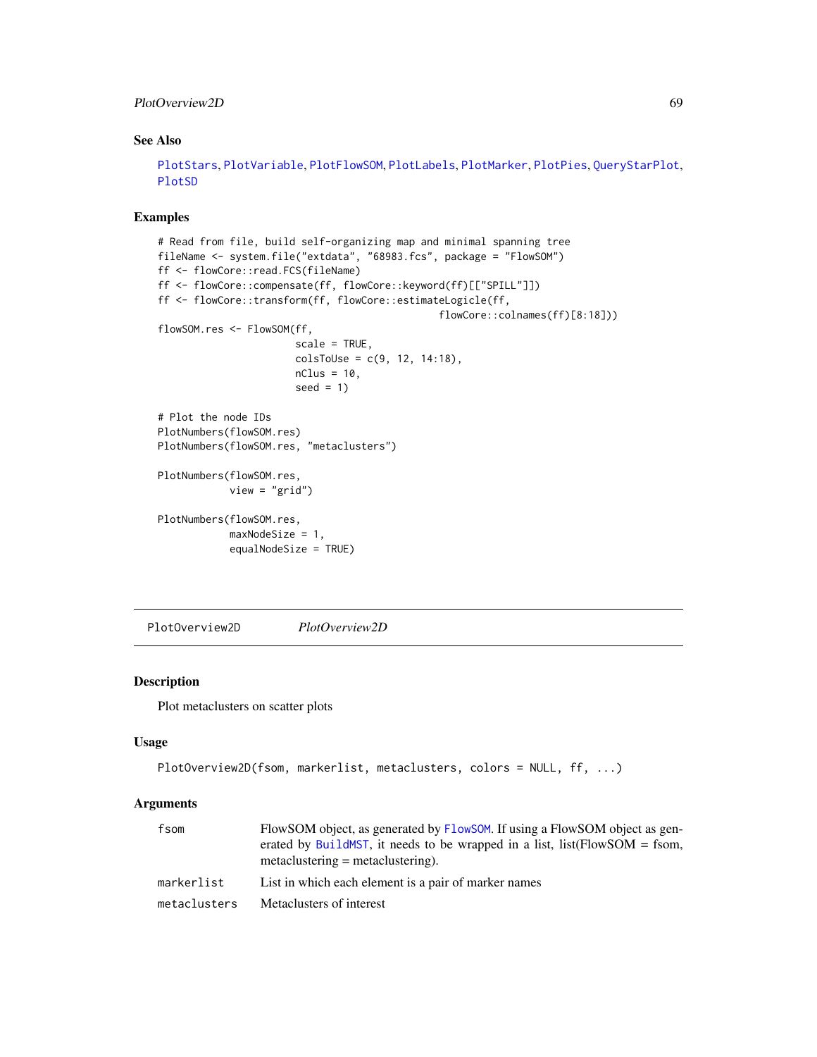## See Also

PlotStars, PlotVariable, PlotFlowSOM, PlotLabels, PlotMarker, PlotPies, QueryStarPlot, PlotSD

## Examples

```
# Read from file, build self-organizing map and minimal spanning tree
fileName <- system.file("extdata", "68983.fcs", package = "FlowSOM")
ff <- flowCore::read.FCS(fileName)
ff <- flowCore::compensate(ff, flowCore::keyword(ff)[["SPILL"]])
ff <- flowCore::transform(ff, flowCore::estimateLogicle(ff,
                                              flowCore::colnames(ff)[8:18]))
flowSOM.res <- FlowSOM(ff,
                       scale = TRUE,
                       colsToUse = c(9, 12, 14:18),
                       nClus = 10,
                       seed = 1)

# Plot the node IDs
PlotNumbers(flowSOM.res)
PlotNumbers(flowSOM.res, "metaclusters")

PlotNumbers(flowSOM.res,
            view = "grid")

PlotNumbers(flowSOM.res,
            maxNodeSize = 1,
            equalNodeSize = TRUE)
```

---

# PlotOverview2D *PlotOverview2D*

## Description

Plot metaclusters on scatter plots

## Usage

```
PlotOverview2D(fsom, markerlist, metaclusters, colors = NULL, ff, ...)
```

## Arguments

| | |
|---|---|
| fsom | FlowSOM object, as generated by FlowSOM. If using a FlowSOM object as generated by BuildMST, it needs to be wrapped in a list, list(FlowSOM = fsom, metaclustering = metaclustering). |
| markerlist | List in which each element is a pair of marker names |
| metaclusters | Metaclusters of interest |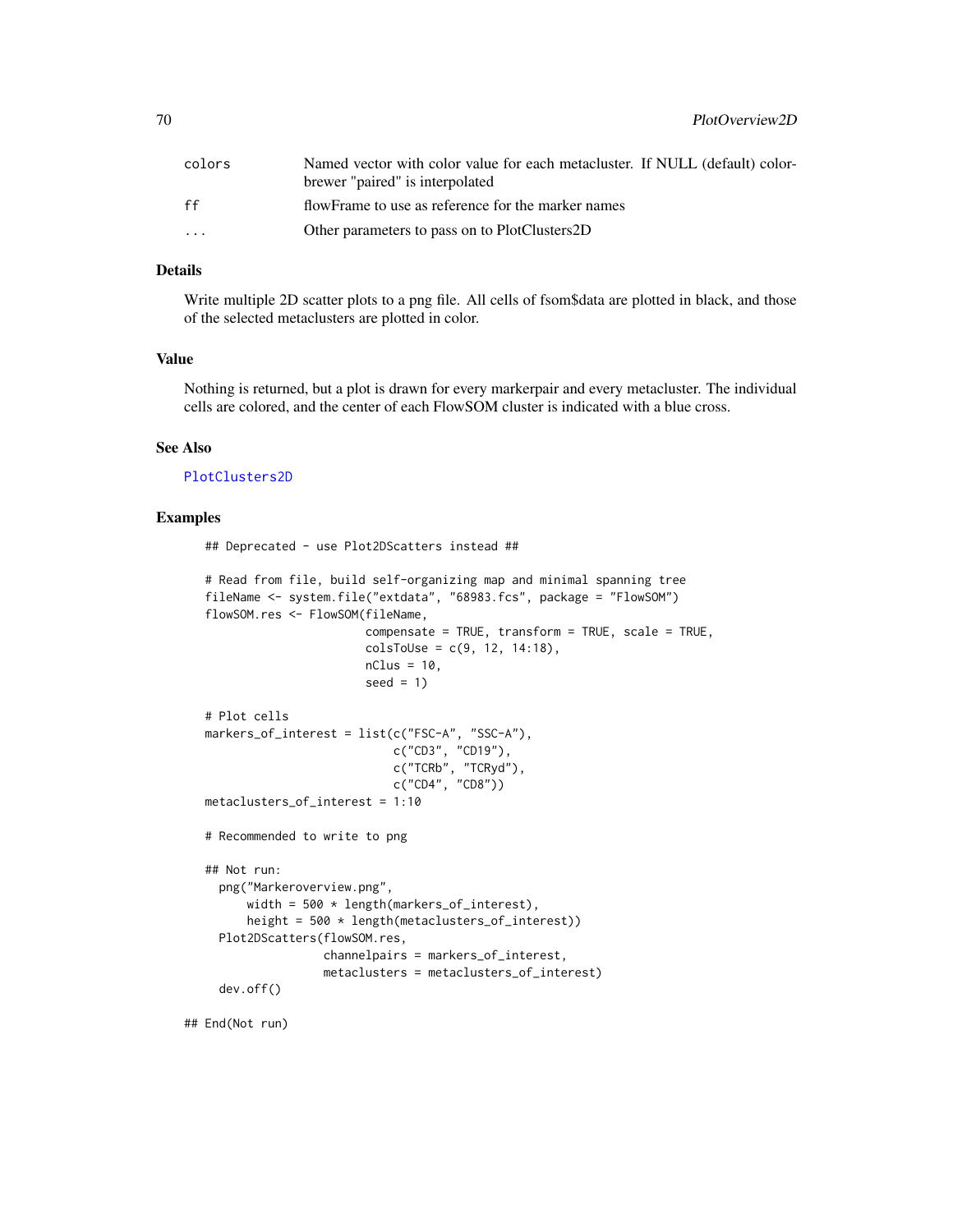| | |
|---|---|
| colors | Named vector with color value for each metacluster. If NULL (default) colorbrewer "paired" is interpolated |
| ff | flowFrame to use as reference for the marker names |
| ... | Other parameters to pass on to PlotClusters2D |

### Details

Write multiple 2D scatter plots to a png file. All cells of fsom$data are plotted in black, and those of the selected metaclusters are plotted in color.

### Value

Nothing is returned, but a plot is drawn for every markerpair and every metacluster. The individual cells are colored, and the center of each FlowSOM cluster is indicated with a blue cross.

### See Also

PlotClusters2D

### Examples

```
## Deprecated - use Plot2DScatters instead ##

# Read from file, build self-organizing map and minimal spanning tree
fileName <- system.file("extdata", "68983.fcs", package = "FlowSOM")
flowSOM.res <- FlowSOM(fileName,
                       compensate = TRUE, transform = TRUE, scale = TRUE,
                       colsToUse = c(9, 12, 14:18),
                       nClus = 10,
                       seed = 1)

# Plot cells
markers_of_interest = list(c("FSC-A", "SSC-A"),
                           c("CD3", "CD19"),
                           c("TCRb", "TCRyd"),
                           c("CD4", "CD8"))
metaclusters_of_interest = 1:10

# Recommended to write to png

## Not run:
  png("Markeroverview.png",
      width = 500 * length(markers_of_interest),
      height = 500 * length(metaclusters_of_interest))
  Plot2DScatters(flowSOM.res,
                 channelpairs = markers_of_interest,
                 metaclusters = metaclusters_of_interest)
  dev.off()

## End(Not run)
```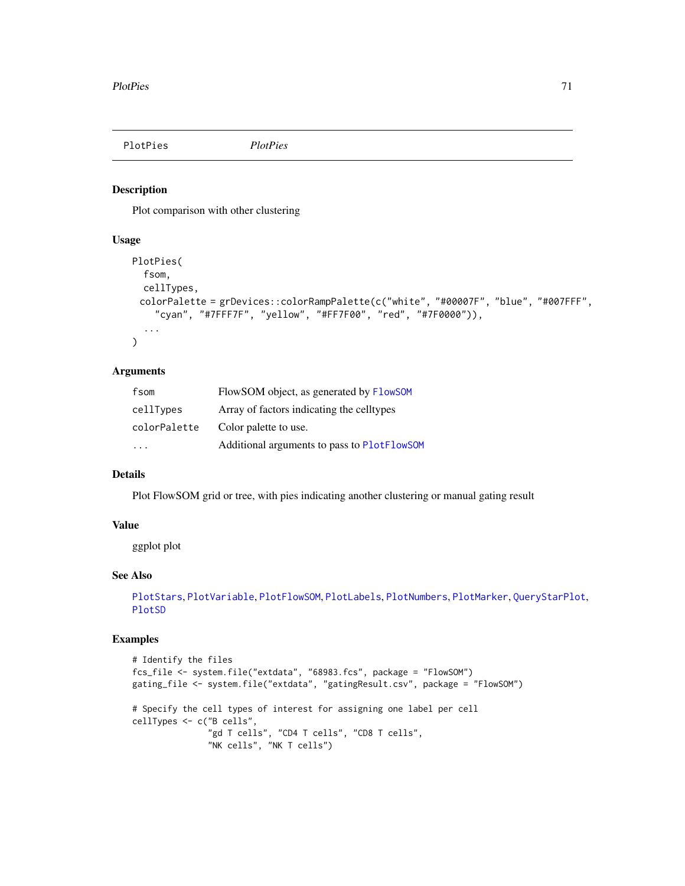PlotPies *PlotPies*

## Description

Plot comparison with other clustering

## Usage

```
PlotPies(
  fsom,
  cellTypes,
  colorPalette = grDevices::colorRampPalette(c("white", "#00007F", "blue", "#007FFF",
    "cyan", "#7FFF7F", "yellow", "#FF7F00", "red", "#7F0000")),
  ...
)
```

## Arguments

| | |
|---|---|
| fsom | FlowSOM object, as generated by FlowSOM |
| cellTypes | Array of factors indicating the celltypes |
| colorPalette | Color palette to use. |
| ... | Additional arguments to pass to PlotFlowSOM |

## Details

Plot FlowSOM grid or tree, with pies indicating another clustering or manual gating result

## Value

ggplot plot

## See Also

PlotStars, PlotVariable, PlotFlowSOM, PlotLabels, PlotNumbers, PlotMarker, QueryStarPlot, PlotSD

## Examples

```
# Identify the files
fcs_file <- system.file("extdata", "68983.fcs", package = "FlowSOM")
gating_file <- system.file("extdata", "gatingResult.csv", package = "FlowSOM")

# Specify the cell types of interest for assigning one label per cell
cellTypes <- c("B cells",
               "gd T cells", "CD4 T cells", "CD8 T cells",
               "NK cells", "NK T cells")
```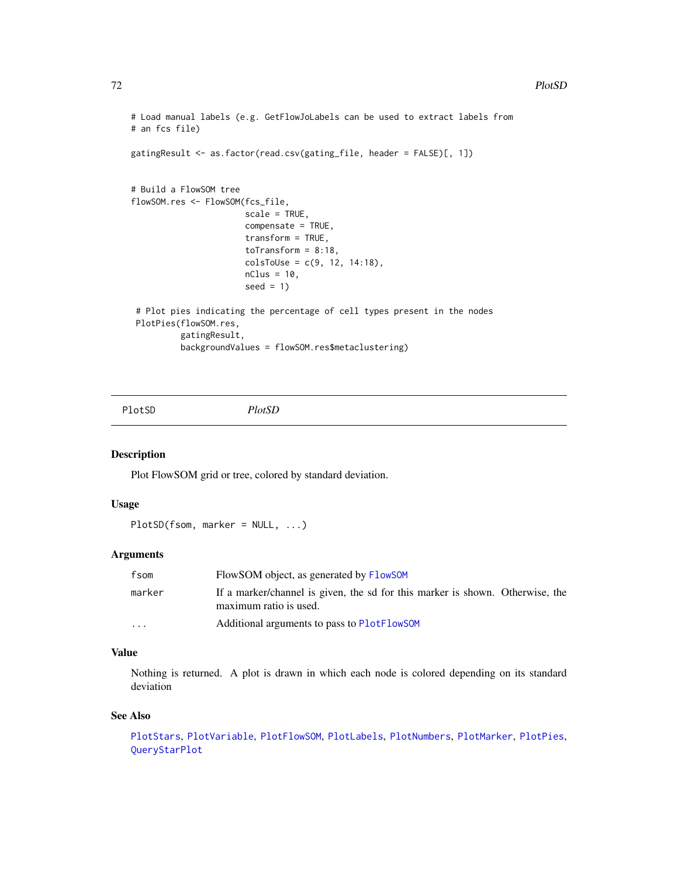```
# Load manual labels (e.g. GetFlowJoLabels can be used to extract labels from
# an fcs file)

gatingResult <- as.factor(read.csv(gating_file, header = FALSE)[, 1])


# Build a FlowSOM tree
flowSOM.res <- FlowSOM(fcs_file,
                       scale = TRUE,
                       compensate = TRUE,
                       transform = TRUE,
                       toTransform = 8:18,
                       colsToUse = c(9, 12, 14:18),
                       nClus = 10,
                       seed = 1)

 # Plot pies indicating the percentage of cell types present in the nodes
 PlotPies(flowSOM.res,
          gatingResult,
          backgroundValues = flowSOM.res$metaclustering)
```

---

## PlotSD    *PlotSD*

### Description

Plot FlowSOM grid or tree, colored by standard deviation.

### Usage

```
PlotSD(fsom, marker = NULL, ...)
```

### Arguments

| | |
|---|---|
| fsom | FlowSOM object, as generated by FlowSOM |
| marker | If a marker/channel is given, the sd for this marker is shown. Otherwise, the maximum ratio is used. |
| ... | Additional arguments to pass to PlotFlowSOM |

### Value

Nothing is returned. A plot is drawn in which each node is colored depending on its standard deviation

### See Also

PlotStars, PlotVariable, PlotFlowSOM, PlotLabels, PlotNumbers, PlotMarker, PlotPies, QueryStarPlot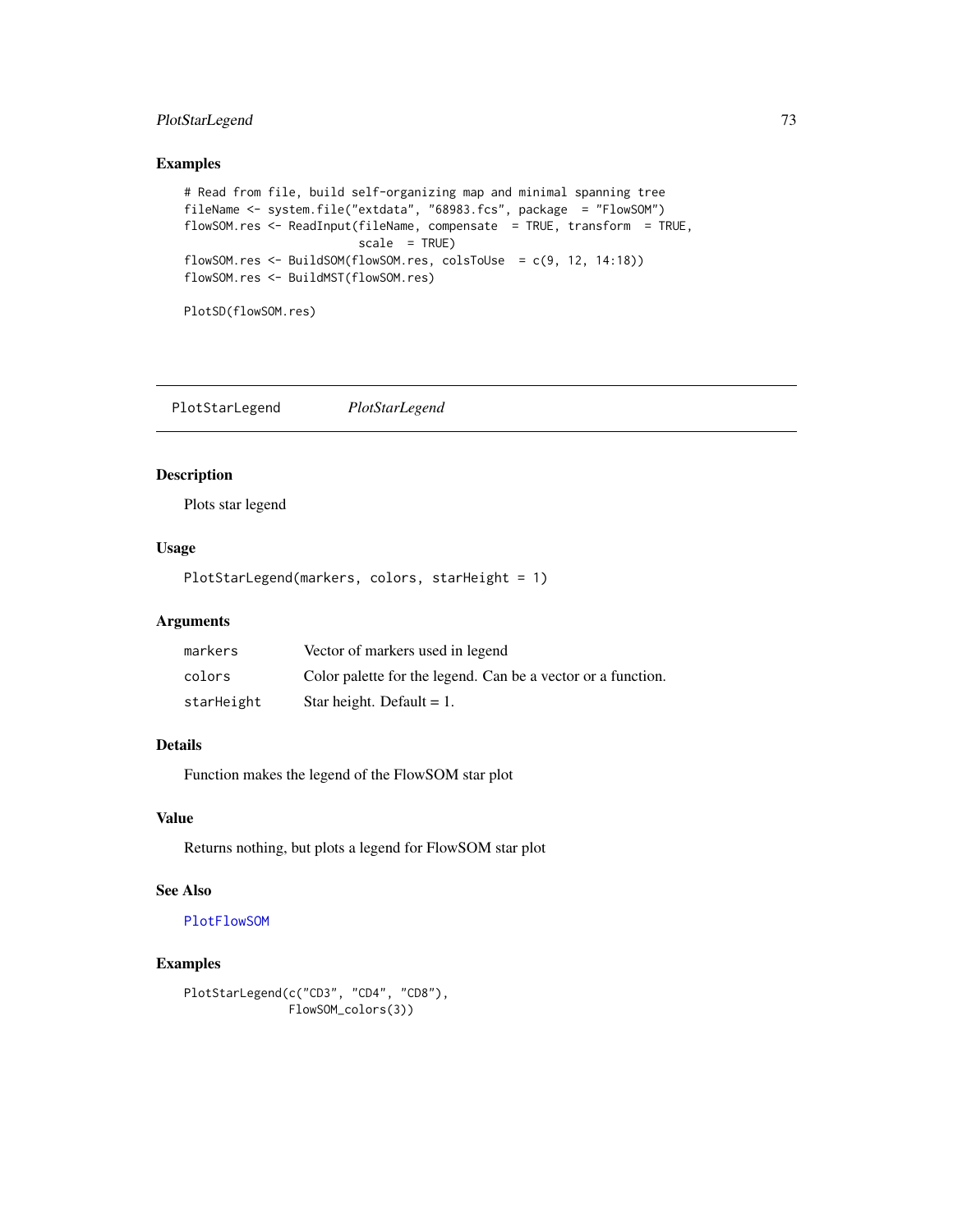## Examples

```
# Read from file, build self-organizing map and minimal spanning tree
fileName <- system.file("extdata", "68983.fcs", package  = "FlowSOM")
flowSOM.res <- ReadInput(fileName, compensate  = TRUE, transform  = TRUE,
                         scale  = TRUE)
flowSOM.res <- BuildSOM(flowSOM.res, colsToUse  = c(9, 12, 14:18))
flowSOM.res <- BuildMST(flowSOM.res)

PlotSD(flowSOM.res)
```

---

# PlotStarLegend &nbsp;&nbsp;&nbsp;&nbsp; *PlotStarLegend*

---

## Description

Plots star legend

## Usage

```
PlotStarLegend(markers, colors, starHeight = 1)
```

## Arguments

| | |
|---|---|
| `markers` | Vector of markers used in legend |
| `colors` | Color palette for the legend. Can be a vector or a function. |
| `starHeight` | Star height. Default = 1. |

## Details

Function makes the legend of the FlowSOM star plot

## Value

Returns nothing, but plots a legend for FlowSOM star plot

## See Also

`PlotFlowSOM`

## Examples

```
PlotStarLegend(c("CD3", "CD4", "CD8"),
               FlowSOM_colors(3))
```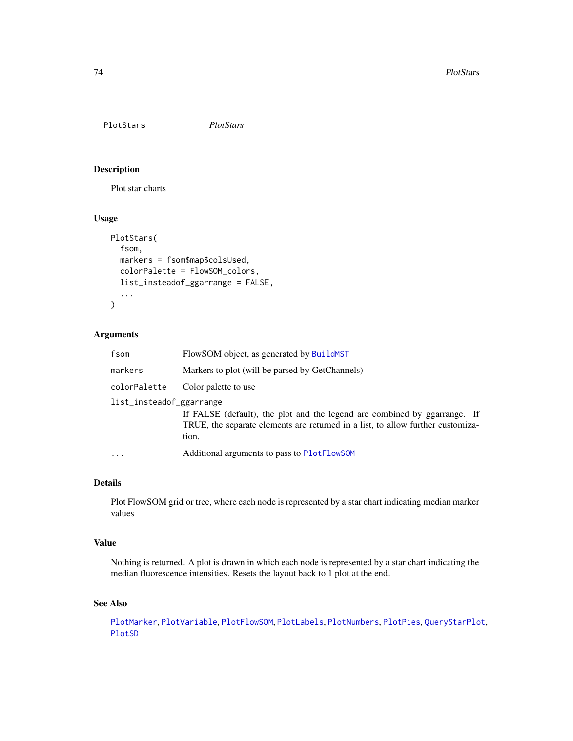## PlotStars *PlotStars*

### Description

Plot star charts

### Usage

```
PlotStars(
  fsom,
  markers = fsom$map$colsUsed,
  colorPalette = FlowSOM_colors,
  list_insteadof_ggarrange = FALSE,
  ...
)
```

### Arguments

| | |
|---|---|
| `fsom` | FlowSOM object, as generated by `BuildMST` |
| `markers` | Markers to plot (will be parsed by GetChannels) |
| `colorPalette` | Color palette to use |
| `list_insteadof_ggarrange` | If FALSE (default), the plot and the legend are combined by ggarrange. If TRUE, the separate elements are returned in a list, to allow further customization. |
| `...` | Additional arguments to pass to `PlotFlowSOM` |

### Details

Plot FlowSOM grid or tree, where each node is represented by a star chart indicating median marker values

### Value

Nothing is returned. A plot is drawn in which each node is represented by a star chart indicating the median fluorescence intensities. Resets the layout back to 1 plot at the end.

### See Also

`PlotMarker`, `PlotVariable`, `PlotFlowSOM`, `PlotLabels`, `PlotNumbers`, `PlotPies`, `QueryStarPlot`, `PlotSD`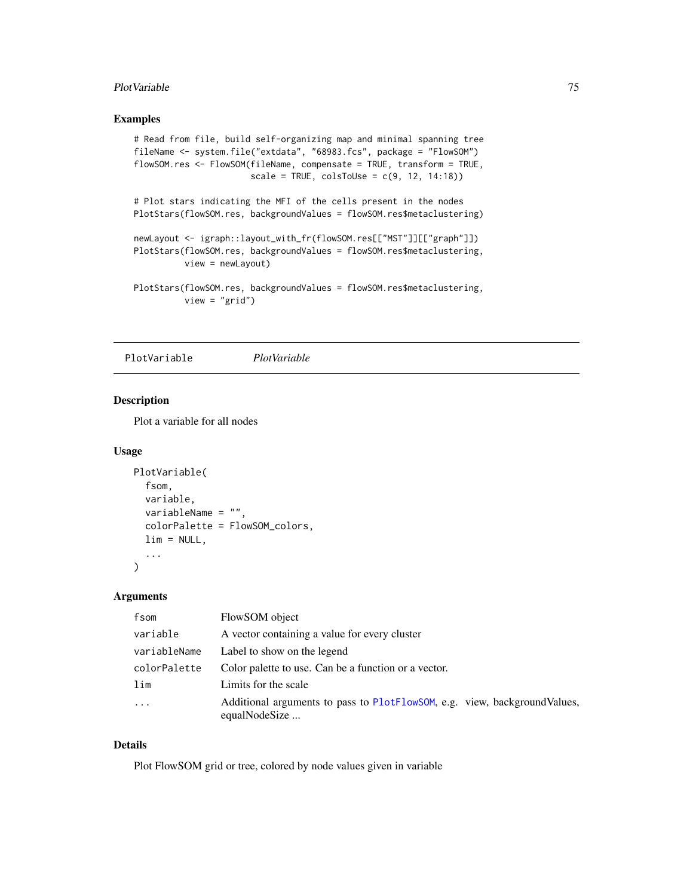## Examples

```
# Read from file, build self-organizing map and minimal spanning tree
fileName <- system.file("extdata", "68983.fcs", package = "FlowSOM")
flowSOM.res <- FlowSOM(fileName, compensate = TRUE, transform = TRUE,
                       scale = TRUE, colsToUse = c(9, 12, 14:18))

# Plot stars indicating the MFI of the cells present in the nodes
PlotStars(flowSOM.res, backgroundValues = flowSOM.res$metaclustering)

newLayout <- igraph::layout_with_fr(flowSOM.res[["MST"]][["graph"]])
PlotStars(flowSOM.res, backgroundValues = flowSOM.res$metaclustering,
          view = newLayout)

PlotStars(flowSOM.res, backgroundValues = flowSOM.res$metaclustering,
          view = "grid")
```

---

# PlotVariable *PlotVariable*

## Description

Plot a variable for all nodes

## Usage

```
PlotVariable(
  fsom,
  variable,
  variableName = "",
  colorPalette = FlowSOM_colors,
  lim = NULL,
  ...
)
```

## Arguments

| | |
|---|---|
| fsom | FlowSOM object |
| variable | A vector containing a value for every cluster |
| variableName | Label to show on the legend |
| colorPalette | Color palette to use. Can be a function or a vector. |
| lim | Limits for the scale |
| ... | Additional arguments to pass to PlotFlowSOM, e.g. view, backgroundValues, equalNodeSize ... |

## Details

Plot FlowSOM grid or tree, colored by node values given in variable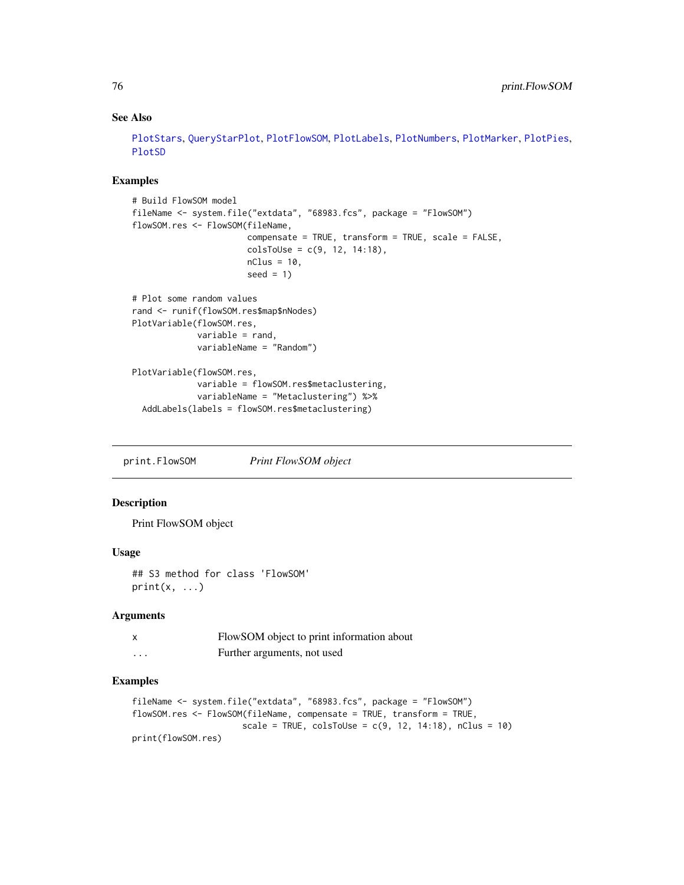## See Also

PlotStars, QueryStarPlot, PlotFlowSOM, PlotLabels, PlotNumbers, PlotMarker, PlotPies, PlotSD

## Examples

```
# Build FlowSOM model
fileName <- system.file("extdata", "68983.fcs", package = "FlowSOM")
flowSOM.res <- FlowSOM(fileName,
                       compensate = TRUE, transform = TRUE, scale = FALSE,
                       colsToUse = c(9, 12, 14:18),
                       nClus = 10,
                       seed = 1)

# Plot some random values
rand <- runif(flowSOM.res$map$nNodes)
PlotVariable(flowSOM.res,
             variable = rand,
             variableName = "Random")

PlotVariable(flowSOM.res,
             variable = flowSOM.res$metaclustering,
             variableName = "Metaclustering") %>%
  AddLabels(labels = flowSOM.res$metaclustering)
```

---

# print.FlowSOM *Print FlowSOM object*

## Description

Print FlowSOM object

## Usage

```
## S3 method for class 'FlowSOM'
print(x, ...)
```

## Arguments

| | |
|---|---|
| x | FlowSOM object to print information about |
| ... | Further arguments, not used |

## Examples

```
fileName <- system.file("extdata", "68983.fcs", package = "FlowSOM")
flowSOM.res <- FlowSOM(fileName, compensate = TRUE, transform = TRUE,
                      scale = TRUE, colsToUse = c(9, 12, 14:18), nClus = 10)
print(flowSOM.res)
```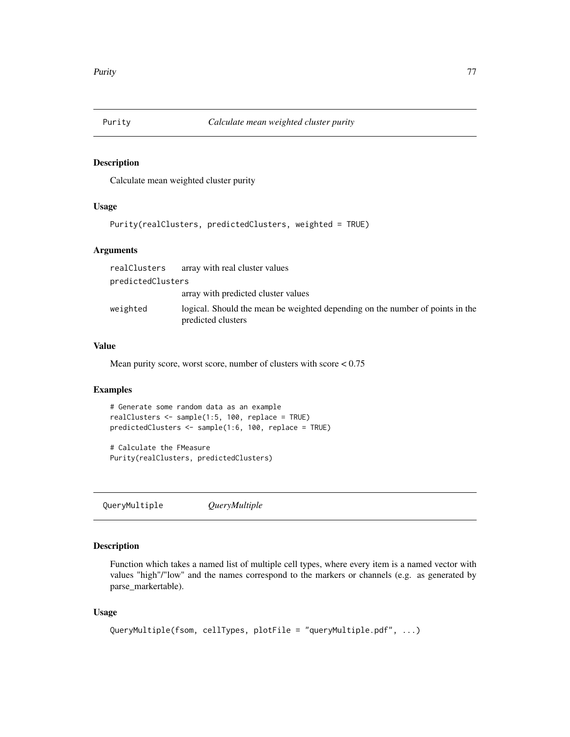## Purity — *Calculate mean weighted cluster purity*

### Description

Calculate mean weighted cluster purity

### Usage

```
Purity(realClusters, predictedClusters, weighted = TRUE)
```

### Arguments

| | |
|---|---|
| realClusters | array with real cluster values |
| predictedClusters | array with predicted cluster values |
| weighted | logical. Should the mean be weighted depending on the number of points in the predicted clusters |

### Value

Mean purity score, worst score, number of clusters with score < 0.75

### Examples

```
# Generate some random data as an example
realClusters <- sample(1:5, 100, replace = TRUE)
predictedClusters <- sample(1:6, 100, replace = TRUE)

# Calculate the FMeasure
Purity(realClusters, predictedClusters)
```

## QueryMultiple — *QueryMultiple*

### Description

Function which takes a named list of multiple cell types, where every item is a named vector with values "high"/"low" and the names correspond to the markers or channels (e.g. as generated by parse_markertable).

### Usage

```
QueryMultiple(fsom, cellTypes, plotFile = "queryMultiple.pdf", ...)
```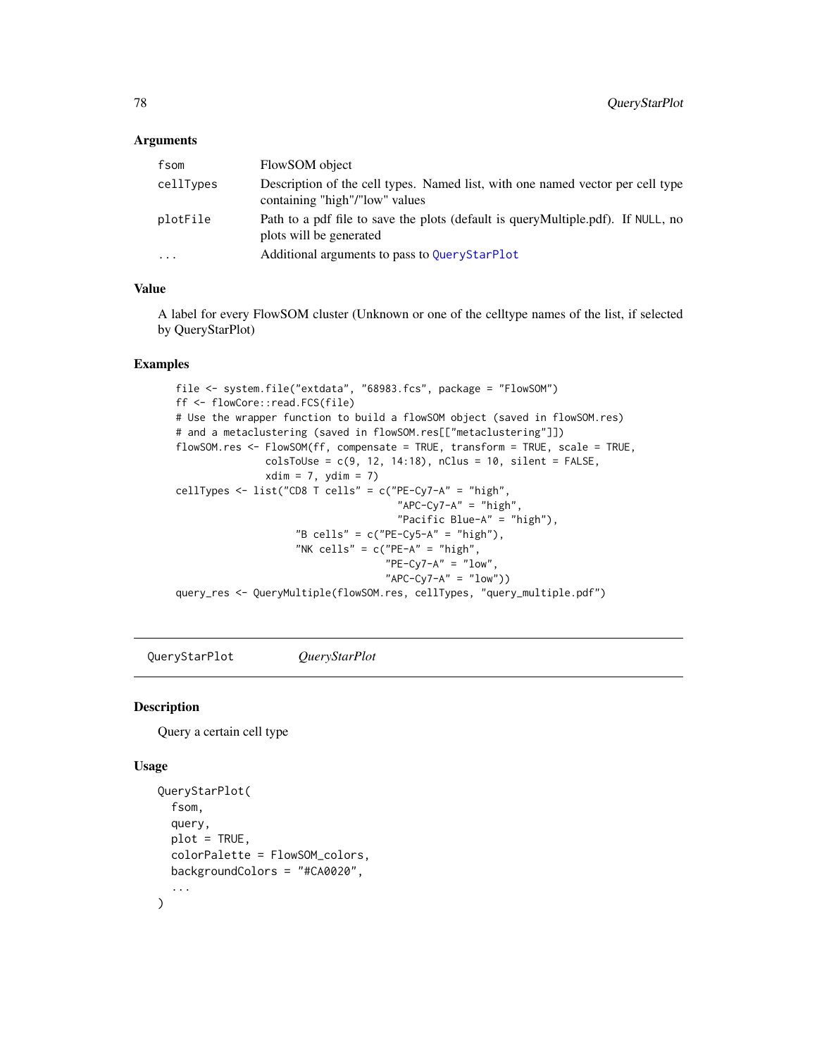### Arguments

| | |
|---|---|
| fsom | FlowSOM object |
| cellTypes | Description of the cell types. Named list, with one named vector per cell type containing "high"/"low" values |
| plotFile | Path to a pdf file to save the plots (default is queryMultiple.pdf). If NULL, no plots will be generated |
| ... | Additional arguments to pass to QueryStarPlot |

### Value

A label for every FlowSOM cluster (Unknown or one of the celltype names of the list, if selected by QueryStarPlot)

### Examples

```
file <- system.file("extdata", "68983.fcs", package = "FlowSOM")
ff <- flowCore::read.FCS(file)
# Use the wrapper function to build a flowSOM object (saved in flowSOM.res)
# and a metaclustering (saved in flowSOM.res[["metaclustering"]])
flowSOM.res <- FlowSOM(ff, compensate = TRUE, transform = TRUE, scale = TRUE,
               colsToUse = c(9, 12, 14:18), nClus = 10, silent = FALSE,
               xdim = 7, ydim = 7)
cellTypes <- list("CD8 T cells" = c("PE-Cy7-A" = "high",
                                    "APC-Cy7-A" = "high",
                                    "Pacific Blue-A" = "high"),
                  "B cells" = c("PE-Cy5-A" = "high"),
                  "NK cells" = c("PE-A" = "high",
                                 "PE-Cy7-A" = "low",
                                 "APC-Cy7-A" = "low"))
query_res <- QueryMultiple(flowSOM.res, cellTypes, "query_multiple.pdf")
```

## QueryStarPlot — *QueryStarPlot*

### Description

Query a certain cell type

### Usage

```
QueryStarPlot(
  fsom,
  query,
  plot = TRUE,
  colorPalette = FlowSOM_colors,
  backgroundColors = "#CA0020",
  ...
)
```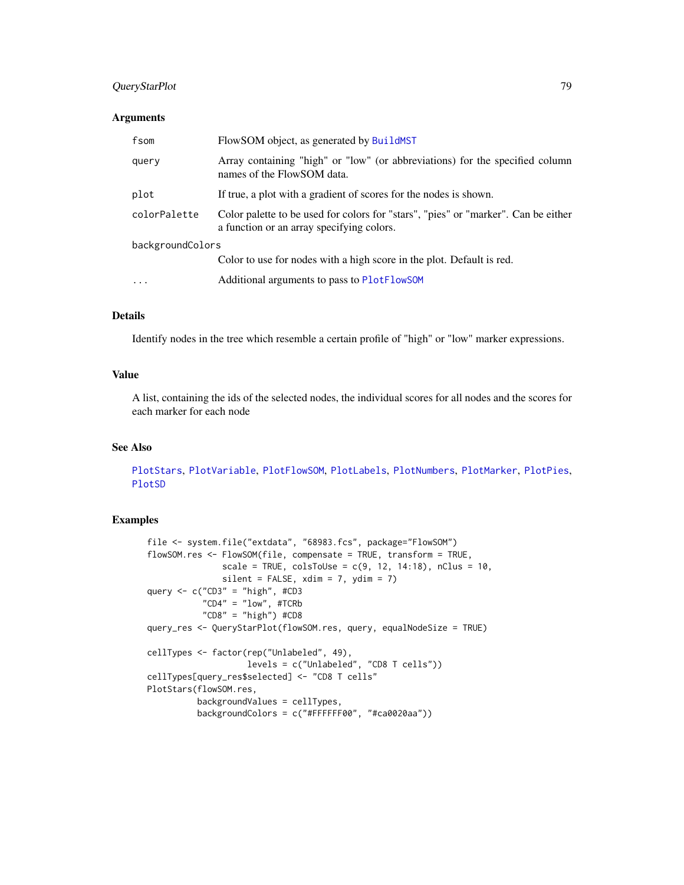### Arguments

| | |
|---|---|
| fsom | FlowSOM object, as generated by BuildMST |
| query | Array containing "high" or "low" (or abbreviations) for the specified column names of the FlowSOM data. |
| plot | If true, a plot with a gradient of scores for the nodes is shown. |
| colorPalette | Color palette to be used for colors for "stars", "pies" or "marker". Can be either a function or an array specifying colors. |
| backgroundColors | Color to use for nodes with a high score in the plot. Default is red. |
| ... | Additional arguments to pass to PlotFlowSOM |

### Details

Identify nodes in the tree which resemble a certain profile of "high" or "low" marker expressions.

### Value

A list, containing the ids of the selected nodes, the individual scores for all nodes and the scores for each marker for each node

### See Also

PlotStars, PlotVariable, PlotFlowSOM, PlotLabels, PlotNumbers, PlotMarker, PlotPies, PlotSD

### Examples

```
file <- system.file("extdata", "68983.fcs", package="FlowSOM")
flowSOM.res <- FlowSOM(file, compensate = TRUE, transform = TRUE,
               scale = TRUE, colsToUse = c(9, 12, 14:18), nClus = 10,
               silent = FALSE, xdim = 7, ydim = 7)
query <- c("CD3" = "high", #CD3
           "CD4" = "low", #TCRb
           "CD8" = "high") #CD8
query_res <- QueryStarPlot(flowSOM.res, query, equalNodeSize = TRUE)

cellTypes <- factor(rep("Unlabeled", 49),
                    levels = c("Unlabeled", "CD8 T cells"))
cellTypes[query_res$selected] <- "CD8 T cells"
PlotStars(flowSOM.res,
          backgroundValues = cellTypes,
          backgroundColors = c("#FFFFFF00", "#ca0020aa"))
```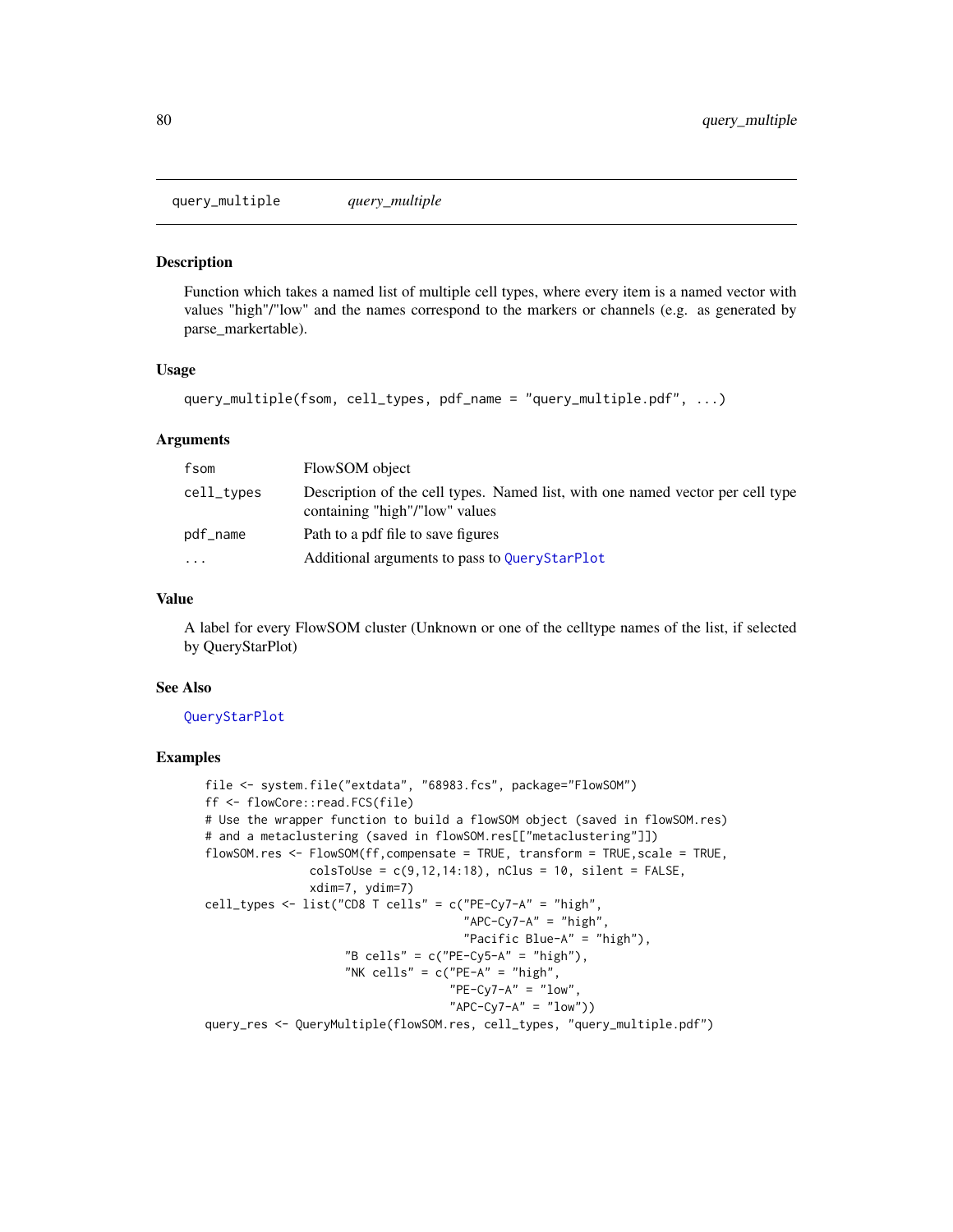query_multiple *query_multiple*

## Description

Function which takes a named list of multiple cell types, where every item is a named vector with values "high"/"low" and the names correspond to the markers or channels (e.g. as generated by parse_markertable).

## Usage

```
query_multiple(fsom, cell_types, pdf_name = "query_multiple.pdf", ...)
```

## Arguments

| | |
|---|---|
| fsom | FlowSOM object |
| cell_types | Description of the cell types. Named list, with one named vector per cell type containing "high"/"low" values |
| pdf_name | Path to a pdf file to save figures |
| ... | Additional arguments to pass to QueryStarPlot |

## Value

A label for every FlowSOM cluster (Unknown or one of the celltype names of the list, if selected by QueryStarPlot)

## See Also

QueryStarPlot

## Examples

```
file <- system.file("extdata", "68983.fcs", package="FlowSOM")
ff <- flowCore::read.FCS(file)
# Use the wrapper function to build a flowSOM object (saved in flowSOM.res)
# and a metaclustering (saved in flowSOM.res[["metaclustering"]])
flowSOM.res <- FlowSOM(ff,compensate = TRUE, transform = TRUE,scale = TRUE,
               colsToUse = c(9,12,14:18), nClus = 10, silent = FALSE,
               xdim=7, ydim=7)
cell_types <- list("CD8 T cells" = c("PE-Cy7-A" = "high",
                                     "APC-Cy7-A" = "high",
                                     "Pacific Blue-A" = "high"),
                   "B cells" = c("PE-Cy5-A" = "high"),
                   "NK cells" = c("PE-A" = "high",
                                  "PE-Cy7-A" = "low",
                                  "APC-Cy7-A" = "low"))
query_res <- QueryMultiple(flowSOM.res, cell_types, "query_multiple.pdf")
```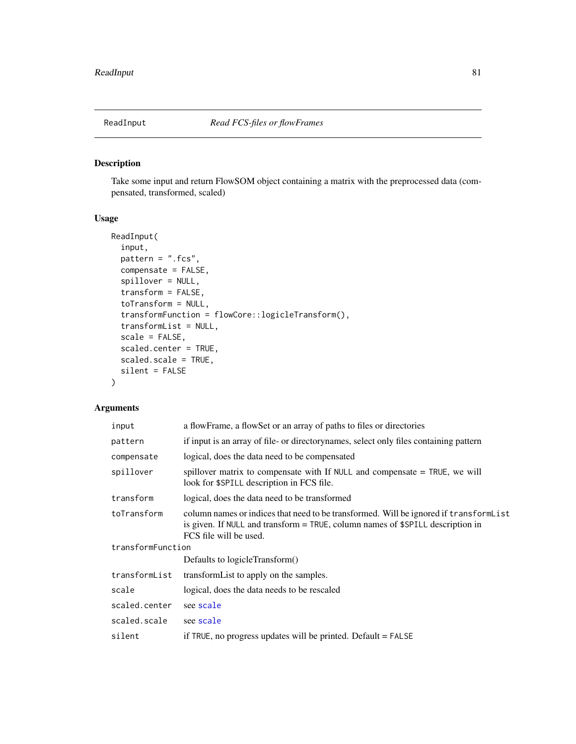## ReadInput — *Read FCS-files or flowFrames*

### Description

Take some input and return FlowSOM object containing a matrix with the preprocessed data (compensated, transformed, scaled)

### Usage

```
ReadInput(
  input,
  pattern = ".fcs",
  compensate = FALSE,
  spillover = NULL,
  transform = FALSE,
  toTransform = NULL,
  transformFunction = flowCore::logicleTransform(),
  transformList = NULL,
  scale = FALSE,
  scaled.center = TRUE,
  scaled.scale = TRUE,
  silent = FALSE
)
```

### Arguments

| Argument | Description |
| --- | --- |
| `input` | a flowFrame, a flowSet or an array of paths to files or directories |
| `pattern` | if input is an array of file- or directorynames, select only files containing pattern |
| `compensate` | logical, does the data need to be compensated |
| `spillover` | spillover matrix to compensate with If `NULL` and compensate = `TRUE`, we will look for `$SPILL` description in FCS file. |
| `transform` | logical, does the data need to be transformed |
| `toTransform` | column names or indices that need to be transformed. Will be ignored if `transformList` is given. If `NULL` and transform = `TRUE`, column names of `$SPILL` description in FCS file will be used. |
| `transformFunction` | Defaults to logicleTransform() |
| `transformList` | transformList to apply on the samples. |
| `scale` | logical, does the data needs to be rescaled |
| `scaled.center` | see `scale` |
| `scaled.scale` | see `scale` |
| `silent` | if `TRUE`, no progress updates will be printed. Default = `FALSE` |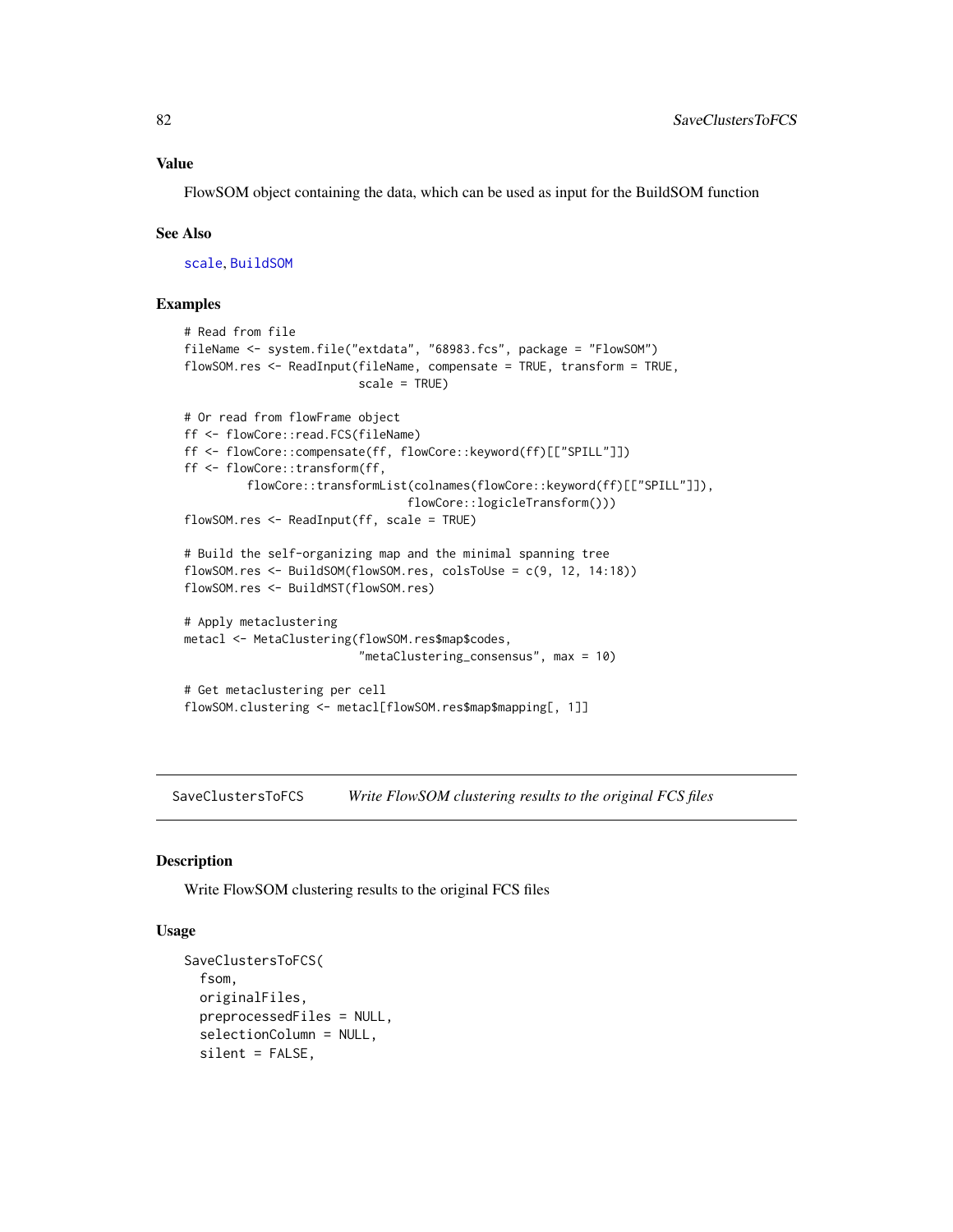## Value

FlowSOM object containing the data, which can be used as input for the BuildSOM function

## See Also

scale, BuildSOM

## Examples

```
# Read from file
fileName <- system.file("extdata", "68983.fcs", package = "FlowSOM")
flowSOM.res <- ReadInput(fileName, compensate = TRUE, transform = TRUE,
                         scale = TRUE)

# Or read from flowFrame object
ff <- flowCore::read.FCS(fileName)
ff <- flowCore::compensate(ff, flowCore::keyword(ff)[["SPILL"]])
ff <- flowCore::transform(ff,
         flowCore::transformList(colnames(flowCore::keyword(ff)[["SPILL"]]),
                                flowCore::logicleTransform()))
flowSOM.res <- ReadInput(ff, scale = TRUE)

# Build the self-organizing map and the minimal spanning tree
flowSOM.res <- BuildSOM(flowSOM.res, colsToUse = c(9, 12, 14:18))
flowSOM.res <- BuildMST(flowSOM.res)

# Apply metaclustering
metacl <- MetaClustering(flowSOM.res$map$codes,
                         "metaClustering_consensus", max = 10)

# Get metaclustering per cell
flowSOM.clustering <- metacl[flowSOM.res$map$mapping[, 1]]
```

---

# SaveClustersToFCS — *Write FlowSOM clustering results to the original FCS files*

## Description

Write FlowSOM clustering results to the original FCS files

## Usage

```
SaveClustersToFCS(
  fsom,
  originalFiles,
  preprocessedFiles = NULL,
  selectionColumn = NULL,
  silent = FALSE,
```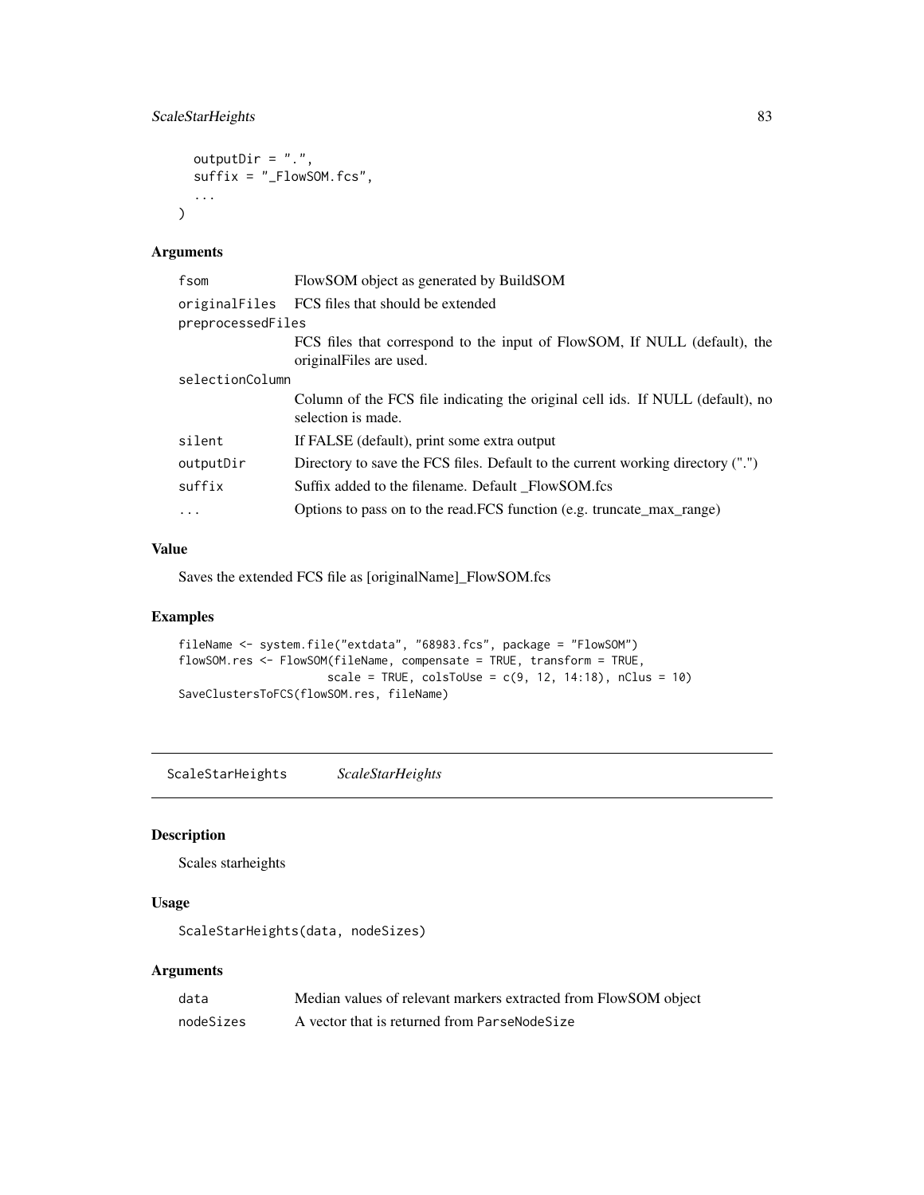```
  outputDir = ".",
  suffix = "_FlowSOM.fcs",
  ...
)
```

### Arguments

| | |
|---|---|
| `fsom` | FlowSOM object as generated by BuildSOM |
| `originalFiles` | FCS files that should be extended |
| `preprocessedFiles` | FCS files that correspond to the input of FlowSOM, If NULL (default), the originalFiles are used. |
| `selectionColumn` | Column of the FCS file indicating the original cell ids. If NULL (default), no selection is made. |
| `silent` | If FALSE (default), print some extra output |
| `outputDir` | Directory to save the FCS files. Default to the current working directory (".") |
| `suffix` | Suffix added to the filename. Default _FlowSOM.fcs |
| `...` | Options to pass on to the read.FCS function (e.g. truncate_max_range) |

### Value

Saves the extended FCS file as [originalName]_FlowSOM.fcs

### Examples

```
fileName <- system.file("extdata", "68983.fcs", package = "FlowSOM")
flowSOM.res <- FlowSOM(fileName, compensate = TRUE, transform = TRUE,
                       scale = TRUE, colsToUse = c(9, 12, 14:18), nClus = 10)
SaveClustersToFCS(flowSOM.res, fileName)
```

---

## ScaleStarHeights *ScaleStarHeights*

---

### Description

Scales starheights

### Usage

```
ScaleStarHeights(data, nodeSizes)
```

### Arguments

| | |
|---|---|
| `data` | Median values of relevant markers extracted from FlowSOM object |
| `nodeSizes` | A vector that is returned from `ParseNodeSize` |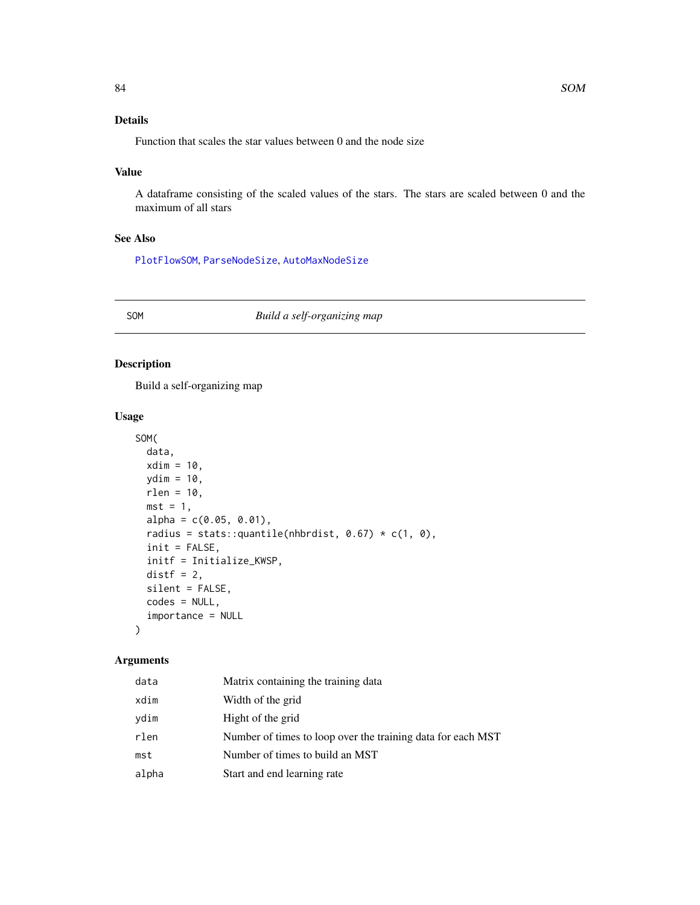## Details

Function that scales the star values between 0 and the node size

## Value

A dataframe consisting of the scaled values of the stars. The stars are scaled between 0 and the maximum of all stars

## See Also

PlotFlowSOM, ParseNodeSize, AutoMaxNodeSize

---

# SOM — *Build a self-organizing map*

## Description

Build a self-organizing map

## Usage

```
SOM(
  data,
  xdim = 10,
  ydim = 10,
  rlen = 10,
  mst = 1,
  alpha = c(0.05, 0.01),
  radius = stats::quantile(nhbrdist, 0.67) * c(1, 0),
  init = FALSE,
  initf = Initialize_KWSP,
  distf = 2,
  silent = FALSE,
  codes = NULL,
  importance = NULL
)
```

## Arguments

| | |
|---|---|
| data | Matrix containing the training data |
| xdim | Width of the grid |
| ydim | Hight of the grid |
| rlen | Number of times to loop over the training data for each MST |
| mst | Number of times to build an MST |
| alpha | Start and end learning rate |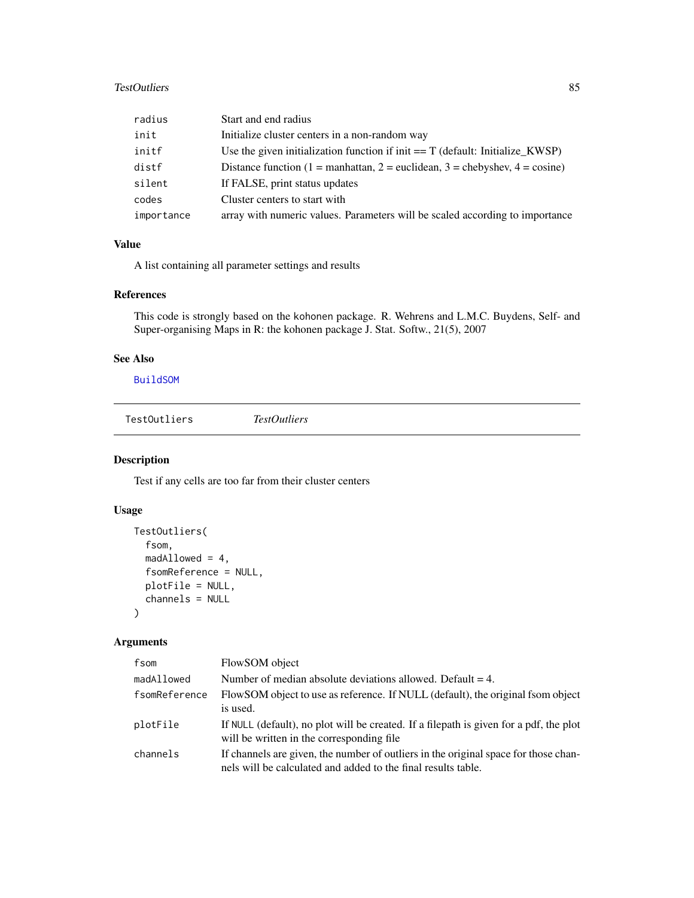| | |
|---|---|
| radius | Start and end radius |
| init | Initialize cluster centers in a non-random way |
| initf | Use the given initialization function if init == T (default: Initialize_KWSP) |
| distf | Distance function (1 = manhattan, 2 = euclidean, 3 = chebyshev, 4 = cosine) |
| silent | If FALSE, print status updates |
| codes | Cluster centers to start with |
| importance | array with numeric values. Parameters will be scaled according to importance |

### Value

A list containing all parameter settings and results

### References

This code is strongly based on the kohonen package. R. Wehrens and L.M.C. Buydens, Self- and Super-organising Maps in R: the kohonen package J. Stat. Softw., 21(5), 2007

### See Also

BuildSOM

---

## TestOutliers *TestOutliers*

### Description

Test if any cells are too far from their cluster centers

### Usage

```
TestOutliers(
  fsom,
  madAllowed = 4,
  fsomReference = NULL,
  plotFile = NULL,
  channels = NULL
)
```

### Arguments

| | |
|---|---|
| fsom | FlowSOM object |
| madAllowed | Number of median absolute deviations allowed. Default = 4. |
| fsomReference | FlowSOM object to use as reference. If NULL (default), the original fsom object is used. |
| plotFile | If NULL (default), no plot will be created. If a filepath is given for a pdf, the plot will be written in the corresponding file |
| channels | If channels are given, the number of outliers in the original space for those channels will be calculated and added to the final results table. |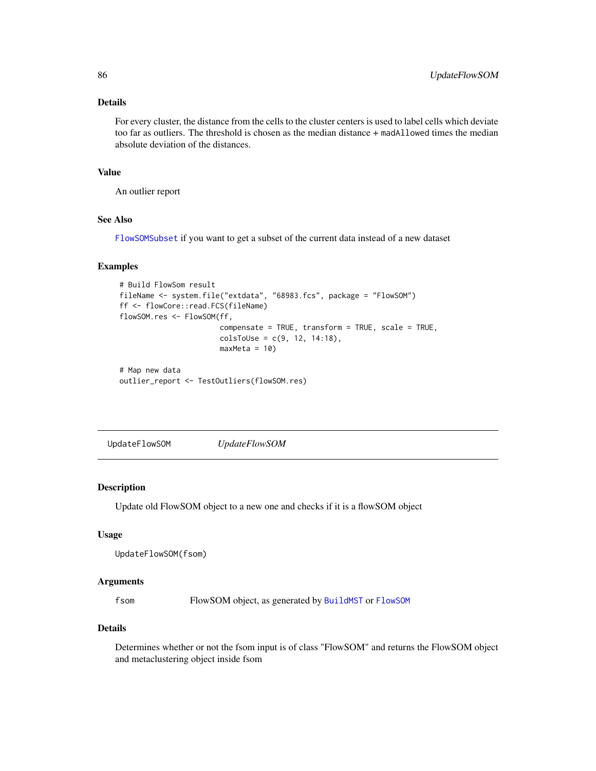### Details

For every cluster, the distance from the cells to the cluster centers is used to label cells which deviate too far as outliers. The threshold is chosen as the median distance + `madAllowed` times the median absolute deviation of the distances.

### Value

An outlier report

### See Also

`FlowSOMSubset` if you want to get a subset of the current data instead of a new dataset

### Examples

```
# Build FlowSom result
fileName <- system.file("extdata", "68983.fcs", package = "FlowSOM")
ff <- flowCore::read.FCS(fileName)
flowSOM.res <- FlowSOM(ff,
                       compensate = TRUE, transform = TRUE, scale = TRUE,
                       colsToUse = c(9, 12, 14:18),
                       maxMeta = 10)

# Map new data
outlier_report <- TestOutliers(flowSOM.res)
```

---

## UpdateFlowSOM &nbsp;&nbsp;&nbsp; *UpdateFlowSOM*

### Description

Update old FlowSOM object to a new one and checks if it is a flowSOM object

### Usage

```
UpdateFlowSOM(fsom)
```

### Arguments

| | |
|---|---|
| `fsom` | FlowSOM object, as generated by `BuildMST` or `FlowSOM` |

### Details

Determines whether or not the fsom input is of class "FlowSOM" and returns the FlowSOM object and metaclustering object inside fsom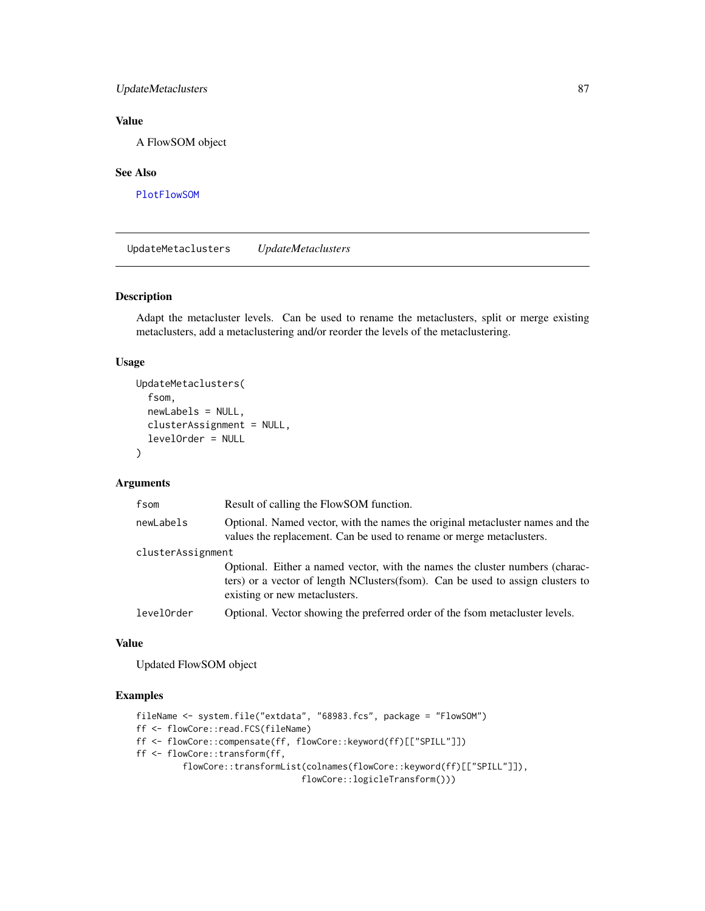## Value

A FlowSOM object

## See Also

PlotFlowSOM

---

`UpdateMetaclusters` *UpdateMetaclusters*

---

## Description

Adapt the metacluster levels. Can be used to rename the metaclusters, split or merge existing metaclusters, add a metaclustering and/or reorder the levels of the metaclustering.

## Usage

```
UpdateMetaclusters(
  fsom,
  newLabels = NULL,
  clusterAssignment = NULL,
  levelOrder = NULL
)
```

## Arguments

| | |
|---|---|
| `fsom` | Result of calling the FlowSOM function. |
| `newLabels` | Optional. Named vector, with the names the original metacluster names and the values the replacement. Can be used to rename or merge metaclusters. |
| `clusterAssignment` | Optional. Either a named vector, with the names the cluster numbers (characters) or a vector of length NClusters(fsom). Can be used to assign clusters to existing or new metaclusters. |
| `levelOrder` | Optional. Vector showing the preferred order of the fsom metacluster levels. |

## Value

Updated FlowSOM object

## Examples

```
fileName <- system.file("extdata", "68983.fcs", package = "FlowSOM")
ff <- flowCore::read.FCS(fileName)
ff <- flowCore::compensate(ff, flowCore::keyword(ff)[["SPILL"]])
ff <- flowCore::transform(ff,
         flowCore::transformList(colnames(flowCore::keyword(ff)[["SPILL"]]),
                                flowCore::logicleTransform()))
```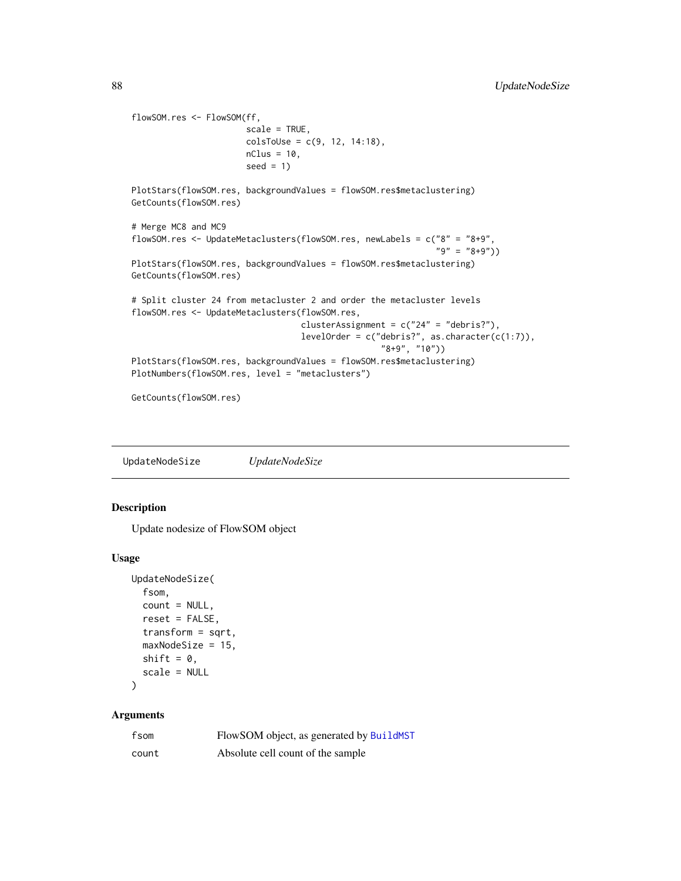```
flowSOM.res <- FlowSOM(ff,
                       scale = TRUE,
                       colsToUse = c(9, 12, 14:18),
                       nClus = 10,
                       seed = 1)

PlotStars(flowSOM.res, backgroundValues = flowSOM.res$metaclustering)
GetCounts(flowSOM.res)

# Merge MC8 and MC9
flowSOM.res <- UpdateMetaclusters(flowSOM.res, newLabels = c("8" = "8+9",
                                                             "9" = "8+9"))
PlotStars(flowSOM.res, backgroundValues = flowSOM.res$metaclustering)
GetCounts(flowSOM.res)

# Split cluster 24 from metacluster 2 and order the metacluster levels
flowSOM.res <- UpdateMetaclusters(flowSOM.res,
                                  clusterAssignment = c("24" = "debris?"),
                                  levelOrder = c("debris?", as.character(c(1:7)),
                                                 "8+9", "10"))
PlotStars(flowSOM.res, backgroundValues = flowSOM.res$metaclustering)
PlotNumbers(flowSOM.res, level = "metaclusters")

GetCounts(flowSOM.res)
```

## UpdateNodeSize *UpdateNodeSize*

### Description

Update nodesize of FlowSOM object

### Usage

```
UpdateNodeSize(
  fsom,
  count = NULL,
  reset = FALSE,
  transform = sqrt,
  maxNodeSize = 15,
  shift = 0,
  scale = NULL
)
```

### Arguments

| | |
|---|---|
| fsom | FlowSOM object, as generated by BuildMST |
| count | Absolute cell count of the sample |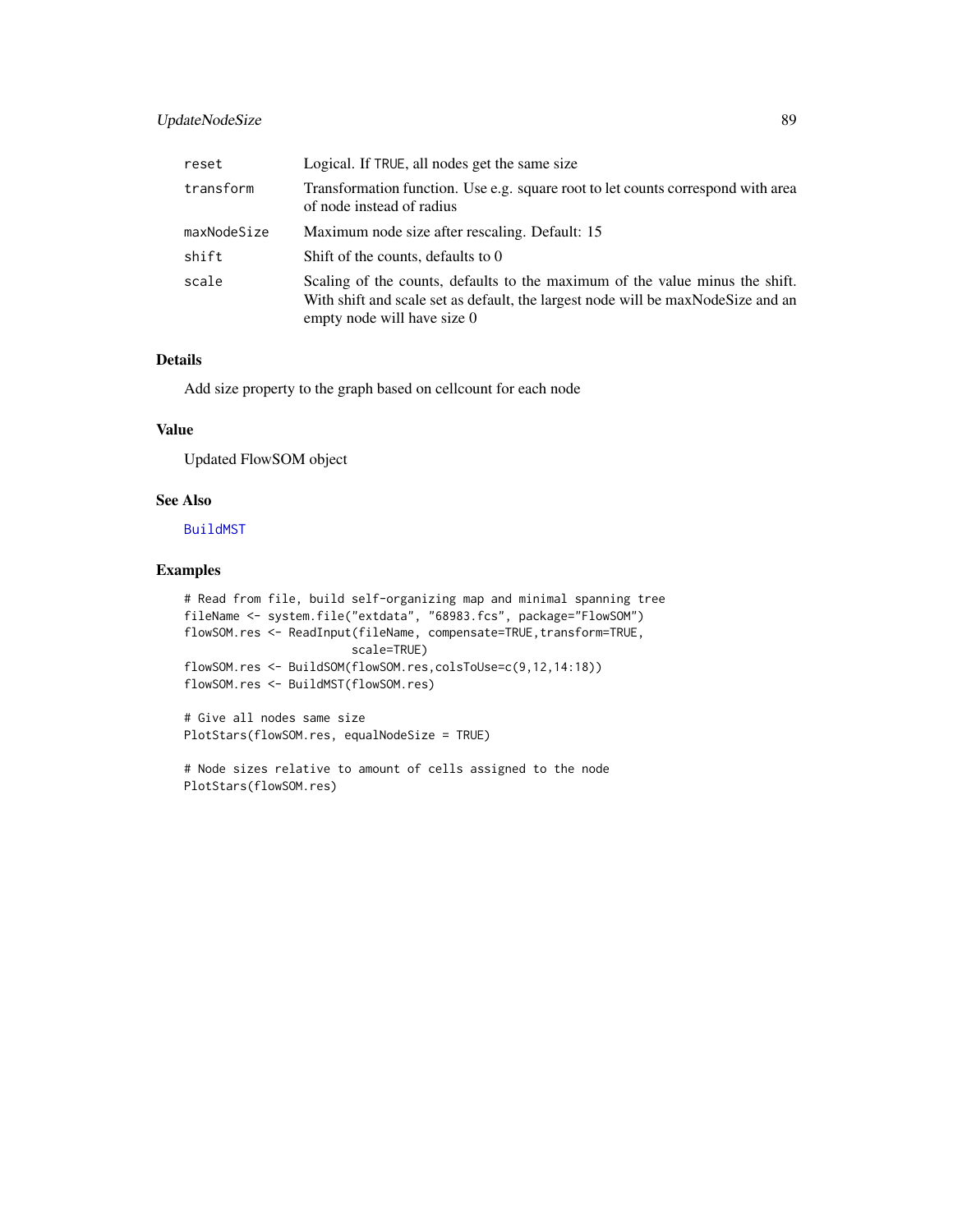| | |
|---|---|
| reset | Logical. If TRUE, all nodes get the same size |
| transform | Transformation function. Use e.g. square root to let counts correspond with area of node instead of radius |
| maxNodeSize | Maximum node size after rescaling. Default: 15 |
| shift | Shift of the counts, defaults to 0 |
| scale | Scaling of the counts, defaults to the maximum of the value minus the shift. With shift and scale set as default, the largest node will be maxNodeSize and an empty node will have size 0 |

## Details

Add size property to the graph based on cellcount for each node

## Value

Updated FlowSOM object

## See Also

BuildMST

## Examples

```
# Read from file, build self-organizing map and minimal spanning tree
fileName <- system.file("extdata", "68983.fcs", package="FlowSOM")
flowSOM.res <- ReadInput(fileName, compensate=TRUE,transform=TRUE,
                         scale=TRUE)
flowSOM.res <- BuildSOM(flowSOM.res,colsToUse=c(9,12,14:18))
flowSOM.res <- BuildMST(flowSOM.res)

# Give all nodes same size
PlotStars(flowSOM.res, equalNodeSize = TRUE)

# Node sizes relative to amount of cells assigned to the node
PlotStars(flowSOM.res)
```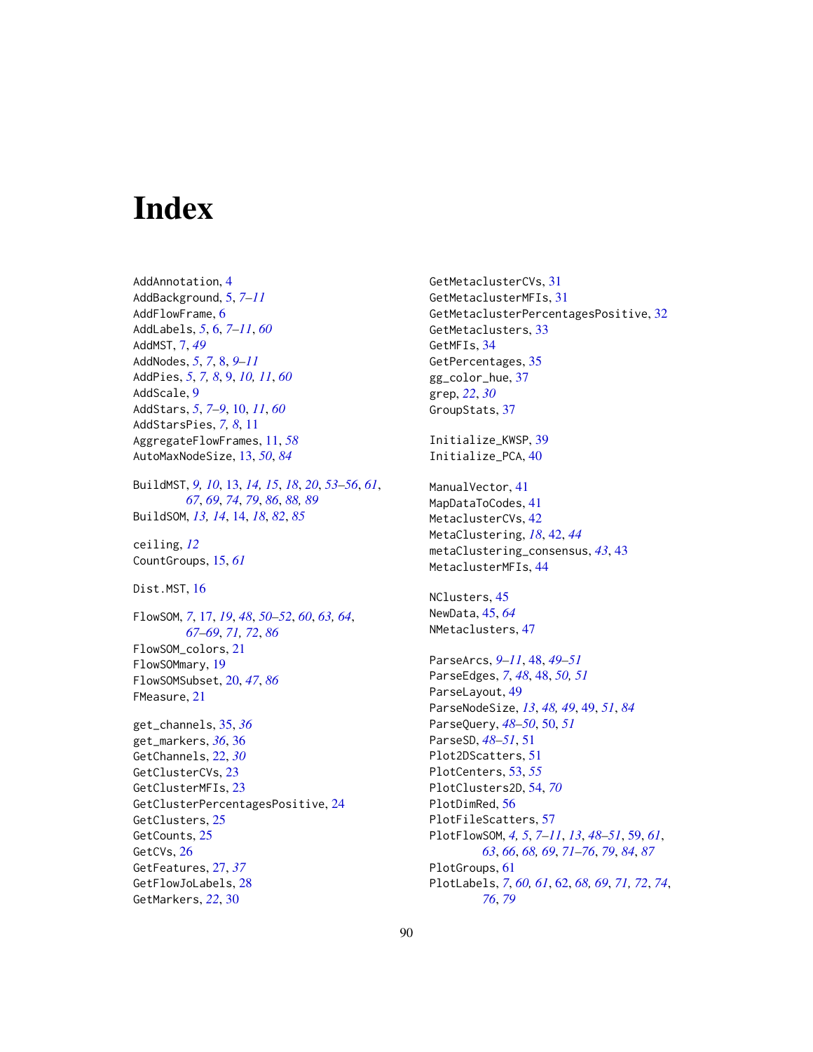# Index

AddAnnotation, 4
AddBackground, 5, *7–11*
AddFlowFrame, 6
AddLabels, *5*, 6, *7–11*, *60*
AddMST, 7, *49*
AddNodes, *5*, *7*, 8, *9–11*
AddPies, *5*, *7*, *8*, 9, *10*, *11*, *60*
AddScale, 9
AddStars, *5*, *7–9*, 10, *11*, *60*
AddStarsPies, *7*, *8*, 11
AggregateFlowFrames, 11, *58*
AutoMaxNodeSize, 13, *50*, *84*

BuildMST, *9*, *10*, 13, *14*, *15*, *18*, *20*, *53–56*, *61*, *67*, *69*, *74*, *79*, *86*, *88*, *89*
BuildSOM, *13*, *14*, 14, *18*, *82*, *85*

ceiling, *12*
CountGroups, 15, *61*

Dist.MST, 16

FlowSOM, *7*, 17, *19*, *48*, *50–52*, *60*, *63*, *64*, *67–69*, *71*, *72*, *86*
FlowSOM_colors, 21
FlowSOMmary, 19
FlowSOMSubset, 20, *47*, *86*
FMeasure, 21

get_channels, 35, *36*
get_markers, *36*, 36
GetChannels, 22, *30*
GetClusterCVs, 23
GetClusterMFIs, 23
GetClusterPercentagesPositive, 24
GetClusters, 25
GetCounts, 25
GetCVs, 26
GetFeatures, 27, *37*
GetFlowJoLabels, 28
GetMarkers, *22*, 30

GetMetaclusterCVs, 31
GetMetaclusterMFIs, 31
GetMetaclusterPercentagesPositive, 32
GetMetaclusters, 33
GetMFIs, 34
GetPercentages, 35
gg_color_hue, 37
grep, *22*, *30*
GroupStats, 37

Initialize_KWSP, 39
Initialize_PCA, 40

ManualVector, 41
MapDataToCodes, 41
MetaclusterCVs, 42
MetaClustering, *18*, 42, *44*
metaClustering_consensus, *43*, 43
MetaclusterMFIs, 44

NClusters, 45
NewData, 45, *64*
NMetaclusters, 47

ParseArcs, *9–11*, 48, *49–51*
ParseEdges, *7*, *48*, 48, *50*, *51*
ParseLayout, 49
ParseNodeSize, *13*, *48*, *49*, 49, *51*, *84*
ParseQuery, *48–50*, 50, *51*
ParseSD, *48–51*, 51
Plot2DScatters, 51
PlotCenters, 53, *55*
PlotClusters2D, 54, *70*
PlotDimRed, 56
PlotFileScatters, 57
PlotFlowSOM, *4*, *5*, *7–11*, *13*, *48–51*, 59, *61*, *63*, *66*, *68*, *69*, *71–76*, *79*, *84*, *87*
PlotGroups, 61
PlotLabels, *7*, *60*, *61*, 62, *68*, *69*, *71*, *72*, *74*, *76*, *79*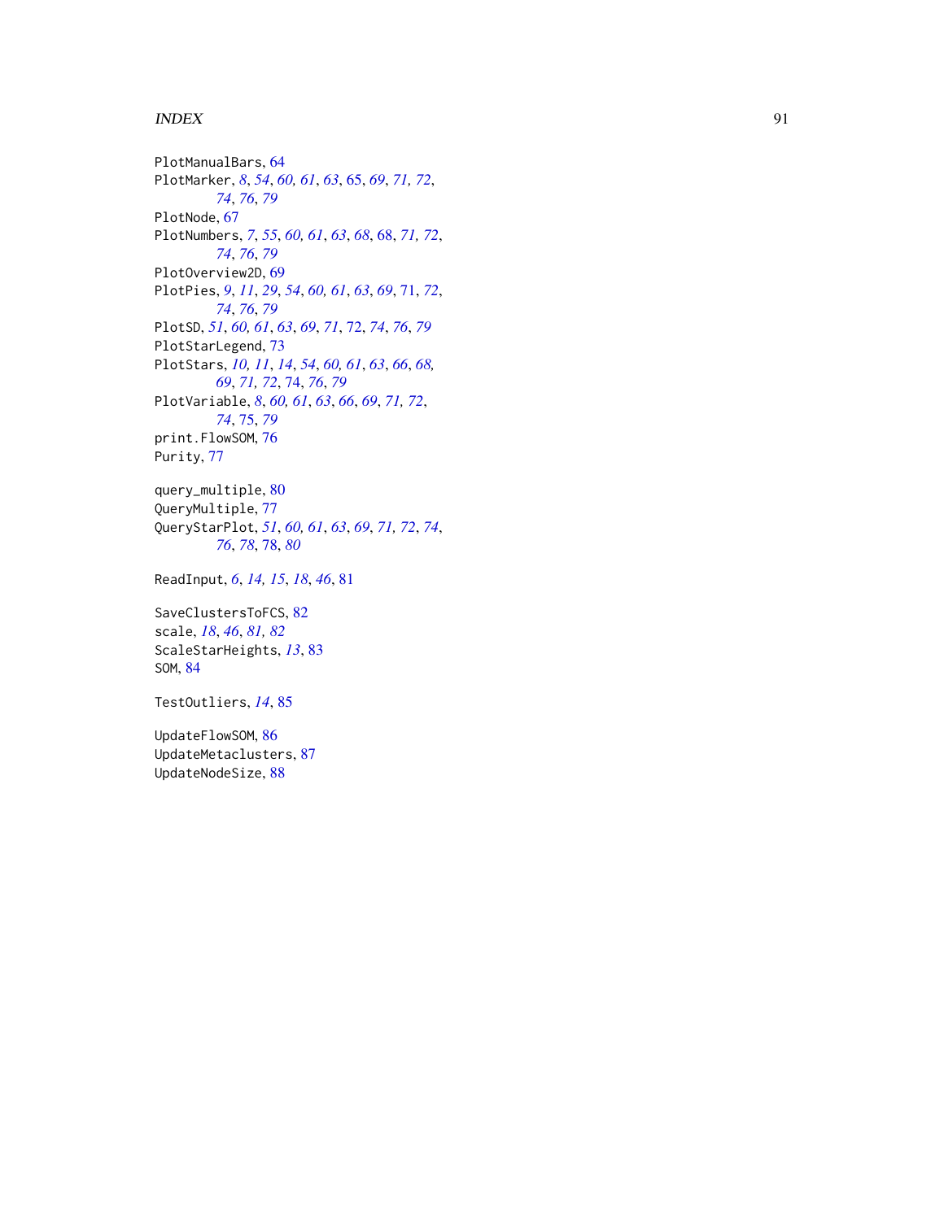PlotManualBars, 64
PlotMarker, *8*, *54*, *60, 61*, *63*, 65, *69*, *71, 72*, *74*, *76*, *79*
PlotNode, 67
PlotNumbers, *7*, *55*, *60, 61*, *63*, *68*, 68, *71, 72*, *74*, *76*, *79*
PlotOverview2D, 69
PlotPies, *9*, *11*, *29*, *54*, *60, 61*, *63*, *69*, 71, *72*, *74*, *76*, *79*
PlotSD, *51*, *60, 61*, *63*, *69*, *71*, 72, *74*, *76*, *79*
PlotStarLegend, 73
PlotStars, *10, 11*, *14*, *54*, *60, 61*, *63*, *66*, *68, 69*, *71, 72*, 74, *76*, *79*
PlotVariable, *8*, *60, 61*, *63*, *66*, *69*, *71, 72*, *74*, 75, *79*
print.FlowSOM, 76
Purity, 77

query_multiple, 80
QueryMultiple, 77
QueryStarPlot, *51*, *60, 61*, *63*, *69*, *71, 72*, *74*, *76*, *78*, 78, *80*

ReadInput, *6*, *14, 15*, *18*, *46*, 81

SaveClustersToFCS, 82
scale, *18*, *46*, *81, 82*
ScaleStarHeights, *13*, 83
SOM, 84

TestOutliers, *14*, 85

UpdateFlowSOM, 86
UpdateMetaclusters, 87
UpdateNodeSize, 88